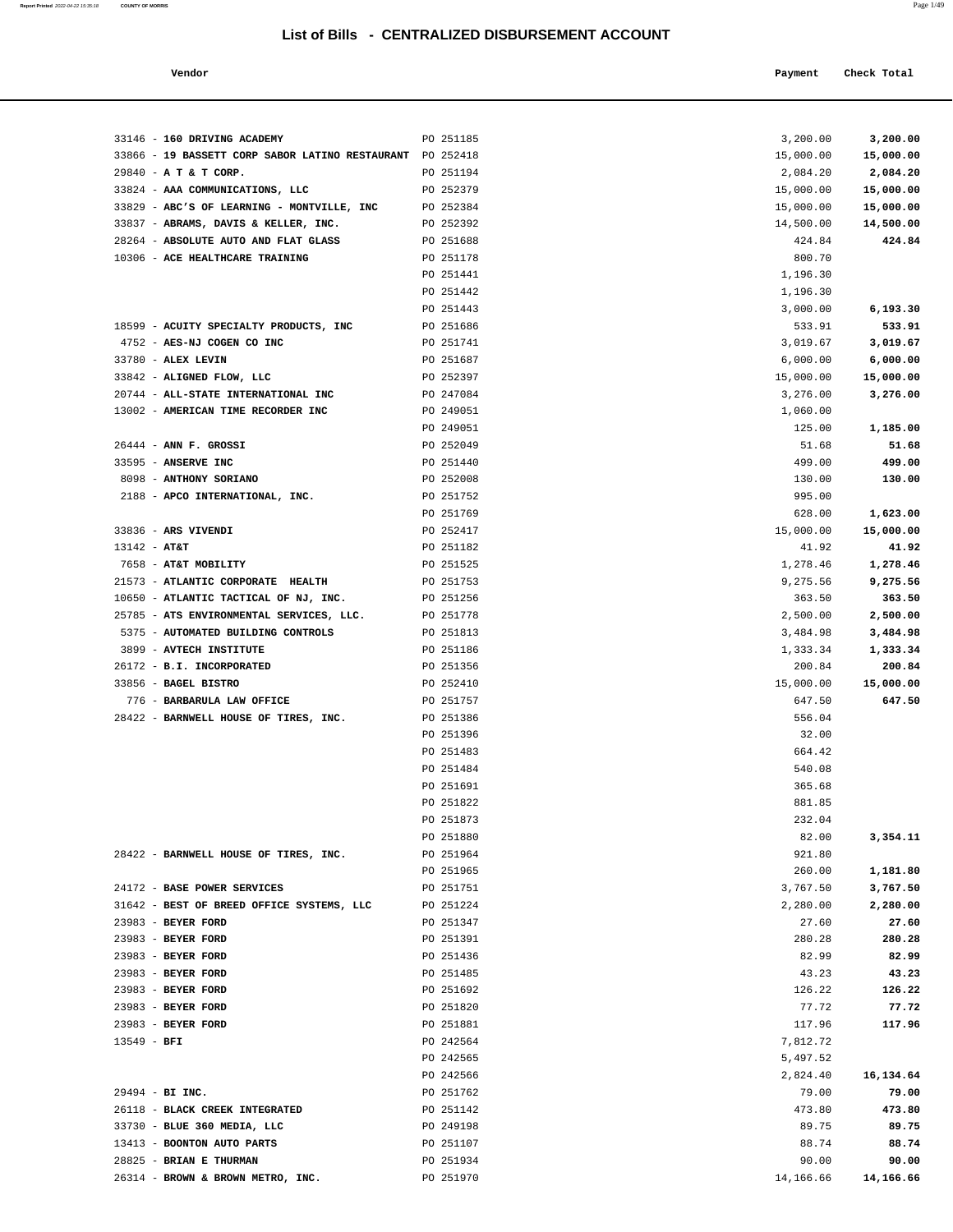# List of Bills - CENTRALIZED DISBURSEMENT ACCOUNT

| Vendor | | Payment | Check Total |
|---|---|---|---|
| 33146 - **160 DRIVING ACADEMY** | PO 251185 | 3,200.00 | **3,200.00** |
| 33866 - **19 BASSETT CORP SABOR LATINO RESTAURANT** | PO 252418 | 15,000.00 | **15,000.00** |
| 29840 - **A T & T CORP.** | PO 251194 | 2,084.20 | **2,084.20** |
| 33824 - **AAA COMMUNICATIONS, LLC** | PO 252379 | 15,000.00 | **15,000.00** |
| 33829 - **ABC'S OF LEARNING - MONTVILLE, INC** | PO 252384 | 15,000.00 | **15,000.00** |
| 33837 - **ABRAMS, DAVIS & KELLER, INC.** | PO 252392 | 14,500.00 | **14,500.00** |
| 28264 - **ABSOLUTE AUTO AND FLAT GLASS** | PO 251688 | 424.84 | **424.84** |
| 10306 - **ACE HEALTHCARE TRAINING** | PO 251178 | 800.70 | |
| | PO 251441 | 1,196.30 | |
| | PO 251442 | 1,196.30 | |
| | PO 251443 | 3,000.00 | **6,193.30** |
| 18599 - **ACUITY SPECIALTY PRODUCTS, INC** | PO 251686 | 533.91 | **533.91** |
| 4752 - **AES-NJ COGEN CO INC** | PO 251741 | 3,019.67 | **3,019.67** |
| 33780 - **ALEX LEVIN** | PO 251687 | 6,000.00 | **6,000.00** |
| 33842 - **ALIGNED FLOW, LLC** | PO 252397 | 15,000.00 | **15,000.00** |
| 20744 - **ALL-STATE INTERNATIONAL INC** | PO 247084 | 3,276.00 | **3,276.00** |
| 13002 - **AMERICAN TIME RECORDER INC** | PO 249051 | 1,060.00 | |
| | PO 249051 | 125.00 | **1,185.00** |
| 26444 - **ANN F. GROSSI** | PO 252049 | 51.68 | **51.68** |
| 33595 - **ANSERVE INC** | PO 251440 | 499.00 | **499.00** |
| 8098 - **ANTHONY SORIANO** | PO 252008 | 130.00 | **130.00** |
| 2188 - **APCO INTERNATIONAL, INC.** | PO 251752 | 995.00 | |
| | PO 251769 | 628.00 | **1,623.00** |
| 33836 - **ARS VIVENDI** | PO 252417 | 15,000.00 | **15,000.00** |
| 13142 - **AT&T** | PO 251182 | 41.92 | **41.92** |
| 7658 - **AT&T MOBILITY** | PO 251525 | 1,278.46 | **1,278.46** |
| 21573 - **ATLANTIC CORPORATE HEALTH** | PO 251753 | 9,275.56 | **9,275.56** |
| 10650 - **ATLANTIC TACTICAL OF NJ, INC.** | PO 251256 | 363.50 | **363.50** |
| 25785 - **ATS ENVIRONMENTAL SERVICES, LLC.** | PO 251778 | 2,500.00 | **2,500.00** |
| 5375 - **AUTOMATED BUILDING CONTROLS** | PO 251813 | 3,484.98 | **3,484.98** |
| 3899 - **AVTECH INSTITUTE** | PO 251186 | 1,333.34 | **1,333.34** |
| 26172 - **B.I. INCORPORATED** | PO 251356 | 200.84 | **200.84** |
| 33856 - **BAGEL BISTRO** | PO 252410 | 15,000.00 | **15,000.00** |
| 776 - **BARBARULA LAW OFFICE** | PO 251757 | 647.50 | **647.50** |
| 28422 - **BARNWELL HOUSE OF TIRES, INC.** | PO 251386 | 556.04 | |
| | PO 251396 | 32.00 | |
| | PO 251483 | 664.42 | |
| | PO 251484 | 540.08 | |
| | PO 251691 | 365.68 | |
| | PO 251822 | 881.85 | |
| | PO 251873 | 232.04 | |
| | PO 251880 | 82.00 | **3,354.11** |
| 28422 - **BARNWELL HOUSE OF TIRES, INC.** | PO 251964 | 921.80 | |
| | PO 251965 | 260.00 | **1,181.80** |
| 24172 - **BASE POWER SERVICES** | PO 251751 | 3,767.50 | **3,767.50** |
| 31642 - **BEST OF BREED OFFICE SYSTEMS, LLC** | PO 251224 | 2,280.00 | **2,280.00** |
| 23983 - **BEYER FORD** | PO 251347 | 27.60 | **27.60** |
| 23983 - **BEYER FORD** | PO 251391 | 280.28 | **280.28** |
| 23983 - **BEYER FORD** | PO 251436 | 82.99 | **82.99** |
| 23983 - **BEYER FORD** | PO 251485 | 43.23 | **43.23** |
| 23983 - **BEYER FORD** | PO 251692 | 126.22 | **126.22** |
| 23983 - **BEYER FORD** | PO 251820 | 77.72 | **77.72** |
| 23983 - **BEYER FORD** | PO 251881 | 117.96 | **117.96** |
| 13549 - **BFI** | PO 242564 | 7,812.72 | |
| | PO 242565 | 5,497.52 | |
| | PO 242566 | 2,824.40 | **16,134.64** |
| 29494 - **BI INC.** | PO 251762 | 79.00 | **79.00** |
| 26118 - **BLACK CREEK INTEGRATED** | PO 251142 | 473.80 | **473.80** |
| 33730 - **BLUE 360 MEDIA, LLC** | PO 249198 | 89.75 | **89.75** |
| 13413 - **BOONTON AUTO PARTS** | PO 251107 | 88.74 | **88.74** |
| 28825 - **BRIAN E THURMAN** | PO 251934 | 90.00 | **90.00** |
| 26314 - **BROWN & BROWN METRO, INC.** | PO 251970 | 14,166.66 | **14,166.66** |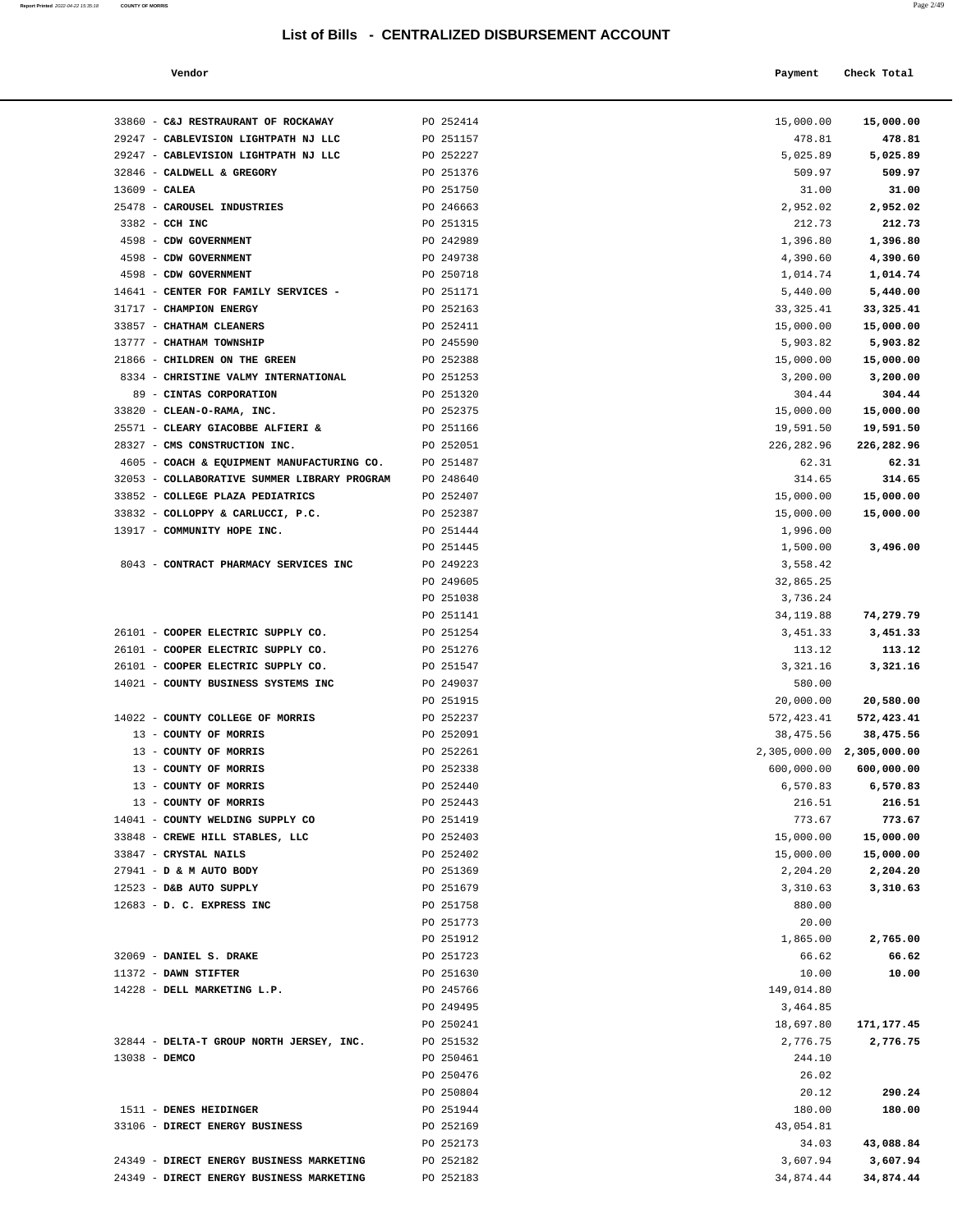# List of Bills - CENTRALIZED DISBURSEMENT ACCOUNT

| Vendor | | Payment | Check Total |
|---|---|---|---|
| 33860 - **C&J RESTRAURANT OF ROCKAWAY** | PO 252414 | 15,000.00 | **15,000.00** |
| 29247 - **CABLEVISION LIGHTPATH NJ LLC** | PO 251157 | 478.81 | **478.81** |
| 29247 - **CABLEVISION LIGHTPATH NJ LLC** | PO 252227 | 5,025.89 | **5,025.89** |
| 32846 - **CALDWELL & GREGORY** | PO 251376 | 509.97 | **509.97** |
| 13609 - **CALEA** | PO 251750 | 31.00 | **31.00** |
| 25478 - **CAROUSEL INDUSTRIES** | PO 246663 | 2,952.02 | **2,952.02** |
| 3382 - **CCH INC** | PO 251315 | 212.73 | **212.73** |
| 4598 - **CDW GOVERNMENT** | PO 242989 | 1,396.80 | **1,396.80** |
| 4598 - **CDW GOVERNMENT** | PO 249738 | 4,390.60 | **4,390.60** |
| 4598 - **CDW GOVERNMENT** | PO 250718 | 1,014.74 | **1,014.74** |
| 14641 - **CENTER FOR FAMILY SERVICES -** | PO 251171 | 5,440.00 | **5,440.00** |
| 31717 - **CHAMPION ENERGY** | PO 252163 | 33,325.41 | **33,325.41** |
| 33857 - **CHATHAM CLEANERS** | PO 252411 | 15,000.00 | **15,000.00** |
| 13777 - **CHATHAM TOWNSHIP** | PO 245590 | 5,903.82 | **5,903.82** |
| 21866 - **CHILDREN ON THE GREEN** | PO 252388 | 15,000.00 | **15,000.00** |
| 8334 - **CHRISTINE VALMY INTERNATIONAL** | PO 251253 | 3,200.00 | **3,200.00** |
| 89 - **CINTAS CORPORATION** | PO 251320 | 304.44 | **304.44** |
| 33820 - **CLEAN-O-RAMA, INC.** | PO 252375 | 15,000.00 | **15,000.00** |
| 25571 - **CLEARY GIACOBBE ALFIERI &** | PO 251166 | 19,591.50 | **19,591.50** |
| 28327 - **CMS CONSTRUCTION INC.** | PO 252051 | 226,282.96 | **226,282.96** |
| 4605 - **COACH & EQUIPMENT MANUFACTURING CO.** | PO 251487 | 62.31 | **62.31** |
| 32053 - **COLLABORATIVE SUMMER LIBRARY PROGRAM** | PO 248640 | 314.65 | **314.65** |
| 33852 - **COLLEGE PLAZA PEDIATRICS** | PO 252407 | 15,000.00 | **15,000.00** |
| 33832 - **COLLOPPY & CARLUCCI, P.C.** | PO 252387 | 15,000.00 | **15,000.00** |
| 13917 - **COMMUNITY HOPE INC.** | PO 251444 | 1,996.00 | |
| | PO 251445 | 1,500.00 | **3,496.00** |
| 8043 - **CONTRACT PHARMACY SERVICES INC** | PO 249223 | 3,558.42 | |
| | PO 249605 | 32,865.25 | |
| | PO 251038 | 3,736.24 | |
| | PO 251141 | 34,119.88 | **74,279.79** |
| 26101 - **COOPER ELECTRIC SUPPLY CO.** | PO 251254 | 3,451.33 | **3,451.33** |
| 26101 - **COOPER ELECTRIC SUPPLY CO.** | PO 251276 | 113.12 | **113.12** |
| 26101 - **COOPER ELECTRIC SUPPLY CO.** | PO 251547 | 3,321.16 | **3,321.16** |
| 14021 - **COUNTY BUSINESS SYSTEMS INC** | PO 249037 | 580.00 | |
| | PO 251915 | 20,000.00 | **20,580.00** |
| 14022 - **COUNTY COLLEGE OF MORRIS** | PO 252237 | 572,423.41 | **572,423.41** |
| 13 - **COUNTY OF MORRIS** | PO 252091 | 38,475.56 | **38,475.56** |
| 13 - **COUNTY OF MORRIS** | PO 252261 | 2,305,000.00 | **2,305,000.00** |
| 13 - **COUNTY OF MORRIS** | PO 252338 | 600,000.00 | **600,000.00** |
| 13 - **COUNTY OF MORRIS** | PO 252440 | 6,570.83 | **6,570.83** |
| 13 - **COUNTY OF MORRIS** | PO 252443 | 216.51 | **216.51** |
| 14041 - **COUNTY WELDING SUPPLY CO** | PO 251419 | 773.67 | **773.67** |
| 33848 - **CREWE HILL STABLES, LLC** | PO 252403 | 15,000.00 | **15,000.00** |
| 33847 - **CRYSTAL NAILS** | PO 252402 | 15,000.00 | **15,000.00** |
| 27941 - **D & M AUTO BODY** | PO 251369 | 2,204.20 | **2,204.20** |
| 12523 - **D&B AUTO SUPPLY** | PO 251679 | 3,310.63 | **3,310.63** |
| 12683 - **D. C. EXPRESS INC** | PO 251758 | 880.00 | |
| | PO 251773 | 20.00 | |
| | PO 251912 | 1,865.00 | **2,765.00** |
| 32069 - **DANIEL S. DRAKE** | PO 251723 | 66.62 | **66.62** |
| 11372 - **DAWN STIFTER** | PO 251630 | 10.00 | **10.00** |
| 14228 - **DELL MARKETING L.P.** | PO 245766 | 149,014.80 | |
| | PO 249495 | 3,464.85 | |
| | PO 250241 | 18,697.80 | **171,177.45** |
| 32844 - **DELTA-T GROUP NORTH JERSEY, INC.** | PO 251532 | 2,776.75 | **2,776.75** |
| 13038 - **DEMCO** | PO 250461 | 244.10 | |
| | PO 250476 | 26.02 | |
| | PO 250804 | 20.12 | **290.24** |
| 1511 - **DENES HEIDINGER** | PO 251944 | 180.00 | **180.00** |
| 33106 - **DIRECT ENERGY BUSINESS** | PO 252169 | 43,054.81 | |
| | PO 252173 | 34.03 | **43,088.84** |
| 24349 - **DIRECT ENERGY BUSINESS MARKETING** | PO 252182 | 3,607.94 | **3,607.94** |
| 24349 - **DIRECT ENERGY BUSINESS MARKETING** | PO 252183 | 34,874.44 | **34,874.44** |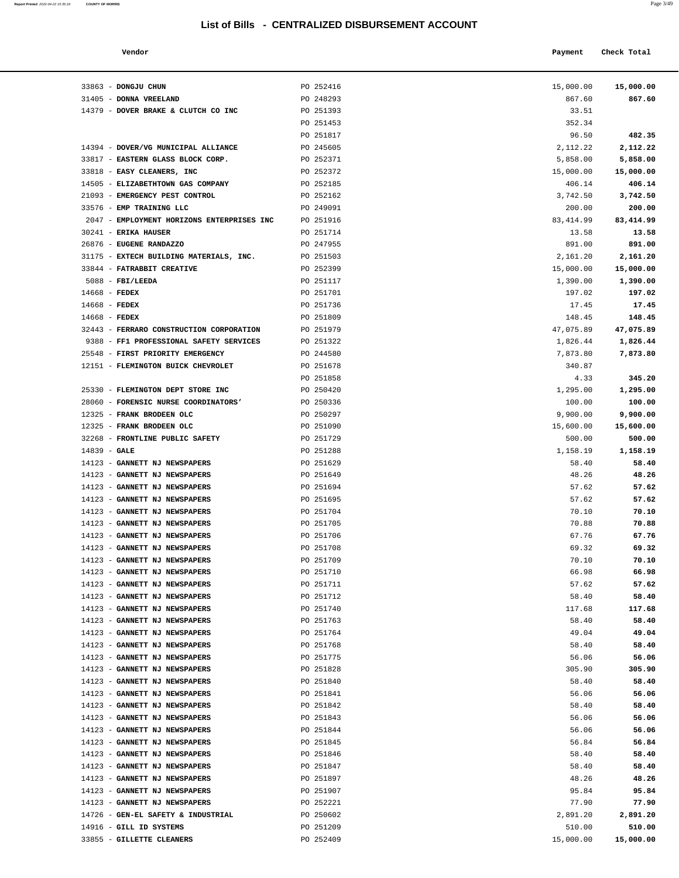# List of Bills - CENTRALIZED DISBURSEMENT ACCOUNT

| Vendor | | Payment | Check Total |
|---|---|---|---|
| 33863 - **DONGJU CHUN** | PO 252416 | 15,000.00 | **15,000.00** |
| 31405 - **DONNA VREELAND** | PO 248293 | 867.60 | **867.60** |
| 14379 - **DOVER BRAKE & CLUTCH CO INC** | PO 251393 | 33.51 | |
| | PO 251453 | 352.34 | |
| | PO 251817 | 96.50 | **482.35** |
| 14394 - **DOVER/VG MUNICIPAL ALLIANCE** | PO 245605 | 2,112.22 | **2,112.22** |
| 33817 - **EASTERN GLASS BLOCK CORP.** | PO 252371 | 5,858.00 | **5,858.00** |
| 33818 - **EASY CLEANERS, INC** | PO 252372 | 15,000.00 | **15,000.00** |
| 14505 - **ELIZABETHTOWN GAS COMPANY** | PO 252185 | 406.14 | **406.14** |
| 21093 - **EMERGENCY PEST CONTROL** | PO 252162 | 3,742.50 | **3,742.50** |
| 33576 - **EMP TRAINING LLC** | PO 249091 | 200.00 | **200.00** |
| 2047 - **EMPLOYMENT HORIZONS ENTERPRISES INC** | PO 251916 | 83,414.99 | **83,414.99** |
| 30241 - **ERIKA HAUSER** | PO 251714 | 13.58 | **13.58** |
| 26876 - **EUGENE RANDAZZO** | PO 247955 | 891.00 | **891.00** |
| 31175 - **EXTECH BUILDING MATERIALS, INC.** | PO 251503 | 2,161.20 | **2,161.20** |
| 33844 - **FATRABBIT CREATIVE** | PO 252399 | 15,000.00 | **15,000.00** |
| 5088 - **FBI/LEEDA** | PO 251117 | 1,390.00 | **1,390.00** |
| 14668 - **FEDEX** | PO 251701 | 197.02 | **197.02** |
| 14668 - **FEDEX** | PO 251736 | 17.45 | **17.45** |
| 14668 - **FEDEX** | PO 251809 | 148.45 | **148.45** |
| 32443 - **FERRARO CONSTRUCTION CORPORATION** | PO 251979 | 47,075.89 | **47,075.89** |
| 9388 - **FF1 PROFESSIONAL SAFETY SERVICES** | PO 251322 | 1,826.44 | **1,826.44** |
| 25548 - **FIRST PRIORITY EMERGENCY** | PO 244580 | 7,873.80 | **7,873.80** |
| 12151 - **FLEMINGTON BUICK CHEVROLET** | PO 251678 | 340.87 | |
| | PO 251858 | 4.33 | **345.20** |
| 25330 - **FLEMINGTON DEPT STORE INC** | PO 250420 | 1,295.00 | **1,295.00** |
| 28060 - **FORENSIC NURSE COORDINATORS'** | PO 250336 | 100.00 | **100.00** |
| 12325 - **FRANK BRODEEN OLC** | PO 250297 | 9,900.00 | **9,900.00** |
| 12325 - **FRANK BRODEEN OLC** | PO 251090 | 15,600.00 | **15,600.00** |
| 32268 - **FRONTLINE PUBLIC SAFETY** | PO 251729 | 500.00 | **500.00** |
| 14839 - **GALE** | PO 251288 | 1,158.19 | **1,158.19** |
| 14123 - **GANNETT NJ NEWSPAPERS** | PO 251629 | 58.40 | **58.40** |
| 14123 - **GANNETT NJ NEWSPAPERS** | PO 251649 | 48.26 | **48.26** |
| 14123 - **GANNETT NJ NEWSPAPERS** | PO 251694 | 57.62 | **57.62** |
| 14123 - **GANNETT NJ NEWSPAPERS** | PO 251695 | 57.62 | **57.62** |
| 14123 - **GANNETT NJ NEWSPAPERS** | PO 251704 | 70.10 | **70.10** |
| 14123 - **GANNETT NJ NEWSPAPERS** | PO 251705 | 70.88 | **70.88** |
| 14123 - **GANNETT NJ NEWSPAPERS** | PO 251706 | 67.76 | **67.76** |
| 14123 - **GANNETT NJ NEWSPAPERS** | PO 251708 | 69.32 | **69.32** |
| 14123 - **GANNETT NJ NEWSPAPERS** | PO 251709 | 70.10 | **70.10** |
| 14123 - **GANNETT NJ NEWSPAPERS** | PO 251710 | 66.98 | **66.98** |
| 14123 - **GANNETT NJ NEWSPAPERS** | PO 251711 | 57.62 | **57.62** |
| 14123 - **GANNETT NJ NEWSPAPERS** | PO 251712 | 58.40 | **58.40** |
| 14123 - **GANNETT NJ NEWSPAPERS** | PO 251740 | 117.68 | **117.68** |
| 14123 - **GANNETT NJ NEWSPAPERS** | PO 251763 | 58.40 | **58.40** |
| 14123 - **GANNETT NJ NEWSPAPERS** | PO 251764 | 49.04 | **49.04** |
| 14123 - **GANNETT NJ NEWSPAPERS** | PO 251768 | 58.40 | **58.40** |
| 14123 - **GANNETT NJ NEWSPAPERS** | PO 251775 | 56.06 | **56.06** |
| 14123 - **GANNETT NJ NEWSPAPERS** | PO 251828 | 305.90 | **305.90** |
| 14123 - **GANNETT NJ NEWSPAPERS** | PO 251840 | 58.40 | **58.40** |
| 14123 - **GANNETT NJ NEWSPAPERS** | PO 251841 | 56.06 | **56.06** |
| 14123 - **GANNETT NJ NEWSPAPERS** | PO 251842 | 58.40 | **58.40** |
| 14123 - **GANNETT NJ NEWSPAPERS** | PO 251843 | 56.06 | **56.06** |
| 14123 - **GANNETT NJ NEWSPAPERS** | PO 251844 | 56.06 | **56.06** |
| 14123 - **GANNETT NJ NEWSPAPERS** | PO 251845 | 56.84 | **56.84** |
| 14123 - **GANNETT NJ NEWSPAPERS** | PO 251846 | 58.40 | **58.40** |
| 14123 - **GANNETT NJ NEWSPAPERS** | PO 251847 | 58.40 | **58.40** |
| 14123 - **GANNETT NJ NEWSPAPERS** | PO 251897 | 48.26 | **48.26** |
| 14123 - **GANNETT NJ NEWSPAPERS** | PO 251907 | 95.84 | **95.84** |
| 14123 - **GANNETT NJ NEWSPAPERS** | PO 252221 | 77.90 | **77.90** |
| 14726 - **GEN-EL SAFETY & INDUSTRIAL** | PO 250602 | 2,891.20 | **2,891.20** |
| 14916 - **GILL ID SYSTEMS** | PO 251209 | 510.00 | **510.00** |
| 33855 - **GILLETTE CLEANERS** | PO 252409 | 15,000.00 | **15,000.00** |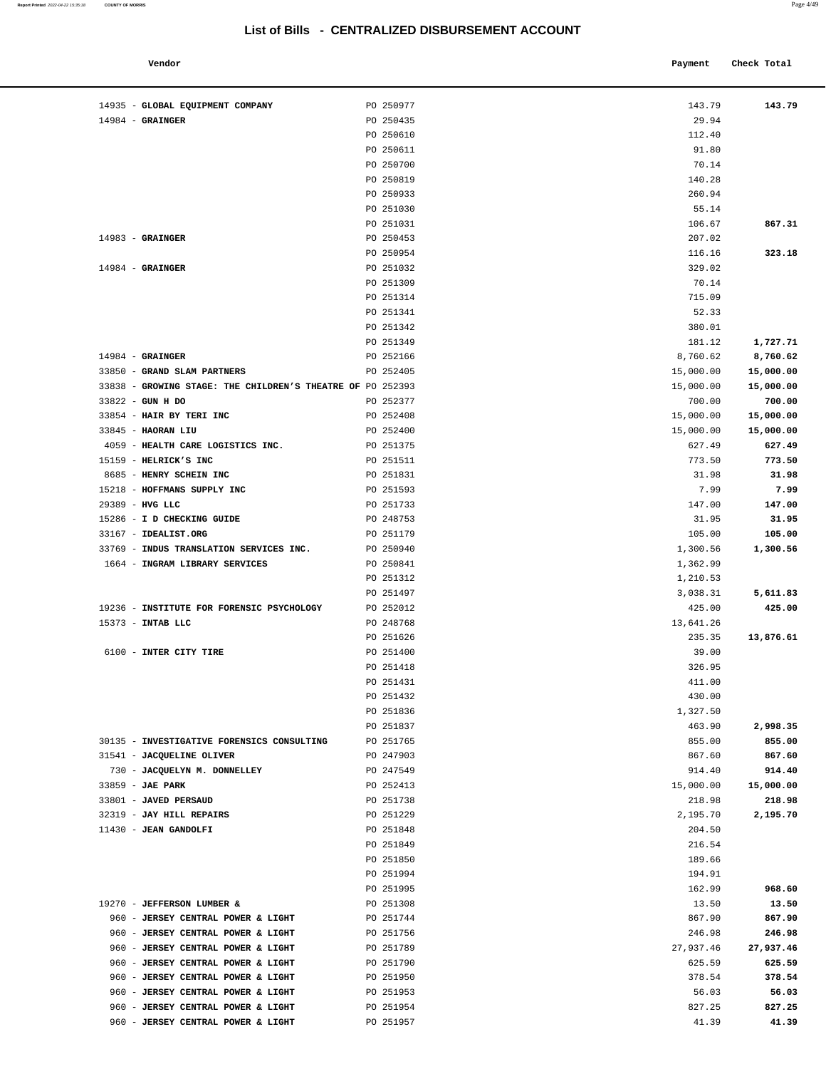## List of Bills - CENTRALIZED DISBURSEMENT ACCOUNT

| Vendor | | Payment | Check Total |
|---|---|---|---|
| 14935 - **GLOBAL EQUIPMENT COMPANY** | PO 250977 | 143.79 | **143.79** |
| 14984 - **GRAINGER** | PO 250435 | 29.94 | |
| | PO 250610 | 112.40 | |
| | PO 250611 | 91.80 | |
| | PO 250700 | 70.14 | |
| | PO 250819 | 140.28 | |
| | PO 250933 | 260.94 | |
| | PO 251030 | 55.14 | |
| | PO 251031 | 106.67 | **867.31** |
| 14983 - **GRAINGER** | PO 250453 | 207.02 | |
| | PO 250954 | 116.16 | **323.18** |
| 14984 - **GRAINGER** | PO 251032 | 329.02 | |
| | PO 251309 | 70.14 | |
| | PO 251314 | 715.09 | |
| | PO 251341 | 52.33 | |
| | PO 251342 | 380.01 | |
| | PO 251349 | 181.12 | **1,727.71** |
| 14984 - **GRAINGER** | PO 252166 | 8,760.62 | **8,760.62** |
| 33850 - **GRAND SLAM PARTNERS** | PO 252405 | 15,000.00 | **15,000.00** |
| 33838 - **GROWING STAGE: THE CHILDREN'S THEATRE OF** | PO 252393 | 15,000.00 | **15,000.00** |
| 33822 - **GUN H DO** | PO 252377 | 700.00 | **700.00** |
| 33854 - **HAIR BY TERI INC** | PO 252408 | 15,000.00 | **15,000.00** |
| 33845 - **HAORAN LIU** | PO 252400 | 15,000.00 | **15,000.00** |
| 4059 - **HEALTH CARE LOGISTICS INC.** | PO 251375 | 627.49 | **627.49** |
| 15159 - **HELRICK'S INC** | PO 251511 | 773.50 | **773.50** |
| 8685 - **HENRY SCHEIN INC** | PO 251831 | 31.98 | **31.98** |
| 15218 - **HOFFMANS SUPPLY INC** | PO 251593 | 7.99 | **7.99** |
| 29389 - **HVG LLC** | PO 251733 | 147.00 | **147.00** |
| 15286 - **I D CHECKING GUIDE** | PO 248753 | 31.95 | **31.95** |
| 33167 - **IDEALIST.ORG** | PO 251179 | 105.00 | **105.00** |
| 33769 - **INDUS TRANSLATION SERVICES INC.** | PO 250940 | 1,300.56 | **1,300.56** |
| 1664 - **INGRAM LIBRARY SERVICES** | PO 250841 | 1,362.99 | |
| | PO 251312 | 1,210.53 | |
| | PO 251497 | 3,038.31 | **5,611.83** |
| 19236 - **INSTITUTE FOR FORENSIC PSYCHOLOGY** | PO 252012 | 425.00 | **425.00** |
| 15373 - **INTAB LLC** | PO 248768 | 13,641.26 | |
| | PO 251626 | 235.35 | **13,876.61** |
| 6100 - **INTER CITY TIRE** | PO 251400 | 39.00 | |
| | PO 251418 | 326.95 | |
| | PO 251431 | 411.00 | |
| | PO 251432 | 430.00 | |
| | PO 251836 | 1,327.50 | |
| | PO 251837 | 463.90 | **2,998.35** |
| 30135 - **INVESTIGATIVE FORENSICS CONSULTING** | PO 251765 | 855.00 | **855.00** |
| 31541 - **JACQUELINE OLIVER** | PO 247903 | 867.60 | **867.60** |
| 730 - **JACQUELYN M. DONNELLEY** | PO 247549 | 914.40 | **914.40** |
| 33859 - **JAE PARK** | PO 252413 | 15,000.00 | **15,000.00** |
| 33801 - **JAVED PERSAUD** | PO 251738 | 218.98 | **218.98** |
| 32319 - **JAY HILL REPAIRS** | PO 251229 | 2,195.70 | **2,195.70** |
| 11430 - **JEAN GANDOLFI** | PO 251848 | 204.50 | |
| | PO 251849 | 216.54 | |
| | PO 251850 | 189.66 | |
| | PO 251994 | 194.91 | |
| | PO 251995 | 162.99 | **968.60** |
| 19270 - **JEFFERSON LUMBER &** | PO 251308 | 13.50 | **13.50** |
| 960 - **JERSEY CENTRAL POWER & LIGHT** | PO 251744 | 867.90 | **867.90** |
| 960 - **JERSEY CENTRAL POWER & LIGHT** | PO 251756 | 246.98 | **246.98** |
| 960 - **JERSEY CENTRAL POWER & LIGHT** | PO 251789 | 27,937.46 | **27,937.46** |
| 960 - **JERSEY CENTRAL POWER & LIGHT** | PO 251790 | 625.59 | **625.59** |
| 960 - **JERSEY CENTRAL POWER & LIGHT** | PO 251950 | 378.54 | **378.54** |
| 960 - **JERSEY CENTRAL POWER & LIGHT** | PO 251953 | 56.03 | **56.03** |
| 960 - **JERSEY CENTRAL POWER & LIGHT** | PO 251954 | 827.25 | **827.25** |
| 960 - **JERSEY CENTRAL POWER & LIGHT** | PO 251957 | 41.39 | **41.39** |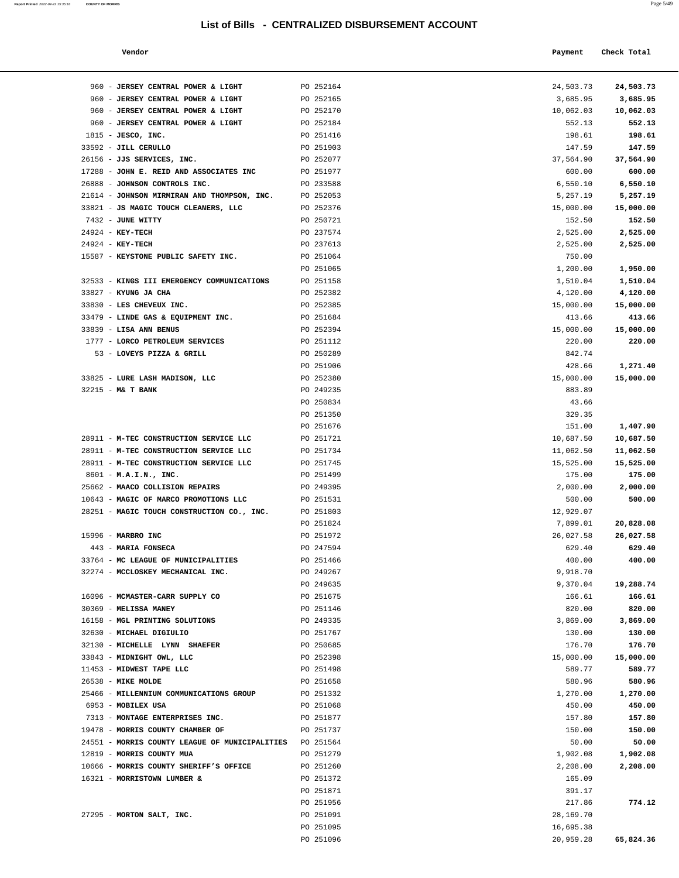## List of Bills - CENTRALIZED DISBURSEMENT ACCOUNT

| Vendor | | Payment | Check Total |
|---|---|---|---|
| 960 - **JERSEY CENTRAL POWER & LIGHT** | PO 252164 | 24,503.73 | **24,503.73** |
| 960 - **JERSEY CENTRAL POWER & LIGHT** | PO 252165 | 3,685.95 | **3,685.95** |
| 960 - **JERSEY CENTRAL POWER & LIGHT** | PO 252170 | 10,062.03 | **10,062.03** |
| 960 - **JERSEY CENTRAL POWER & LIGHT** | PO 252184 | 552.13 | **552.13** |
| 1815 - **JESCO, INC.** | PO 251416 | 198.61 | **198.61** |
| 33592 - **JILL CERULLO** | PO 251903 | 147.59 | **147.59** |
| 26156 - **JJS SERVICES, INC.** | PO 252077 | 37,564.90 | **37,564.90** |
| 17288 - **JOHN E. REID AND ASSOCIATES INC** | PO 251977 | 600.00 | **600.00** |
| 26888 - **JOHNSON CONTROLS INC.** | PO 233588 | 6,550.10 | **6,550.10** |
| 21614 - **JOHNSON MIRMIRAN AND THOMPSON, INC.** | PO 252053 | 5,257.19 | **5,257.19** |
| 33821 - **JS MAGIC TOUCH CLEANERS, LLC** | PO 252376 | 15,000.00 | **15,000.00** |
| 7432 - **JUNE WITTY** | PO 250721 | 152.50 | **152.50** |
| 24924 - **KEY-TECH** | PO 237574 | 2,525.00 | **2,525.00** |
| 24924 - **KEY-TECH** | PO 237613 | 2,525.00 | **2,525.00** |
| 15587 - **KEYSTONE PUBLIC SAFETY INC.** | PO 251064 | 750.00 | |
| | PO 251065 | 1,200.00 | **1,950.00** |
| 32533 - **KINGS III EMERGENCY COMMUNICATIONS** | PO 251158 | 1,510.04 | **1,510.04** |
| 33827 - **KYUNG JA CHA** | PO 252382 | 4,120.00 | **4,120.00** |
| 33830 - **LES CHEVEUX INC.** | PO 252385 | 15,000.00 | **15,000.00** |
| 33479 - **LINDE GAS & EQUIPMENT INC.** | PO 251684 | 413.66 | **413.66** |
| 33839 - **LISA ANN BENUS** | PO 252394 | 15,000.00 | **15,000.00** |
| 1777 - **LORCO PETROLEUM SERVICES** | PO 251112 | 220.00 | **220.00** |
| 53 - **LOVEYS PIZZA & GRILL** | PO 250289 | 842.74 | |
| | PO 251906 | 428.66 | **1,271.40** |
| 33825 - **LURE LASH MADISON, LLC** | PO 252380 | 15,000.00 | **15,000.00** |
| 32215 - **M& T BANK** | PO 249235 | 883.89 | |
| | PO 250834 | 43.66 | |
| | PO 251350 | 329.35 | |
| | PO 251676 | 151.00 | **1,407.90** |
| 28911 - **M-TEC CONSTRUCTION SERVICE LLC** | PO 251721 | 10,687.50 | **10,687.50** |
| 28911 - **M-TEC CONSTRUCTION SERVICE LLC** | PO 251734 | 11,062.50 | **11,062.50** |
| 28911 - **M-TEC CONSTRUCTION SERVICE LLC** | PO 251745 | 15,525.00 | **15,525.00** |
| 8601 - **M.A.I.N., INC.** | PO 251499 | 175.00 | **175.00** |
| 25662 - **MAACO COLLISION REPAIRS** | PO 249395 | 2,000.00 | **2,000.00** |
| 10643 - **MAGIC OF MARCO PROMOTIONS LLC** | PO 251531 | 500.00 | **500.00** |
| 28251 - **MAGIC TOUCH CONSTRUCTION CO., INC.** | PO 251803 | 12,929.07 | |
| | PO 251824 | 7,899.01 | **20,828.08** |
| 15996 - **MARBRO INC** | PO 251972 | 26,027.58 | **26,027.58** |
| 443 - **MARIA FONSECA** | PO 247594 | 629.40 | **629.40** |
| 33764 - **MC LEAGUE OF MUNICIPALITIES** | PO 251466 | 400.00 | **400.00** |
| 32274 - **MCCLOSKEY MECHANICAL INC.** | PO 249267 | 9,918.70 | |
| | PO 249635 | 9,370.04 | **19,288.74** |
| 16096 - **MCMASTER-CARR SUPPLY CO** | PO 251675 | 166.61 | **166.61** |
| 30369 - **MELISSA MANEY** | PO 251146 | 820.00 | **820.00** |
| 16158 - **MGL PRINTING SOLUTIONS** | PO 249335 | 3,869.00 | **3,869.00** |
| 32630 - **MICHAEL DIGIULIO** | PO 251767 | 130.00 | **130.00** |
| 32130 - **MICHELLE LYNN SHAEFER** | PO 250685 | 176.70 | **176.70** |
| 33843 - **MIDNIGHT OWL, LLC** | PO 252398 | 15,000.00 | **15,000.00** |
| 11453 - **MIDWEST TAPE LLC** | PO 251498 | 589.77 | **589.77** |
| 26538 - **MIKE MOLDE** | PO 251658 | 580.96 | **580.96** |
| 25466 - **MILLENNIUM COMMUNICATIONS GROUP** | PO 251332 | 1,270.00 | **1,270.00** |
| 6953 - **MOBILEX USA** | PO 251068 | 450.00 | **450.00** |
| 7313 - **MONTAGE ENTERPRISES INC.** | PO 251877 | 157.80 | **157.80** |
| 19478 - **MORRIS COUNTY CHAMBER OF** | PO 251737 | 150.00 | **150.00** |
| 24551 - **MORRIS COUNTY LEAGUE OF MUNICIPALITIES** | PO 251564 | 50.00 | **50.00** |
| 12819 - **MORRIS COUNTY MUA** | PO 251279 | 1,902.08 | **1,902.08** |
| 10666 - **MORRIS COUNTY SHERIFF'S OFFICE** | PO 251260 | 2,208.00 | **2,208.00** |
| 16321 - **MORRISTOWN LUMBER &** | PO 251372 | 165.09 | |
| | PO 251871 | 391.17 | |
| | PO 251956 | 217.86 | **774.12** |
| 27295 - **MORTON SALT, INC.** | PO 251091 | 28,169.70 | |
| | PO 251095 | 16,695.38 | |
| | PO 251096 | 20,959.28 | **65,824.36** |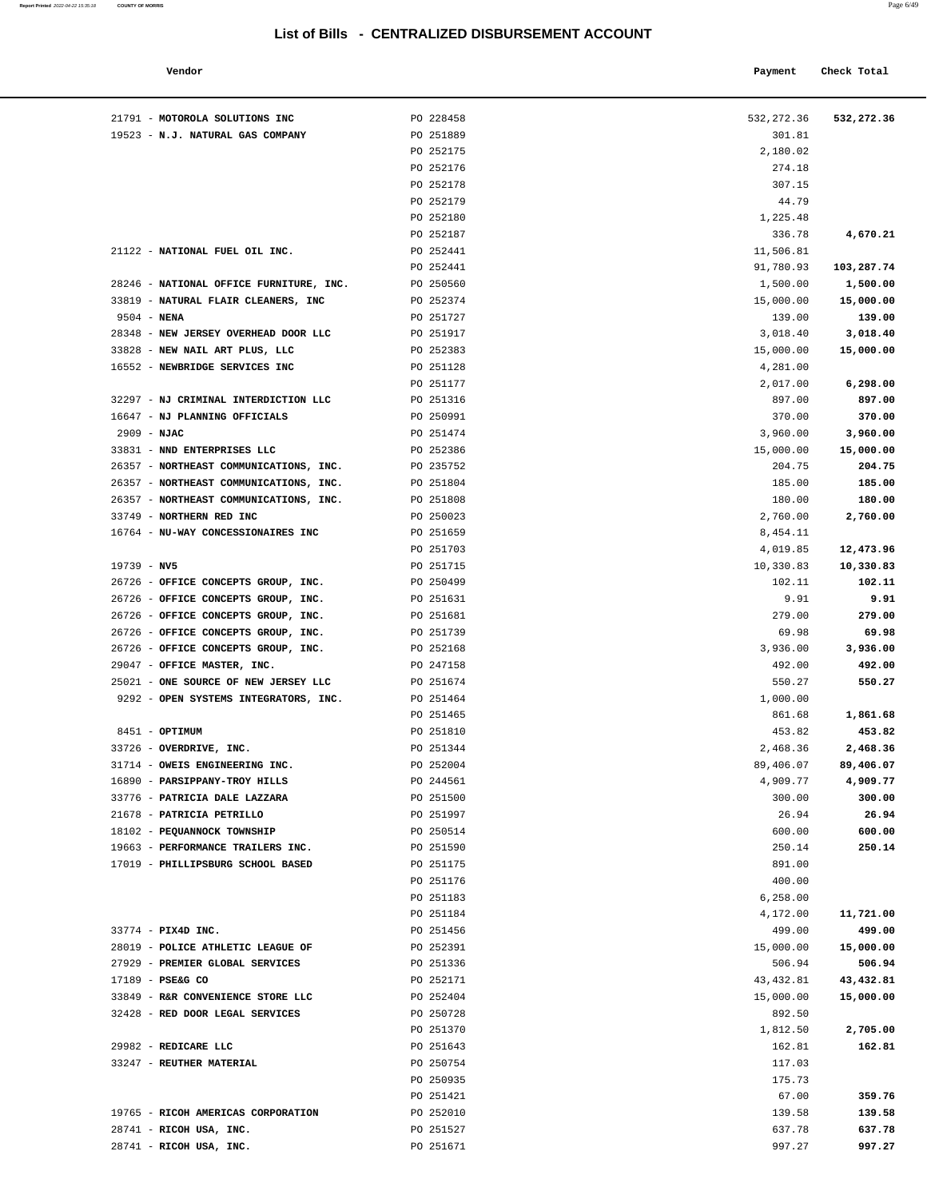# List of Bills - CENTRALIZED DISBURSEMENT ACCOUNT

| Vendor | | Payment | Check Total |
|---|---|---|---|
| 21791 - **MOTOROLA SOLUTIONS INC** | PO 228458 | 532,272.36 | **532,272.36** |
| 19523 - **N.J. NATURAL GAS COMPANY** | PO 251889 | 301.81 | |
| | PO 252175 | 2,180.02 | |
| | PO 252176 | 274.18 | |
| | PO 252178 | 307.15 | |
| | PO 252179 | 44.79 | |
| | PO 252180 | 1,225.48 | |
| | PO 252187 | 336.78 | **4,670.21** |
| 21122 - **NATIONAL FUEL OIL INC.** | PO 252441 | 11,506.81 | |
| | PO 252441 | 91,780.93 | **103,287.74** |
| 28246 - **NATIONAL OFFICE FURNITURE, INC.** | PO 250560 | 1,500.00 | **1,500.00** |
| 33819 - **NATURAL FLAIR CLEANERS, INC** | PO 252374 | 15,000.00 | **15,000.00** |
| 9504 - **NENA** | PO 251727 | 139.00 | **139.00** |
| 28348 - **NEW JERSEY OVERHEAD DOOR LLC** | PO 251917 | 3,018.40 | **3,018.40** |
| 33828 - **NEW NAIL ART PLUS, LLC** | PO 252383 | 15,000.00 | **15,000.00** |
| 16552 - **NEWBRIDGE SERVICES INC** | PO 251128 | 4,281.00 | |
| | PO 251177 | 2,017.00 | **6,298.00** |
| 32297 - **NJ CRIMINAL INTERDICTION LLC** | PO 251316 | 897.00 | **897.00** |
| 16647 - **NJ PLANNING OFFICIALS** | PO 250991 | 370.00 | **370.00** |
| 2909 - **NJAC** | PO 251474 | 3,960.00 | **3,960.00** |
| 33831 - **NND ENTERPRISES LLC** | PO 252386 | 15,000.00 | **15,000.00** |
| 26357 - **NORTHEAST COMMUNICATIONS, INC.** | PO 235752 | 204.75 | **204.75** |
| 26357 - **NORTHEAST COMMUNICATIONS, INC.** | PO 251804 | 185.00 | **185.00** |
| 26357 - **NORTHEAST COMMUNICATIONS, INC.** | PO 251808 | 180.00 | **180.00** |
| 33749 - **NORTHERN RED INC** | PO 250023 | 2,760.00 | **2,760.00** |
| 16764 - **NU-WAY CONCESSIONAIRES INC** | PO 251659 | 8,454.11 | |
| | PO 251703 | 4,019.85 | **12,473.96** |
| 19739 - **NV5** | PO 251715 | 10,330.83 | **10,330.83** |
| 26726 - **OFFICE CONCEPTS GROUP, INC.** | PO 250499 | 102.11 | **102.11** |
| 26726 - **OFFICE CONCEPTS GROUP, INC.** | PO 251631 | 9.91 | **9.91** |
| 26726 - **OFFICE CONCEPTS GROUP, INC.** | PO 251681 | 279.00 | **279.00** |
| 26726 - **OFFICE CONCEPTS GROUP, INC.** | PO 251739 | 69.98 | **69.98** |
| 26726 - **OFFICE CONCEPTS GROUP, INC.** | PO 252168 | 3,936.00 | **3,936.00** |
| 29047 - **OFFICE MASTER, INC.** | PO 247158 | 492.00 | **492.00** |
| 25021 - **ONE SOURCE OF NEW JERSEY LLC** | PO 251674 | 550.27 | **550.27** |
| 9292 - **OPEN SYSTEMS INTEGRATORS, INC.** | PO 251464 | 1,000.00 | |
| | PO 251465 | 861.68 | **1,861.68** |
| 8451 - **OPTIMUM** | PO 251810 | 453.82 | **453.82** |
| 33726 - **OVERDRIVE, INC.** | PO 251344 | 2,468.36 | **2,468.36** |
| 31714 - **OWEIS ENGINEERING INC.** | PO 252004 | 89,406.07 | **89,406.07** |
| 16890 - **PARSIPPANY-TROY HILLS** | PO 244561 | 4,909.77 | **4,909.77** |
| 33776 - **PATRICIA DALE LAZZARA** | PO 251500 | 300.00 | **300.00** |
| 21678 - **PATRICIA PETRILLO** | PO 251997 | 26.94 | **26.94** |
| 18102 - **PEQUANNOCK TOWNSHIP** | PO 250514 | 600.00 | **600.00** |
| 19663 - **PERFORMANCE TRAILERS INC.** | PO 251590 | 250.14 | **250.14** |
| 17019 - **PHILLIPSBURG SCHOOL BASED** | PO 251175 | 891.00 | |
| | PO 251176 | 400.00 | |
| | PO 251183 | 6,258.00 | |
| | PO 251184 | 4,172.00 | **11,721.00** |
| 33774 - **PIX4D INC.** | PO 251456 | 499.00 | **499.00** |
| 28019 - **POLICE ATHLETIC LEAGUE OF** | PO 252391 | 15,000.00 | **15,000.00** |
| 27929 - **PREMIER GLOBAL SERVICES** | PO 251336 | 506.94 | **506.94** |
| 17189 - **PSE&G CO** | PO 252171 | 43,432.81 | **43,432.81** |
| 33849 - **R&R CONVENIENCE STORE LLC** | PO 252404 | 15,000.00 | **15,000.00** |
| 32428 - **RED DOOR LEGAL SERVICES** | PO 250728 | 892.50 | |
| | PO 251370 | 1,812.50 | **2,705.00** |
| 29982 - **REDICARE LLC** | PO 251643 | 162.81 | **162.81** |
| 33247 - **REUTHER MATERIAL** | PO 250754 | 117.03 | |
| | PO 250935 | 175.73 | |
| | PO 251421 | 67.00 | **359.76** |
| 19765 - **RICOH AMERICAS CORPORATION** | PO 252010 | 139.58 | **139.58** |
| 28741 - **RICOH USA, INC.** | PO 251527 | 637.78 | **637.78** |
| 28741 - **RICOH USA, INC.** | PO 251671 | 997.27 | **997.27** |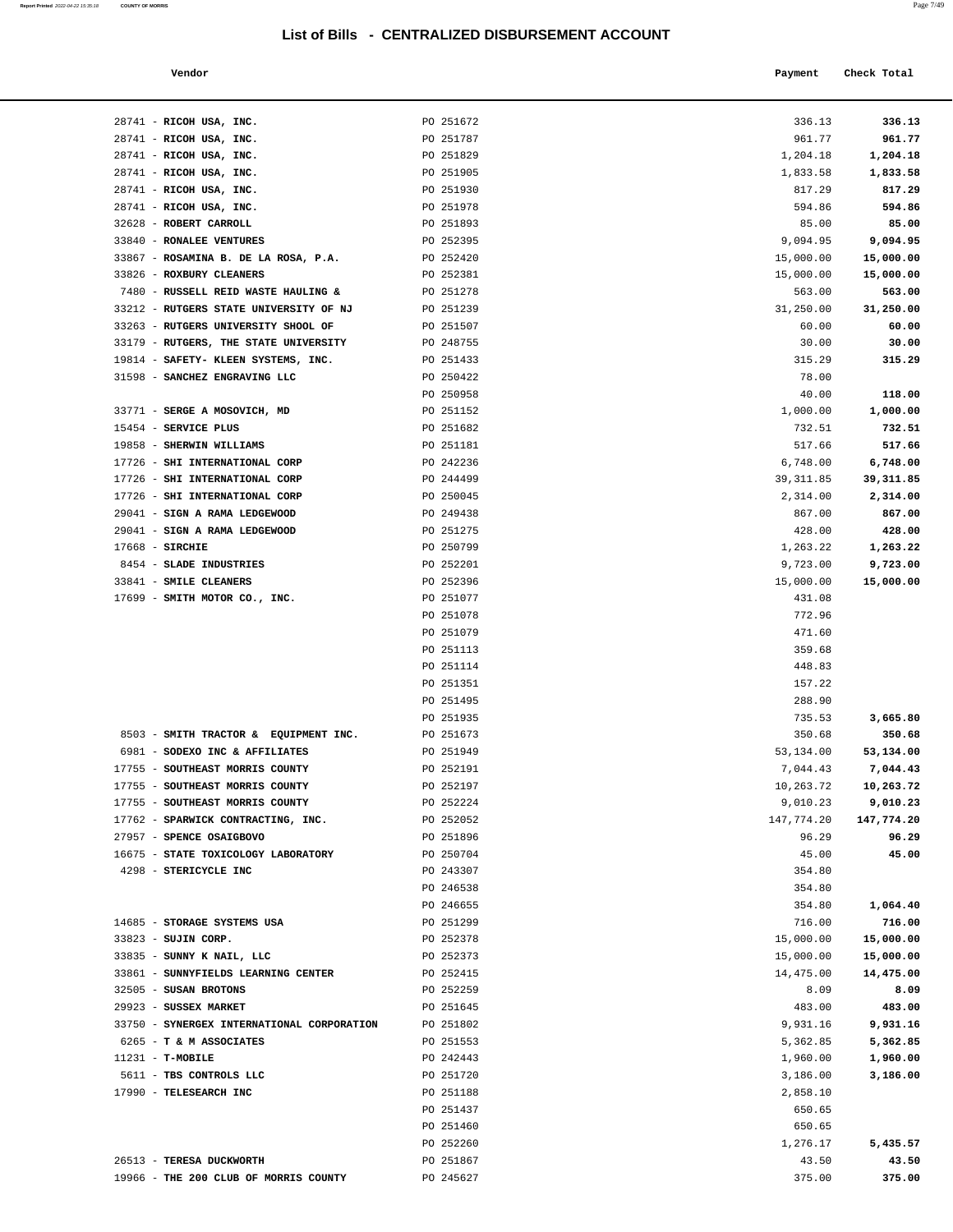# List of Bills - CENTRALIZED DISBURSEMENT ACCOUNT

| Vendor | | Payment | Check Total |
|---|---|---|---|
| 28741 - **RICOH USA, INC.** | PO 251672 | 336.13 | **336.13** |
| 28741 - **RICOH USA, INC.** | PO 251787 | 961.77 | **961.77** |
| 28741 - **RICOH USA, INC.** | PO 251829 | 1,204.18 | **1,204.18** |
| 28741 - **RICOH USA, INC.** | PO 251905 | 1,833.58 | **1,833.58** |
| 28741 - **RICOH USA, INC.** | PO 251930 | 817.29 | **817.29** |
| 28741 - **RICOH USA, INC.** | PO 251978 | 594.86 | **594.86** |
| 32628 - **ROBERT CARROLL** | PO 251893 | 85.00 | **85.00** |
| 33840 - **RONALEE VENTURES** | PO 252395 | 9,094.95 | **9,094.95** |
| 33867 - **ROSAMINA B. DE LA ROSA, P.A.** | PO 252420 | 15,000.00 | **15,000.00** |
| 33826 - **ROXBURY CLEANERS** | PO 252381 | 15,000.00 | **15,000.00** |
| 7480 - **RUSSELL REID WASTE HAULING &** | PO 251278 | 563.00 | **563.00** |
| 33212 - **RUTGERS STATE UNIVERSITY OF NJ** | PO 251239 | 31,250.00 | **31,250.00** |
| 33263 - **RUTGERS UNIVERSITY SHOOL OF** | PO 251507 | 60.00 | **60.00** |
| 33179 - **RUTGERS, THE STATE UNIVERSITY** | PO 248755 | 30.00 | **30.00** |
| 19814 - **SAFETY- KLEEN SYSTEMS, INC.** | PO 251433 | 315.29 | **315.29** |
| 31598 - **SANCHEZ ENGRAVING LLC** | PO 250422 | 78.00 | |
| | PO 250958 | 40.00 | **118.00** |
| 33771 - **SERGE A MOSOVICH, MD** | PO 251152 | 1,000.00 | **1,000.00** |
| 15454 - **SERVICE PLUS** | PO 251682 | 732.51 | **732.51** |
| 19858 - **SHERWIN WILLIAMS** | PO 251181 | 517.66 | **517.66** |
| 17726 - **SHI INTERNATIONAL CORP** | PO 242236 | 6,748.00 | **6,748.00** |
| 17726 - **SHI INTERNATIONAL CORP** | PO 244499 | 39,311.85 | **39,311.85** |
| 17726 - **SHI INTERNATIONAL CORP** | PO 250045 | 2,314.00 | **2,314.00** |
| 29041 - **SIGN A RAMA LEDGEWOOD** | PO 249438 | 867.00 | **867.00** |
| 29041 - **SIGN A RAMA LEDGEWOOD** | PO 251275 | 428.00 | **428.00** |
| 17668 - **SIRCHIE** | PO 250799 | 1,263.22 | **1,263.22** |
| 8454 - **SLADE INDUSTRIES** | PO 252201 | 9,723.00 | **9,723.00** |
| 33841 - **SMILE CLEANERS** | PO 252396 | 15,000.00 | **15,000.00** |
| 17699 - **SMITH MOTOR CO., INC.** | PO 251077 | 431.08 | |
| | PO 251078 | 772.96 | |
| | PO 251079 | 471.60 | |
| | PO 251113 | 359.68 | |
| | PO 251114 | 448.83 | |
| | PO 251351 | 157.22 | |
| | PO 251495 | 288.90 | |
| | PO 251935 | 735.53 | **3,665.80** |
| 8503 - **SMITH TRACTOR & EQUIPMENT INC.** | PO 251673 | 350.68 | **350.68** |
| 6981 - **SODEXO INC & AFFILIATES** | PO 251949 | 53,134.00 | **53,134.00** |
| 17755 - **SOUTHEAST MORRIS COUNTY** | PO 252191 | 7,044.43 | **7,044.43** |
| 17755 - **SOUTHEAST MORRIS COUNTY** | PO 252197 | 10,263.72 | **10,263.72** |
| 17755 - **SOUTHEAST MORRIS COUNTY** | PO 252224 | 9,010.23 | **9,010.23** |
| 17762 - **SPARWICK CONTRACTING, INC.** | PO 252052 | 147,774.20 | **147,774.20** |
| 27957 - **SPENCE OSAIGBOVO** | PO 251896 | 96.29 | **96.29** |
| 16675 - **STATE TOXICOLOGY LABORATORY** | PO 250704 | 45.00 | **45.00** |
| 4298 - **STERICYCLE INC** | PO 243307 | 354.80 | |
| | PO 246538 | 354.80 | |
| | PO 246655 | 354.80 | **1,064.40** |
| 14685 - **STORAGE SYSTEMS USA** | PO 251299 | 716.00 | **716.00** |
| 33823 - **SUJIN CORP.** | PO 252378 | 15,000.00 | **15,000.00** |
| 33835 - **SUNNY K NAIL, LLC** | PO 252373 | 15,000.00 | **15,000.00** |
| 33861 - **SUNNYFIELDS LEARNING CENTER** | PO 252415 | 14,475.00 | **14,475.00** |
| 32505 - **SUSAN BROTONS** | PO 252259 | 8.09 | **8.09** |
| 29923 - **SUSSEX MARKET** | PO 251645 | 483.00 | **483.00** |
| 33750 - **SYNERGEX INTERNATIONAL CORPORATION** | PO 251802 | 9,931.16 | **9,931.16** |
| 6265 - **T & M ASSOCIATES** | PO 251553 | 5,362.85 | **5,362.85** |
| 11231 - **T-MOBILE** | PO 242443 | 1,960.00 | **1,960.00** |
| 5611 - **TBS CONTROLS LLC** | PO 251720 | 3,186.00 | **3,186.00** |
| 17990 - **TELESEARCH INC** | PO 251188 | 2,858.10 | |
| | PO 251437 | 650.65 | |
| | PO 251460 | 650.65 | |
| | PO 252260 | 1,276.17 | **5,435.57** |
| 26513 - **TERESA DUCKWORTH** | PO 251867 | 43.50 | **43.50** |
| 19966 - **THE 200 CLUB OF MORRIS COUNTY** | PO 245627 | 375.00 | **375.00** |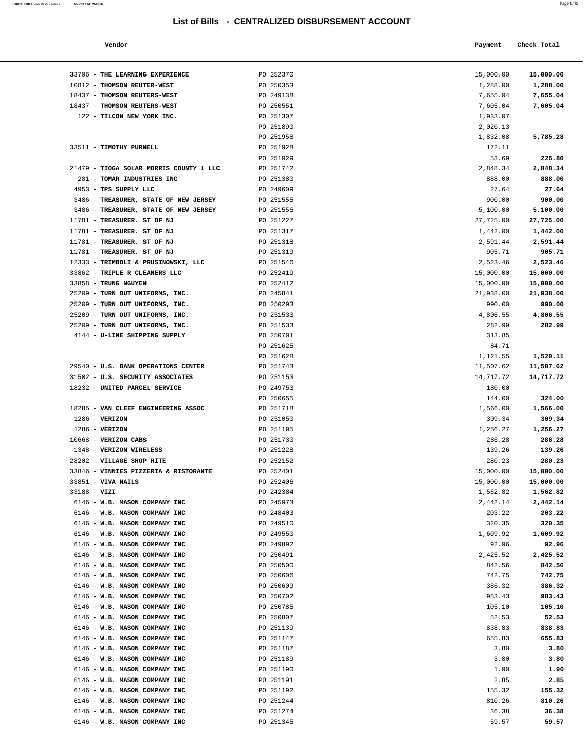# List of Bills - CENTRALIZED DISBURSEMENT ACCOUNT

| Vendor | | Payment | Check Total |
|---|---|---|---|
| 33796 - **THE LEARNING EXPERIENCE** | PO 252370 | 15,000.00 | **15,000.00** |
| 10812 - **THOMSON REUTER-WEST** | PO 250353 | 1,288.00 | **1,288.00** |
| 18437 - **THOMSON REUTERS-WEST** | PO 249138 | 7,655.04 | **7,655.04** |
| 18437 - **THOMSON REUTERS-WEST** | PO 250551 | 7,605.04 | **7,605.04** |
| 122 - **TILCON NEW YORK INC.** | PO 251307 | 1,933.07 | |
| | PO 251890 | 2,020.13 | |
| | PO 251958 | 1,832.08 | **5,785.28** |
| 33511 - **TIMOTHY PURNELL** | PO 251928 | 172.11 | |
| | PO 251929 | 53.69 | **225.80** |
| 21479 - **TIOGA SOLAR MORRIS COUNTY 1 LLC** | PO 251742 | 2,848.34 | **2,848.34** |
| 281 - **TOMAR INDUSTRIES INC** | PO 251380 | 888.00 | **888.00** |
| 4953 - **TPS SUPPLY LLC** | PO 249609 | 27.64 | **27.64** |
| 3486 - **TREASURER, STATE OF NEW JERSEY** | PO 251555 | 900.00 | **900.00** |
| 3486 - **TREASURER, STATE OF NEW JERSEY** | PO 251556 | 5,100.00 | **5,100.00** |
| 11781 - **TREASURER. ST OF NJ** | PO 251227 | 27,725.00 | **27,725.00** |
| 11781 - **TREASURER. ST OF NJ** | PO 251317 | 1,442.00 | **1,442.00** |
| 11781 - **TREASURER. ST OF NJ** | PO 251318 | 2,591.44 | **2,591.44** |
| 11781 - **TREASURER. ST OF NJ** | PO 251319 | 905.71 | **905.71** |
| 12333 - **TRIMBOLI & PRUSINOWSKI, LLC** | PO 251546 | 2,523.46 | **2,523.46** |
| 33862 - **TRIPLE R CLEANERS LLC** | PO 252419 | 15,000.00 | **15,000.00** |
| 33858 - **TRUNG NGUYEN** | PO 252412 | 15,000.00 | **15,000.00** |
| 25209 - **TURN OUT UNIFORMS, INC.** | PO 245841 | 21,938.00 | **21,938.00** |
| 25209 - **TURN OUT UNIFORMS, INC.** | PO 250293 | 990.00 | **990.00** |
| 25209 - **TURN OUT UNIFORMS, INC.** | PO 251533 | 4,806.55 | **4,806.55** |
| 25209 - **TURN OUT UNIFORMS, INC.** | PO 251533 | 282.99 | **282.99** |
| 4144 - **U-LINE SHIPPING SUPPLY** | PO 250701 | 313.85 | |
| | PO 251625 | 84.71 | |
| | PO 251628 | 1,121.55 | **1,520.11** |
| 29540 - **U.S. BANK OPERATIONS CENTER** | PO 251743 | 11,507.62 | **11,507.62** |
| 31502 - **U.S. SECURITY ASSOCIATES** | PO 251153 | 14,717.72 | **14,717.72** |
| 18232 - **UNITED PARCEL SERVICE** | PO 249753 | 180.00 | |
| | PO 250655 | 144.00 | **324.00** |
| 18285 - **VAN CLEEF ENGINEERING ASSOC** | PO 251718 | 1,566.00 | **1,566.00** |
| 1286 - **VERIZON** | PO 251050 | 309.34 | **309.34** |
| 1286 - **VERIZON** | PO 251195 | 1,256.27 | **1,256.27** |
| 10668 - **VERIZON CABS** | PO 251730 | 286.28 | **286.28** |
| 1348 - **VERIZON WIRELESS** | PO 251228 | 139.26 | **139.26** |
| 28202 - **VILLAGE SHOP RITE** | PO 252152 | 280.23 | **280.23** |
| 33846 - **VINNIES PIZZERIA & RISTORANTE** | PO 252401 | 15,000.00 | **15,000.00** |
| 33851 - **VIVA NAILS** | PO 252406 | 15,000.00 | **15,000.00** |
| 33188 - **VIZI** | PO 242384 | 1,562.82 | **1,562.82** |
| 6146 - **W.B. MASON COMPANY INC** | PO 245973 | 2,442.14 | **2,442.14** |
| 6146 - **W.B. MASON COMPANY INC** | PO 248403 | 203.22 | **203.22** |
| 6146 - **W.B. MASON COMPANY INC** | PO 249510 | 320.35 | **320.35** |
| 6146 - **W.B. MASON COMPANY INC** | PO 249550 | 1,609.92 | **1,609.92** |
| 6146 - **W.B. MASON COMPANY INC** | PO 249892 | 92.96 | **92.96** |
| 6146 - **W.B. MASON COMPANY INC** | PO 250491 | 2,425.52 | **2,425.52** |
| 6146 - **W.B. MASON COMPANY INC** | PO 250500 | 842.56 | **842.56** |
| 6146 - **W.B. MASON COMPANY INC** | PO 250606 | 742.75 | **742.75** |
| 6146 - **W.B. MASON COMPANY INC** | PO 250609 | 386.32 | **386.32** |
| 6146 - **W.B. MASON COMPANY INC** | PO 250702 | 983.43 | **983.43** |
| 6146 - **W.B. MASON COMPANY INC** | PO 250785 | 105.10 | **105.10** |
| 6146 - **W.B. MASON COMPANY INC** | PO 250807 | 52.53 | **52.53** |
| 6146 - **W.B. MASON COMPANY INC** | PO 251139 | 838.83 | **838.83** |
| 6146 - **W.B. MASON COMPANY INC** | PO 251147 | 655.83 | **655.83** |
| 6146 - **W.B. MASON COMPANY INC** | PO 251187 | 3.80 | **3.80** |
| 6146 - **W.B. MASON COMPANY INC** | PO 251189 | 3.80 | **3.80** |
| 6146 - **W.B. MASON COMPANY INC** | PO 251190 | 1.90 | **1.90** |
| 6146 - **W.B. MASON COMPANY INC** | PO 251191 | 2.85 | **2.85** |
| 6146 - **W.B. MASON COMPANY INC** | PO 251192 | 155.32 | **155.32** |
| 6146 - **W.B. MASON COMPANY INC** | PO 251244 | 810.26 | **810.26** |
| 6146 - **W.B. MASON COMPANY INC** | PO 251274 | 36.38 | **36.38** |
| 6146 - **W.B. MASON COMPANY INC** | PO 251345 | 59.57 | **59.57** |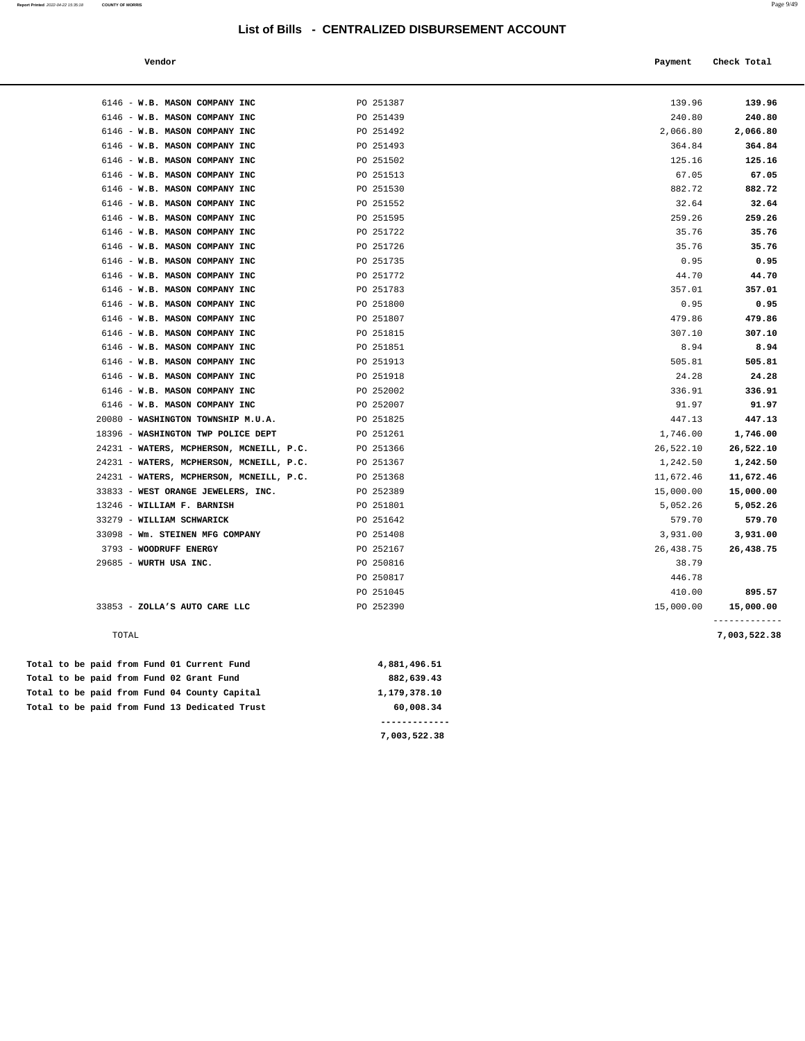# List of Bills - CENTRALIZED DISBURSEMENT ACCOUNT

| Vendor | | Payment | Check Total |
|---|---|---|---|
| 6146 - **W.B. MASON COMPANY INC** | PO 251387 | 139.96 | **139.96** |
| 6146 - **W.B. MASON COMPANY INC** | PO 251439 | 240.80 | **240.80** |
| 6146 - **W.B. MASON COMPANY INC** | PO 251492 | 2,066.80 | **2,066.80** |
| 6146 - **W.B. MASON COMPANY INC** | PO 251493 | 364.84 | **364.84** |
| 6146 - **W.B. MASON COMPANY INC** | PO 251502 | 125.16 | **125.16** |
| 6146 - **W.B. MASON COMPANY INC** | PO 251513 | 67.05 | **67.05** |
| 6146 - **W.B. MASON COMPANY INC** | PO 251530 | 882.72 | **882.72** |
| 6146 - **W.B. MASON COMPANY INC** | PO 251552 | 32.64 | **32.64** |
| 6146 - **W.B. MASON COMPANY INC** | PO 251595 | 259.26 | **259.26** |
| 6146 - **W.B. MASON COMPANY INC** | PO 251722 | 35.76 | **35.76** |
| 6146 - **W.B. MASON COMPANY INC** | PO 251726 | 35.76 | **35.76** |
| 6146 - **W.B. MASON COMPANY INC** | PO 251735 | 0.95 | **0.95** |
| 6146 - **W.B. MASON COMPANY INC** | PO 251772 | 44.70 | **44.70** |
| 6146 - **W.B. MASON COMPANY INC** | PO 251783 | 357.01 | **357.01** |
| 6146 - **W.B. MASON COMPANY INC** | PO 251800 | 0.95 | **0.95** |
| 6146 - **W.B. MASON COMPANY INC** | PO 251807 | 479.86 | **479.86** |
| 6146 - **W.B. MASON COMPANY INC** | PO 251815 | 307.10 | **307.10** |
| 6146 - **W.B. MASON COMPANY INC** | PO 251851 | 8.94 | **8.94** |
| 6146 - **W.B. MASON COMPANY INC** | PO 251913 | 505.81 | **505.81** |
| 6146 - **W.B. MASON COMPANY INC** | PO 251918 | 24.28 | **24.28** |
| 6146 - **W.B. MASON COMPANY INC** | PO 252002 | 336.91 | **336.91** |
| 6146 - **W.B. MASON COMPANY INC** | PO 252007 | 91.97 | **91.97** |
| 20080 - **WASHINGTON TOWNSHIP M.U.A.** | PO 251825 | 447.13 | **447.13** |
| 18396 - **WASHINGTON TWP POLICE DEPT** | PO 251261 | 1,746.00 | **1,746.00** |
| 24231 - **WATERS, MCPHERSON, MCNEILL, P.C.** | PO 251366 | 26,522.10 | **26,522.10** |
| 24231 - **WATERS, MCPHERSON, MCNEILL, P.C.** | PO 251367 | 1,242.50 | **1,242.50** |
| 24231 - **WATERS, MCPHERSON, MCNEILL, P.C.** | PO 251368 | 11,672.46 | **11,672.46** |
| 33833 - **WEST ORANGE JEWELERS, INC.** | PO 252389 | 15,000.00 | **15,000.00** |
| 13246 - **WILLIAM F. BARNISH** | PO 251801 | 5,052.26 | **5,052.26** |
| 33279 - **WILLIAM SCHWARICK** | PO 251642 | 579.70 | **579.70** |
| 33098 - **Wm. STEINEN MFG COMPANY** | PO 251408 | 3,931.00 | **3,931.00** |
| 3793 - **WOODRUFF ENERGY** | PO 252167 | 26,438.75 | **26,438.75** |
| 29685 - **WURTH USA INC.** | PO 250816 | 38.79 | |
| | PO 250817 | 446.78 | |
| | PO 251045 | 410.00 | **895.57** |
| 33853 - **ZOLLA'S AUTO CARE LLC** | PO 252390 | 15,000.00 | **15,000.00** |
| TOTAL | | | **7,003,522.38** |

| | |
|---|---|
| **Total to be paid from Fund 01 Current Fund** | **4,881,496.51** |
| **Total to be paid from Fund 02 Grant Fund** | **882,639.43** |
| **Total to be paid from Fund 04 County Capital** | **1,179,378.10** |
| **Total to be paid from Fund 13 Dedicated Trust** | **60,008.34** |
| | **7,003,522.38** |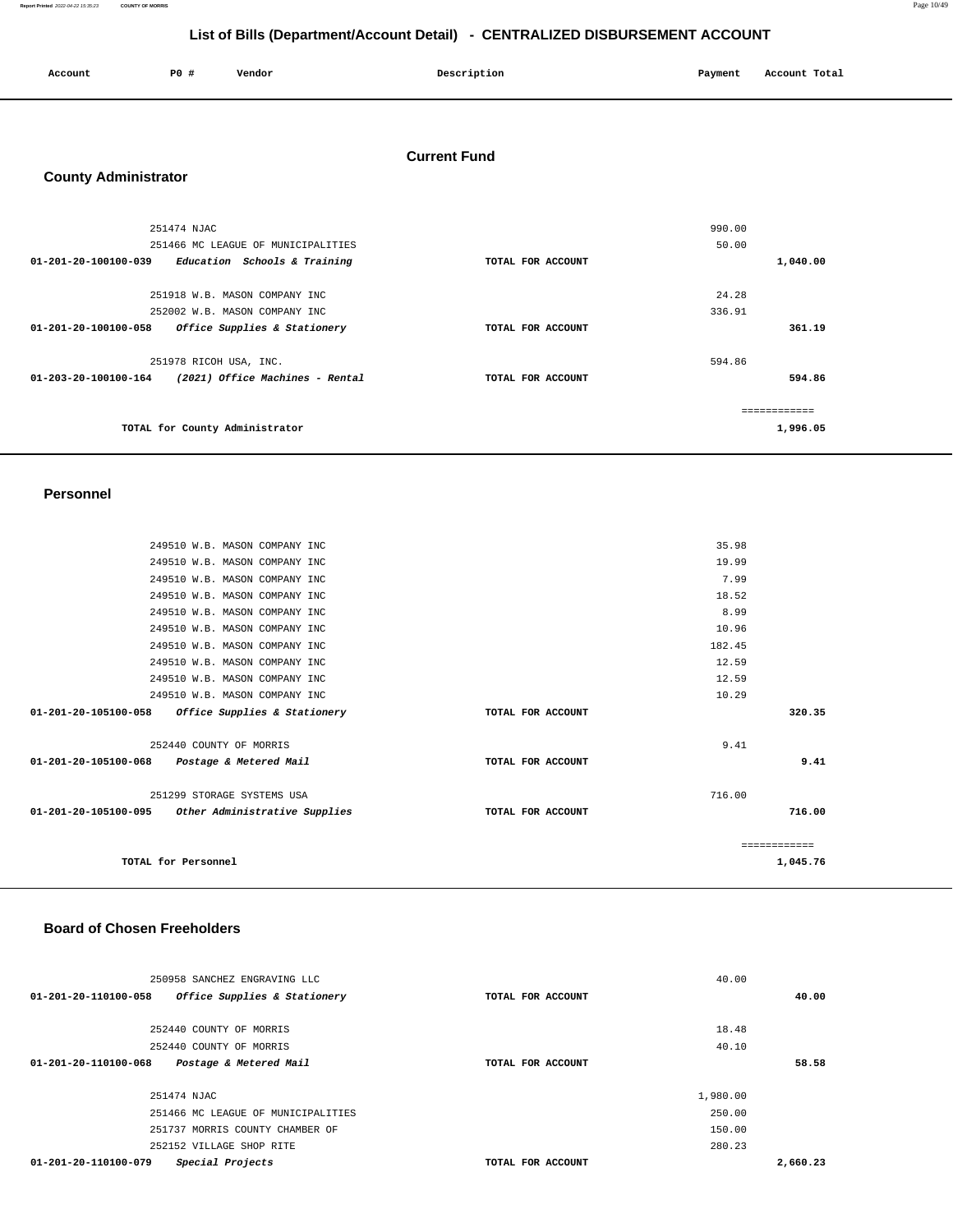## List of Bills (Department/Account Detail) - CENTRALIZED DISBURSEMENT ACCOUNT

| Account | PO # | Vendor | Description | Payment | Account Total |
|---|---|---|---|---|---|

### Current Fund

### County Administrator

| Account | PO # | Vendor | Description | Payment | Account Total |
|---|---|---|---|---|---|
| | 251474 | NJAC | | 990.00 | |
| | 251466 | MC LEAGUE OF MUNICIPALITIES | | 50.00 | |
| 01-201-20-100100-039 | | *Education Schools & Training* | TOTAL FOR ACCOUNT | | 1,040.00 |
| | 251918 | W.B. MASON COMPANY INC | | 24.28 | |
| | 252002 | W.B. MASON COMPANY INC | | 336.91 | |
| 01-201-20-100100-058 | | *Office Supplies & Stationery* | TOTAL FOR ACCOUNT | | 361.19 |
| | 251978 | RICOH USA, INC. | | 594.86 | |
| 01-203-20-100100-164 | | *(2021) Office Machines - Rental* | TOTAL FOR ACCOUNT | | 594.86 |
| | | | | | ============ |
| | | TOTAL for County Administrator | | | 1,996.05 |

### Personnel

| Account | PO # | Vendor | Description | Payment | Account Total |
|---|---|---|---|---|---|
| | 249510 | W.B. MASON COMPANY INC | | 35.98 | |
| | 249510 | W.B. MASON COMPANY INC | | 19.99 | |
| | 249510 | W.B. MASON COMPANY INC | | 7.99 | |
| | 249510 | W.B. MASON COMPANY INC | | 18.52 | |
| | 249510 | W.B. MASON COMPANY INC | | 8.99 | |
| | 249510 | W.B. MASON COMPANY INC | | 10.96 | |
| | 249510 | W.B. MASON COMPANY INC | | 182.45 | |
| | 249510 | W.B. MASON COMPANY INC | | 12.59 | |
| | 249510 | W.B. MASON COMPANY INC | | 12.59 | |
| | 249510 | W.B. MASON COMPANY INC | | 10.29 | |
| 01-201-20-105100-058 | | *Office Supplies & Stationery* | TOTAL FOR ACCOUNT | | 320.35 |
| | 252440 | COUNTY OF MORRIS | | 9.41 | |
| 01-201-20-105100-068 | | *Postage & Metered Mail* | TOTAL FOR ACCOUNT | | 9.41 |
| | 251299 | STORAGE SYSTEMS USA | | 716.00 | |
| 01-201-20-105100-095 | | *Other Administrative Supplies* | TOTAL FOR ACCOUNT | | 716.00 |
| | | | | | ============ |
| | | TOTAL for Personnel | | | 1,045.76 |

### Board of Chosen Freeholders

| Account | PO # | Vendor | Description | Payment | Account Total |
|---|---|---|---|---|---|
| | 250958 | SANCHEZ ENGRAVING LLC | | 40.00 | |
| 01-201-20-110100-058 | | *Office Supplies & Stationery* | TOTAL FOR ACCOUNT | | 40.00 |
| | 252440 | COUNTY OF MORRIS | | 18.48 | |
| | 252440 | COUNTY OF MORRIS | | 40.10 | |
| 01-201-20-110100-068 | | *Postage & Metered Mail* | TOTAL FOR ACCOUNT | | 58.58 |
| | 251474 | NJAC | | 1,980.00 | |
| | 251466 | MC LEAGUE OF MUNICIPALITIES | | 250.00 | |
| | 251737 | MORRIS COUNTY CHAMBER OF | | 150.00 | |
| | 252152 | VILLAGE SHOP RITE | | 280.23 | |
| 01-201-20-110100-079 | | *Special Projects* | TOTAL FOR ACCOUNT | | 2,660.23 |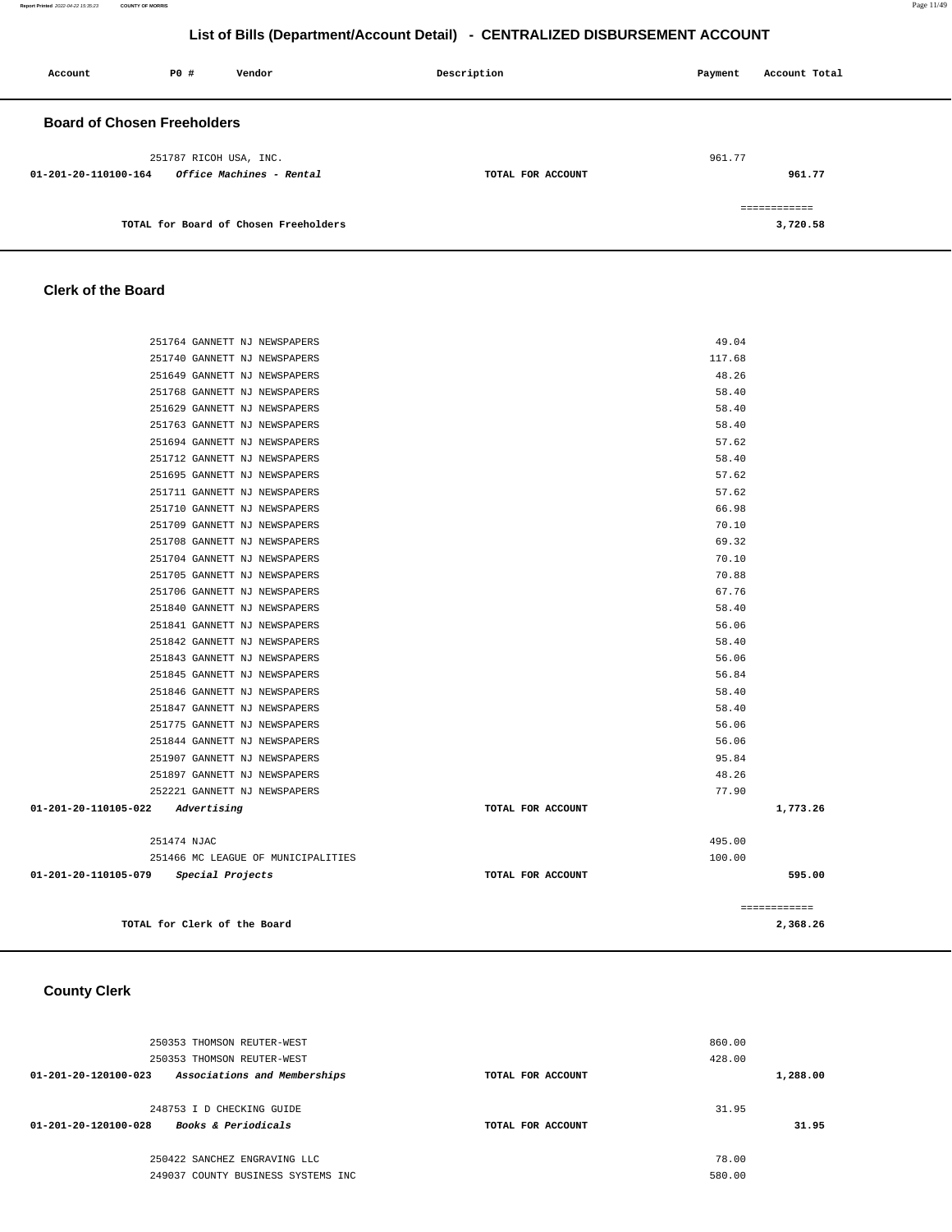## List of Bills (Department/Account Detail) - CENTRALIZED DISBURSEMENT ACCOUNT

| Account | PO # | Vendor | Description | Payment | Account Total |
|---|---|---|---|---|---|

### Board of Chosen Freeholders

| Account | PO # | Vendor | Description | Payment | Account Total |
|---|---|---|---|---|---|
| | 251787 | RICOH USA, INC. | | 961.77 | |
| 01-201-20-110100-164 | | *Office Machines - Rental* | TOTAL FOR ACCOUNT | | 961.77 |
| | | | | | ============ |
| | | TOTAL for Board of Chosen Freeholders | | | 3,720.58 |

### Clerk of the Board

| Account | PO # | Vendor | Description | Payment | Account Total |
|---|---|---|---|---|---|
| | 251764 | GANNETT NJ NEWSPAPERS | | 49.04 | |
| | 251740 | GANNETT NJ NEWSPAPERS | | 117.68 | |
| | 251649 | GANNETT NJ NEWSPAPERS | | 48.26 | |
| | 251768 | GANNETT NJ NEWSPAPERS | | 58.40 | |
| | 251629 | GANNETT NJ NEWSPAPERS | | 58.40 | |
| | 251763 | GANNETT NJ NEWSPAPERS | | 58.40 | |
| | 251694 | GANNETT NJ NEWSPAPERS | | 57.62 | |
| | 251712 | GANNETT NJ NEWSPAPERS | | 58.40 | |
| | 251695 | GANNETT NJ NEWSPAPERS | | 57.62 | |
| | 251711 | GANNETT NJ NEWSPAPERS | | 57.62 | |
| | 251710 | GANNETT NJ NEWSPAPERS | | 66.98 | |
| | 251709 | GANNETT NJ NEWSPAPERS | | 70.10 | |
| | 251708 | GANNETT NJ NEWSPAPERS | | 69.32 | |
| | 251704 | GANNETT NJ NEWSPAPERS | | 70.10 | |
| | 251705 | GANNETT NJ NEWSPAPERS | | 70.88 | |
| | 251706 | GANNETT NJ NEWSPAPERS | | 67.76 | |
| | 251840 | GANNETT NJ NEWSPAPERS | | 58.40 | |
| | 251841 | GANNETT NJ NEWSPAPERS | | 56.06 | |
| | 251842 | GANNETT NJ NEWSPAPERS | | 58.40 | |
| | 251843 | GANNETT NJ NEWSPAPERS | | 56.06 | |
| | 251845 | GANNETT NJ NEWSPAPERS | | 56.84 | |
| | 251846 | GANNETT NJ NEWSPAPERS | | 58.40 | |
| | 251847 | GANNETT NJ NEWSPAPERS | | 58.40 | |
| | 251775 | GANNETT NJ NEWSPAPERS | | 56.06 | |
| | 251844 | GANNETT NJ NEWSPAPERS | | 56.06 | |
| | 251907 | GANNETT NJ NEWSPAPERS | | 95.84 | |
| | 251897 | GANNETT NJ NEWSPAPERS | | 48.26 | |
| | 252221 | GANNETT NJ NEWSPAPERS | | 77.90 | |
| 01-201-20-110105-022 | | *Advertising* | TOTAL FOR ACCOUNT | | 1,773.26 |
| | 251474 | NJAC | | 495.00 | |
| | 251466 | MC LEAGUE OF MUNICIPALITIES | | 100.00 | |
| 01-201-20-110105-079 | | *Special Projects* | TOTAL FOR ACCOUNT | | 595.00 |
| | | | | | ============ |
| | | TOTAL for Clerk of the Board | | | 2,368.26 |

### County Clerk

| Account | PO # | Vendor | Description | Payment | Account Total |
|---|---|---|---|---|---|
| | 250353 | THOMSON REUTER-WEST | | 860.00 | |
| | 250353 | THOMSON REUTER-WEST | | 428.00 | |
| 01-201-20-120100-023 | | *Associations and Memberships* | TOTAL FOR ACCOUNT | | 1,288.00 |
| | 248753 | I D CHECKING GUIDE | | 31.95 | |
| 01-201-20-120100-028 | | *Books & Periodicals* | TOTAL FOR ACCOUNT | | 31.95 |
| | 250422 | SANCHEZ ENGRAVING LLC | | 78.00 | |
| | 249037 | COUNTY BUSINESS SYSTEMS INC | | 580.00 | |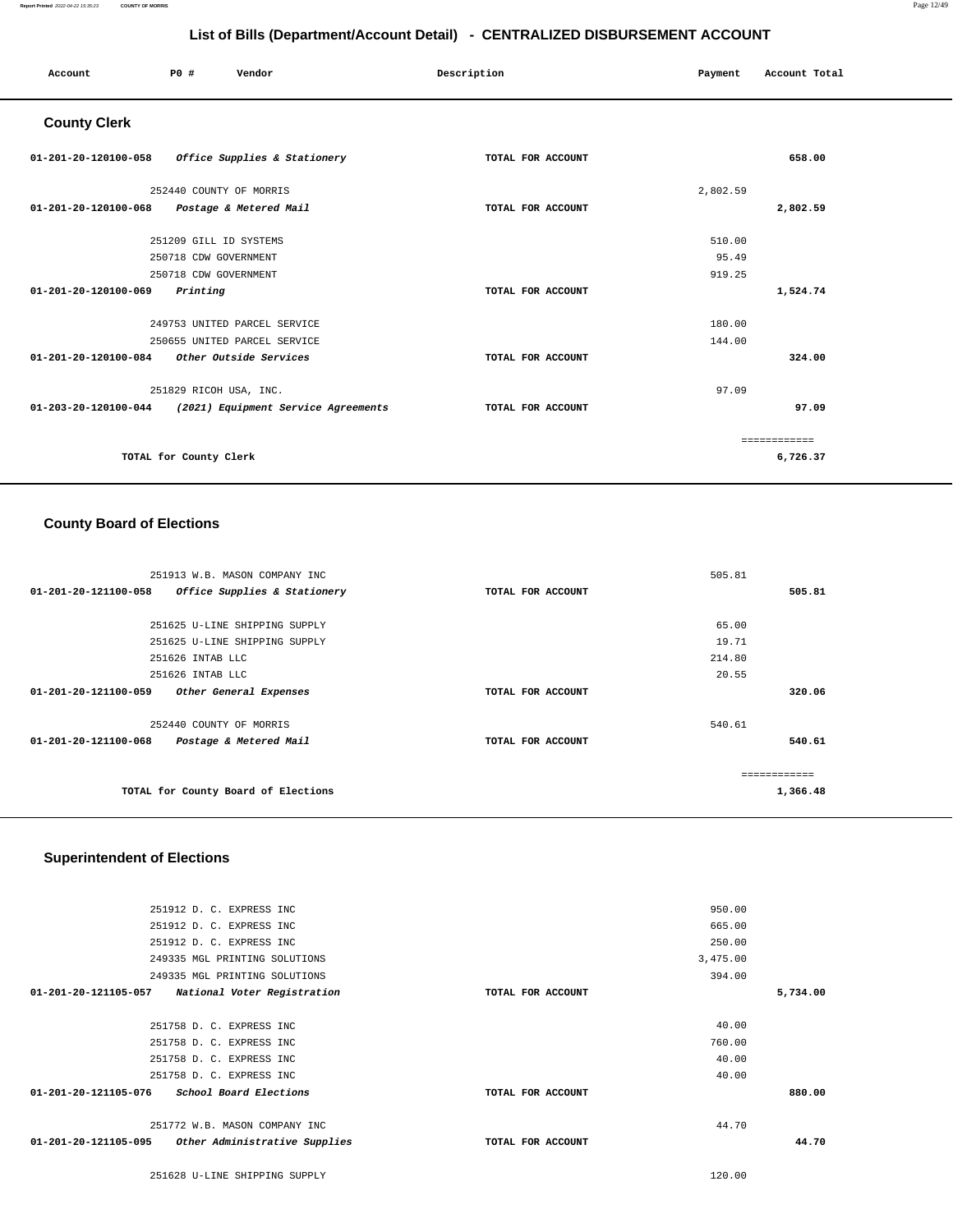## List of Bills (Department/Account Detail) - CENTRALIZED DISBURSEMENT ACCOUNT

| Account | PO # | Vendor | Description | Payment | Account Total |
|---|---|---|---|---|---|

### County Clerk

| Account | PO # | Vendor | Description | Payment | Account Total |
|---|---|---|---|---|---|
| 01-201-20-120100-058 | | *Office Supplies & Stationery* | TOTAL FOR ACCOUNT | | 658.00 |
| | 252440 | COUNTY OF MORRIS | | 2,802.59 | |
| 01-201-20-120100-068 | | *Postage & Metered Mail* | TOTAL FOR ACCOUNT | | 2,802.59 |
| | 251209 | GILL ID SYSTEMS | | 510.00 | |
| | 250718 | CDW GOVERNMENT | | 95.49 | |
| | 250718 | CDW GOVERNMENT | | 919.25 | |
| 01-201-20-120100-069 | | *Printing* | TOTAL FOR ACCOUNT | | 1,524.74 |
| | 249753 | UNITED PARCEL SERVICE | | 180.00 | |
| | 250655 | UNITED PARCEL SERVICE | | 144.00 | |
| 01-201-20-120100-084 | | *Other Outside Services* | TOTAL FOR ACCOUNT | | 324.00 |
| | 251829 | RICOH USA, INC. | | 97.09 | |
| 01-203-20-120100-044 | | *(2021) Equipment Service Agreements* | TOTAL FOR ACCOUNT | | 97.09 |
| | | | | | ============ |
| | | TOTAL for County Clerk | | | 6,726.37 |

### County Board of Elections

| Account | PO # | Vendor | Description | Payment | Account Total |
|---|---|---|---|---|---|
| | 251913 | W.B. MASON COMPANY INC | | 505.81 | |
| 01-201-20-121100-058 | | *Office Supplies & Stationery* | TOTAL FOR ACCOUNT | | 505.81 |
| | 251625 | U-LINE SHIPPING SUPPLY | | 65.00 | |
| | 251625 | U-LINE SHIPPING SUPPLY | | 19.71 | |
| | 251626 | INTAB LLC | | 214.80 | |
| | 251626 | INTAB LLC | | 20.55 | |
| 01-201-20-121100-059 | | *Other General Expenses* | TOTAL FOR ACCOUNT | | 320.06 |
| | 252440 | COUNTY OF MORRIS | | 540.61 | |
| 01-201-20-121100-068 | | *Postage & Metered Mail* | TOTAL FOR ACCOUNT | | 540.61 |
| | | | | | ============ |
| | | TOTAL for County Board of Elections | | | 1,366.48 |

### Superintendent of Elections

| Account | PO # | Vendor | Description | Payment | Account Total |
|---|---|---|---|---|---|
| | 251912 | D. C. EXPRESS INC | | 950.00 | |
| | 251912 | D. C. EXPRESS INC | | 665.00 | |
| | 251912 | D. C. EXPRESS INC | | 250.00 | |
| | 249335 | MGL PRINTING SOLUTIONS | | 3,475.00 | |
| | 249335 | MGL PRINTING SOLUTIONS | | 394.00 | |
| 01-201-20-121105-057 | | *National Voter Registration* | TOTAL FOR ACCOUNT | | 5,734.00 |
| | 251758 | D. C. EXPRESS INC | | 40.00 | |
| | 251758 | D. C. EXPRESS INC | | 760.00 | |
| | 251758 | D. C. EXPRESS INC | | 40.00 | |
| | 251758 | D. C. EXPRESS INC | | 40.00 | |
| 01-201-20-121105-076 | | *School Board Elections* | TOTAL FOR ACCOUNT | | 880.00 |
| | 251772 | W.B. MASON COMPANY INC | | 44.70 | |
| 01-201-20-121105-095 | | *Other Administrative Supplies* | TOTAL FOR ACCOUNT | | 44.70 |
| | 251628 | U-LINE SHIPPING SUPPLY | | 120.00 | |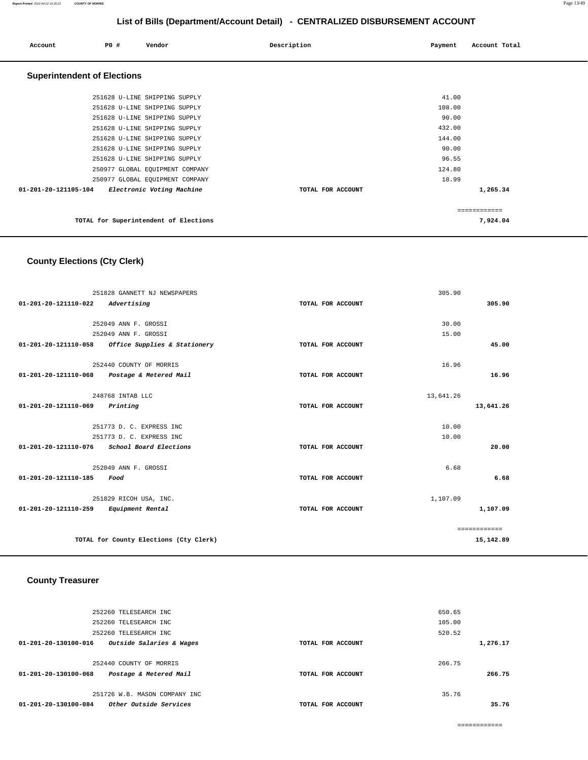# List of Bills (Department/Account Detail) - CENTRALIZED DISBURSEMENT ACCOUNT

| Account | PO # | Vendor | Description | Payment | Account Total |
|---|---|---|---|---|---|

## Superintendent of Elections

| Account | PO # | Vendor | Description | Payment | Account Total |
|---|---|---|---|---|---|
| | 251628 | U-LINE SHIPPING SUPPLY | | 41.00 | |
| | 251628 | U-LINE SHIPPING SUPPLY | | 108.00 | |
| | 251628 | U-LINE SHIPPING SUPPLY | | 90.00 | |
| | 251628 | U-LINE SHIPPING SUPPLY | | 432.00 | |
| | 251628 | U-LINE SHIPPING SUPPLY | | 144.00 | |
| | 251628 | U-LINE SHIPPING SUPPLY | | 90.00 | |
| | 251628 | U-LINE SHIPPING SUPPLY | | 96.55 | |
| | 250977 | GLOBAL EQUIPMENT COMPANY | | 124.80 | |
| | 250977 | GLOBAL EQUIPMENT COMPANY | | 18.99 | |
| **01-201-20-121105-104** | | *Electronic Voting Machine* | TOTAL FOR ACCOUNT | | **1,265.34** |
| | | TOTAL for Superintendent of Elections | | | **7,924.04** |

## County Elections (Cty Clerk)

| Account | PO # | Vendor | Description | Payment | Account Total |
|---|---|---|---|---|---|
| | 251828 | GANNETT NJ NEWSPAPERS | | 305.90 | |
| **01-201-20-121110-022** | | *Advertising* | TOTAL FOR ACCOUNT | | **305.90** |
| | 252049 | ANN F. GROSSI | | 30.00 | |
| | 252049 | ANN F. GROSSI | | 15.00 | |
| **01-201-20-121110-058** | | *Office Supplies & Stationery* | TOTAL FOR ACCOUNT | | **45.00** |
| | 252440 | COUNTY OF MORRIS | | 16.96 | |
| **01-201-20-121110-068** | | *Postage & Metered Mail* | TOTAL FOR ACCOUNT | | **16.96** |
| | 248768 | INTAB LLC | | 13,641.26 | |
| **01-201-20-121110-069** | | *Printing* | TOTAL FOR ACCOUNT | | **13,641.26** |
| | 251773 | D. C. EXPRESS INC | | 10.00 | |
| | 251773 | D. C. EXPRESS INC | | 10.00 | |
| **01-201-20-121110-076** | | *School Board Elections* | TOTAL FOR ACCOUNT | | **20.00** |
| | 252049 | ANN F. GROSSI | | 6.68 | |
| **01-201-20-121110-185** | | *Food* | TOTAL FOR ACCOUNT | | **6.68** |
| | 251829 | RICOH USA, INC. | | 1,107.09 | |
| **01-201-20-121110-259** | | *Equipment Rental* | TOTAL FOR ACCOUNT | | **1,107.09** |
| | | TOTAL for County Elections (Cty Clerk) | | | **15,142.89** |

## County Treasurer

| Account | PO # | Vendor | Description | Payment | Account Total |
|---|---|---|---|---|---|
| | 252260 | TELESEARCH INC | | 650.65 | |
| | 252260 | TELESEARCH INC | | 105.00 | |
| | 252260 | TELESEARCH INC | | 520.52 | |
| **01-201-20-130100-016** | | *Outside Salaries & Wages* | TOTAL FOR ACCOUNT | | **1,276.17** |
| | 252440 | COUNTY OF MORRIS | | 266.75 | |
| **01-201-20-130100-068** | | *Postage & Metered Mail* | TOTAL FOR ACCOUNT | | **266.75** |
| | 251726 | W.B. MASON COMPANY INC | | 35.76 | |
| **01-201-20-130100-084** | | *Other Outside Services* | TOTAL FOR ACCOUNT | | **35.76** |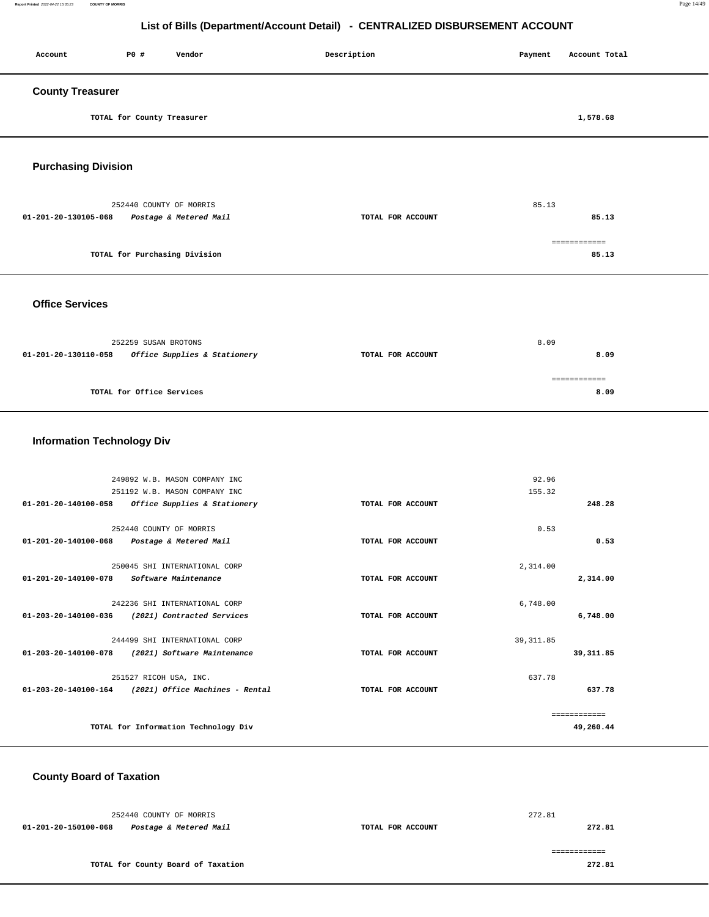# List of Bills (Department/Account Detail) - CENTRALIZED DISBURSEMENT ACCOUNT

| Account | PO # | Vendor | Description | Payment | Account Total |
|---|---|---|---|---|---|

## County Treasurer

| | | | | | |
|---|---|---|---|---|---|
| | TOTAL for County Treasurer | | | | 1,578.68 |

## Purchasing Division

| Account | PO # | Vendor | Description | Payment | Account Total |
|---|---|---|---|---|---|
| | 252440 | COUNTY OF MORRIS | | 85.13 | |
| 01-201-20-130105-068 | | *Postage & Metered Mail* | TOTAL FOR ACCOUNT | | 85.13 |
| | | | | | ============ |
| | TOTAL for Purchasing Division | | | | 85.13 |

## Office Services

| Account | PO # | Vendor | Description | Payment | Account Total |
|---|---|---|---|---|---|
| | 252259 | SUSAN BROTONS | | 8.09 | |
| 01-201-20-130110-058 | | *Office Supplies & Stationery* | TOTAL FOR ACCOUNT | | 8.09 |
| | | | | | ============ |
| | TOTAL for Office Services | | | | 8.09 |

## Information Technology Div

| Account | PO # | Vendor | Description | Payment | Account Total |
|---|---|---|---|---|---|
| | 249892 | W.B. MASON COMPANY INC | | 92.96 | |
| | 251192 | W.B. MASON COMPANY INC | | 155.32 | |
| 01-201-20-140100-058 | | *Office Supplies & Stationery* | TOTAL FOR ACCOUNT | | 248.28 |
| | 252440 | COUNTY OF MORRIS | | 0.53 | |
| 01-201-20-140100-068 | | *Postage & Metered Mail* | TOTAL FOR ACCOUNT | | 0.53 |
| | 250045 | SHI INTERNATIONAL CORP | | 2,314.00 | |
| 01-201-20-140100-078 | | *Software Maintenance* | TOTAL FOR ACCOUNT | | 2,314.00 |
| | 242236 | SHI INTERNATIONAL CORP | | 6,748.00 | |
| 01-203-20-140100-036 | | *(2021) Contracted Services* | TOTAL FOR ACCOUNT | | 6,748.00 |
| | 244499 | SHI INTERNATIONAL CORP | | 39,311.85 | |
| 01-203-20-140100-078 | | *(2021) Software Maintenance* | TOTAL FOR ACCOUNT | | 39,311.85 |
| | 251527 | RICOH USA, INC. | | 637.78 | |
| 01-203-20-140100-164 | | *(2021) Office Machines - Rental* | TOTAL FOR ACCOUNT | | 637.78 |
| | | | | | ============ |
| | TOTAL for Information Technology Div | | | | 49,260.44 |

## County Board of Taxation

| Account | PO # | Vendor | Description | Payment | Account Total |
|---|---|---|---|---|---|
| | 252440 | COUNTY OF MORRIS | | 272.81 | |
| 01-201-20-150100-068 | | *Postage & Metered Mail* | TOTAL FOR ACCOUNT | | 272.81 |
| | | | | | ============ |
| | TOTAL for County Board of Taxation | | | | 272.81 |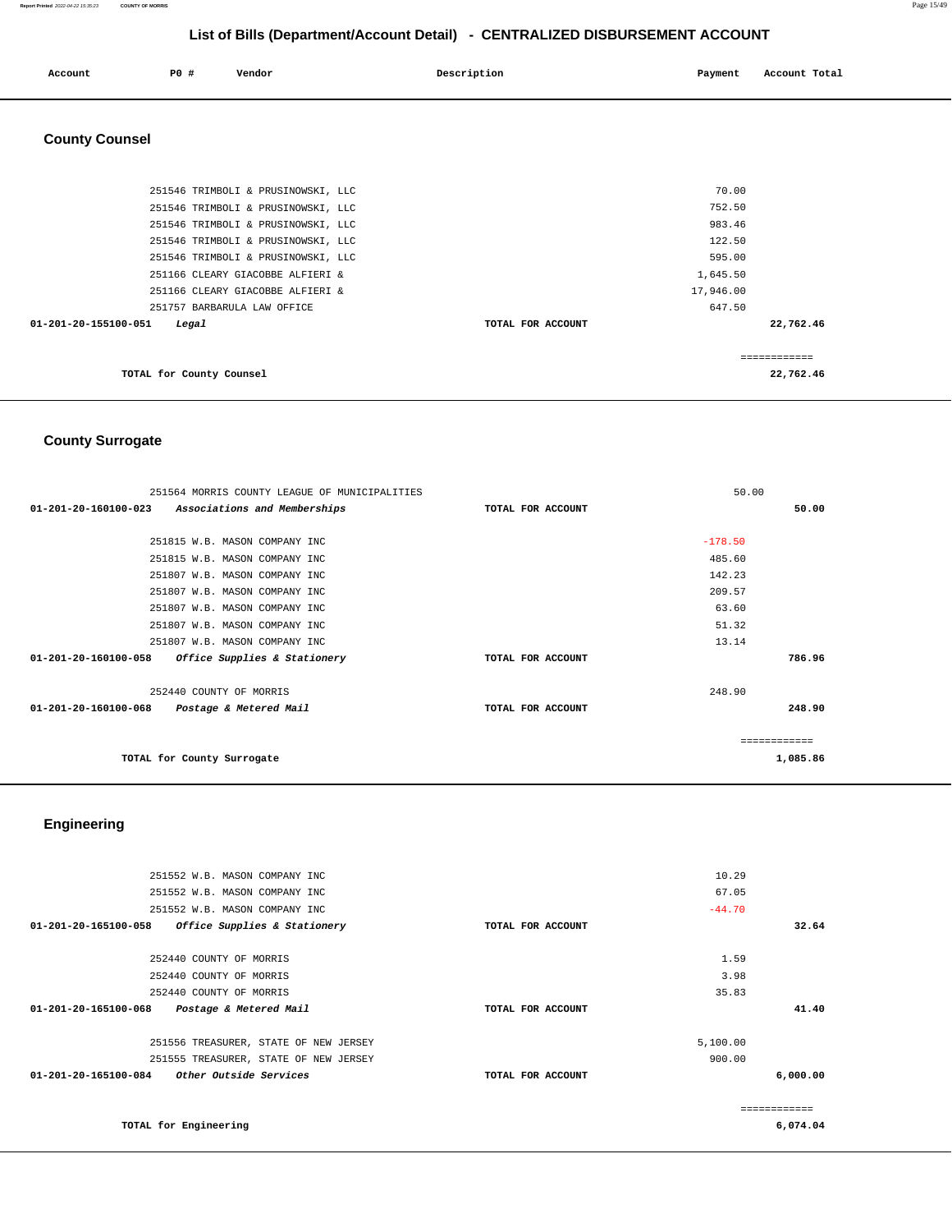# List of Bills (Department/Account Detail) - CENTRALIZED DISBURSEMENT ACCOUNT

| Account | PO # | Vendor | Description | Payment | Account Total |
|---|---|---|---|---|---|

## County Counsel

| Account | PO # | Vendor | Description | Payment | Account Total |
|---|---|---|---|---|---|
| | 251546 | TRIMBOLI & PRUSINOWSKI, LLC | | 70.00 | |
| | 251546 | TRIMBOLI & PRUSINOWSKI, LLC | | 752.50 | |
| | 251546 | TRIMBOLI & PRUSINOWSKI, LLC | | 983.46 | |
| | 251546 | TRIMBOLI & PRUSINOWSKI, LLC | | 122.50 | |
| | 251546 | TRIMBOLI & PRUSINOWSKI, LLC | | 595.00 | |
| | 251166 | CLEARY GIACOBBE ALFIERI & | | 1,645.50 | |
| | 251166 | CLEARY GIACOBBE ALFIERI & | | 17,946.00 | |
| | 251757 | BARBARULA LAW OFFICE | | 647.50 | |
| **01-201-20-155100-051** | ***Legal*** | | **TOTAL FOR ACCOUNT** | | **22,762.46** |

============

**TOTAL for County Counsel** **22,762.46**

## County Surrogate

| Account | PO # | Vendor | Description | Payment | Account Total |
|---|---|---|---|---|---|
| | 251564 | MORRIS COUNTY LEAGUE OF MUNICIPALITIES | | 50.00 | |
| **01-201-20-160100-023** | ***Associations and Memberships*** | | **TOTAL FOR ACCOUNT** | | **50.00** |
| | 251815 | W.B. MASON COMPANY INC | | -178.50 | |
| | 251815 | W.B. MASON COMPANY INC | | 485.60 | |
| | 251807 | W.B. MASON COMPANY INC | | 142.23 | |
| | 251807 | W.B. MASON COMPANY INC | | 209.57 | |
| | 251807 | W.B. MASON COMPANY INC | | 63.60 | |
| | 251807 | W.B. MASON COMPANY INC | | 51.32 | |
| | 251807 | W.B. MASON COMPANY INC | | 13.14 | |
| **01-201-20-160100-058** | ***Office Supplies & Stationery*** | | **TOTAL FOR ACCOUNT** | | **786.96** |
| | 252440 | COUNTY OF MORRIS | | 248.90 | |
| **01-201-20-160100-068** | ***Postage & Metered Mail*** | | **TOTAL FOR ACCOUNT** | | **248.90** |

============

**TOTAL for County Surrogate** **1,085.86**

## Engineering

| Account | PO # | Vendor | Description | Payment | Account Total |
|---|---|---|---|---|---|
| | 251552 | W.B. MASON COMPANY INC | | 10.29 | |
| | 251552 | W.B. MASON COMPANY INC | | 67.05 | |
| | 251552 | W.B. MASON COMPANY INC | | -44.70 | |
| **01-201-20-165100-058** | ***Office Supplies & Stationery*** | | **TOTAL FOR ACCOUNT** | | **32.64** |
| | 252440 | COUNTY OF MORRIS | | 1.59 | |
| | 252440 | COUNTY OF MORRIS | | 3.98 | |
| | 252440 | COUNTY OF MORRIS | | 35.83 | |
| **01-201-20-165100-068** | ***Postage & Metered Mail*** | | **TOTAL FOR ACCOUNT** | | **41.40** |
| | 251556 | TREASURER, STATE OF NEW JERSEY | | 5,100.00 | |
| | 251555 | TREASURER, STATE OF NEW JERSEY | | 900.00 | |
| **01-201-20-165100-084** | ***Other Outside Services*** | | **TOTAL FOR ACCOUNT** | | **6,000.00** |

============

**TOTAL for Engineering** **6,074.04**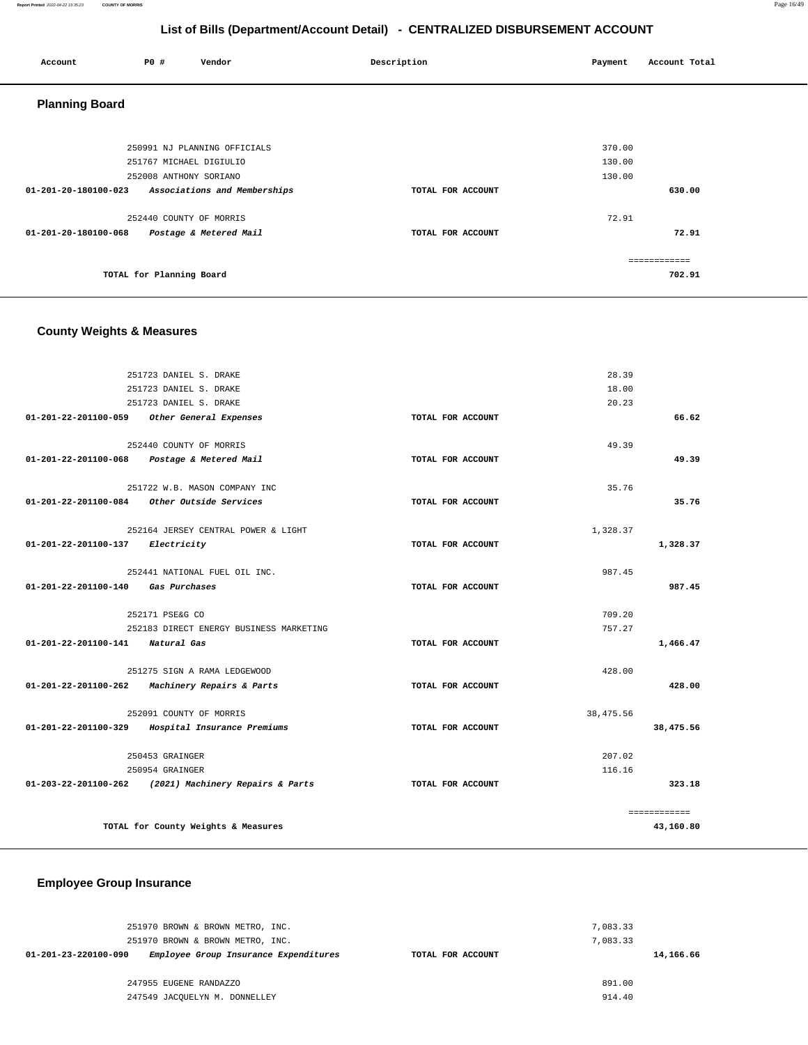## List of Bills (Department/Account Detail) - CENTRALIZED DISBURSEMENT ACCOUNT

| Account | PO # | Vendor | Description | Payment | Account Total |
|---|---|---|---|---|---|

### Planning Board

| Account | PO # | Vendor | Description | Payment | Account Total |
|---|---|---|---|---|---|
| | 250991 | NJ PLANNING OFFICIALS | | 370.00 | |
| | 251767 | MICHAEL DIGIULIO | | 130.00 | |
| | 252008 | ANTHONY SORIANO | | 130.00 | |
| 01-201-20-180100-023 | | *Associations and Memberships* | TOTAL FOR ACCOUNT | | 630.00 |
| | 252440 | COUNTY OF MORRIS | | 72.91 | |
| 01-201-20-180100-068 | | *Postage & Metered Mail* | TOTAL FOR ACCOUNT | | 72.91 |
| | | | | | ============ |
| | | TOTAL for Planning Board | | | 702.91 |

### County Weights & Measures

| Account | PO # | Vendor | Description | Payment | Account Total |
|---|---|---|---|---|---|
| | 251723 | DANIEL S. DRAKE | | 28.39 | |
| | 251723 | DANIEL S. DRAKE | | 18.00 | |
| | 251723 | DANIEL S. DRAKE | | 20.23 | |
| 01-201-22-201100-059 | | *Other General Expenses* | TOTAL FOR ACCOUNT | | 66.62 |
| | 252440 | COUNTY OF MORRIS | | 49.39 | |
| 01-201-22-201100-068 | | *Postage & Metered Mail* | TOTAL FOR ACCOUNT | | 49.39 |
| | 251722 | W.B. MASON COMPANY INC | | 35.76 | |
| 01-201-22-201100-084 | | *Other Outside Services* | TOTAL FOR ACCOUNT | | 35.76 |
| | 252164 | JERSEY CENTRAL POWER & LIGHT | | 1,328.37 | |
| 01-201-22-201100-137 | | *Electricity* | TOTAL FOR ACCOUNT | | 1,328.37 |
| | 252441 | NATIONAL FUEL OIL INC. | | 987.45 | |
| 01-201-22-201100-140 | | *Gas Purchases* | TOTAL FOR ACCOUNT | | 987.45 |
| | 252171 | PSE&G CO | | 709.20 | |
| | 252183 | DIRECT ENERGY BUSINESS MARKETING | | 757.27 | |
| 01-201-22-201100-141 | | *Natural Gas* | TOTAL FOR ACCOUNT | | 1,466.47 |
| | 251275 | SIGN A RAMA LEDGEWOOD | | 428.00 | |
| 01-201-22-201100-262 | | *Machinery Repairs & Parts* | TOTAL FOR ACCOUNT | | 428.00 |
| | 252091 | COUNTY OF MORRIS | | 38,475.56 | |
| 01-201-22-201100-329 | | *Hospital Insurance Premiums* | TOTAL FOR ACCOUNT | | 38,475.56 |
| | 250453 | GRAINGER | | 207.02 | |
| | 250954 | GRAINGER | | 116.16 | |
| 01-203-22-201100-262 | | *(2021) Machinery Repairs & Parts* | TOTAL FOR ACCOUNT | | 323.18 |
| | | | | | ============ |
| | | TOTAL for County Weights & Measures | | | 43,160.80 |

### Employee Group Insurance

| Account | PO # | Vendor | Description | Payment | Account Total |
|---|---|---|---|---|---|
| | 251970 | BROWN & BROWN METRO, INC. | | 7,083.33 | |
| | 251970 | BROWN & BROWN METRO, INC. | | 7,083.33 | |
| 01-201-23-220100-090 | | *Employee Group Insurance Expenditures* | TOTAL FOR ACCOUNT | | 14,166.66 |
| | 247955 | EUGENE RANDAZZO | | 891.00 | |
| | 247549 | JACQUELYN M. DONNELLEY | | 914.40 | |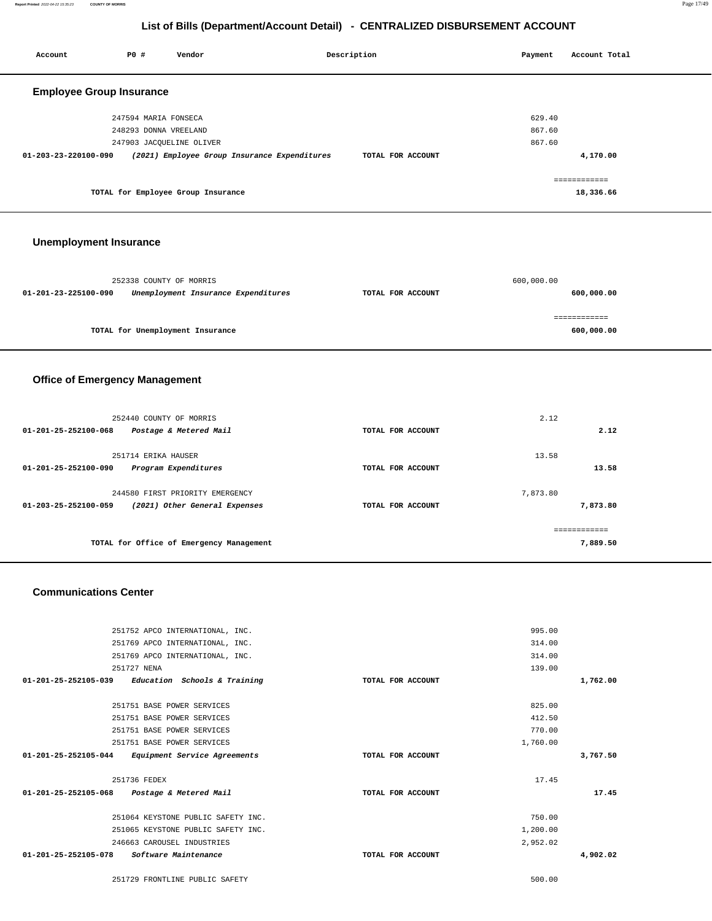# List of Bills (Department/Account Detail) - CENTRALIZED DISBURSEMENT ACCOUNT

| Account | PO # | Vendor | Description | Payment | Account Total |
|---|---|---|---|---|---|

## Employee Group Insurance

| Account | PO # | Vendor | Description | Payment | Account Total |
|---|---|---|---|---|---|
| | 247594 | MARIA FONSECA | | 629.40 | |
| | 248293 | DONNA VREELAND | | 867.60 | |
| | 247903 | JACQUELINE OLIVER | | 867.60 | |
| 01-203-23-220100-090 | | *(2021) Employee Group Insurance Expenditures* | TOTAL FOR ACCOUNT | | 4,170.00 |
| | | TOTAL for Employee Group Insurance | | | 18,336.66 |

## Unemployment Insurance

| Account | PO # | Vendor | Description | Payment | Account Total |
|---|---|---|---|---|---|
| | 252338 | COUNTY OF MORRIS | | 600,000.00 | |
| 01-201-23-225100-090 | | *Unemployment Insurance Expenditures* | TOTAL FOR ACCOUNT | | 600,000.00 |
| | | TOTAL for Unemployment Insurance | | | 600,000.00 |

## Office of Emergency Management

| Account | PO # | Vendor | Description | Payment | Account Total |
|---|---|---|---|---|---|
| | 252440 | COUNTY OF MORRIS | | 2.12 | |
| 01-201-25-252100-068 | | *Postage & Metered Mail* | TOTAL FOR ACCOUNT | | 2.12 |
| | 251714 | ERIKA HAUSER | | 13.58 | |
| 01-201-25-252100-090 | | *Program Expenditures* | TOTAL FOR ACCOUNT | | 13.58 |
| | 244580 | FIRST PRIORITY EMERGENCY | | 7,873.80 | |
| 01-203-25-252100-059 | | *(2021) Other General Expenses* | TOTAL FOR ACCOUNT | | 7,873.80 |
| | | TOTAL for Office of Emergency Management | | | 7,889.50 |

## Communications Center

| Account | PO # | Vendor | Description | Payment | Account Total |
|---|---|---|---|---|---|
| | 251752 | APCO INTERNATIONAL, INC. | | 995.00 | |
| | 251769 | APCO INTERNATIONAL, INC. | | 314.00 | |
| | 251769 | APCO INTERNATIONAL, INC. | | 314.00 | |
| | 251727 | NENA | | 139.00 | |
| 01-201-25-252105-039 | | *Education Schools & Training* | TOTAL FOR ACCOUNT | | 1,762.00 |
| | 251751 | BASE POWER SERVICES | | 825.00 | |
| | 251751 | BASE POWER SERVICES | | 412.50 | |
| | 251751 | BASE POWER SERVICES | | 770.00 | |
| | 251751 | BASE POWER SERVICES | | 1,760.00 | |
| 01-201-25-252105-044 | | *Equipment Service Agreements* | TOTAL FOR ACCOUNT | | 3,767.50 |
| | 251736 | FEDEX | | 17.45 | |
| 01-201-25-252105-068 | | *Postage & Metered Mail* | TOTAL FOR ACCOUNT | | 17.45 |
| | 251064 | KEYSTONE PUBLIC SAFETY INC. | | 750.00 | |
| | 251065 | KEYSTONE PUBLIC SAFETY INC. | | 1,200.00 | |
| | 246663 | CAROUSEL INDUSTRIES | | 2,952.02 | |
| 01-201-25-252105-078 | | *Software Maintenance* | TOTAL FOR ACCOUNT | | 4,902.02 |
| | 251729 | FRONTLINE PUBLIC SAFETY | | 500.00 | |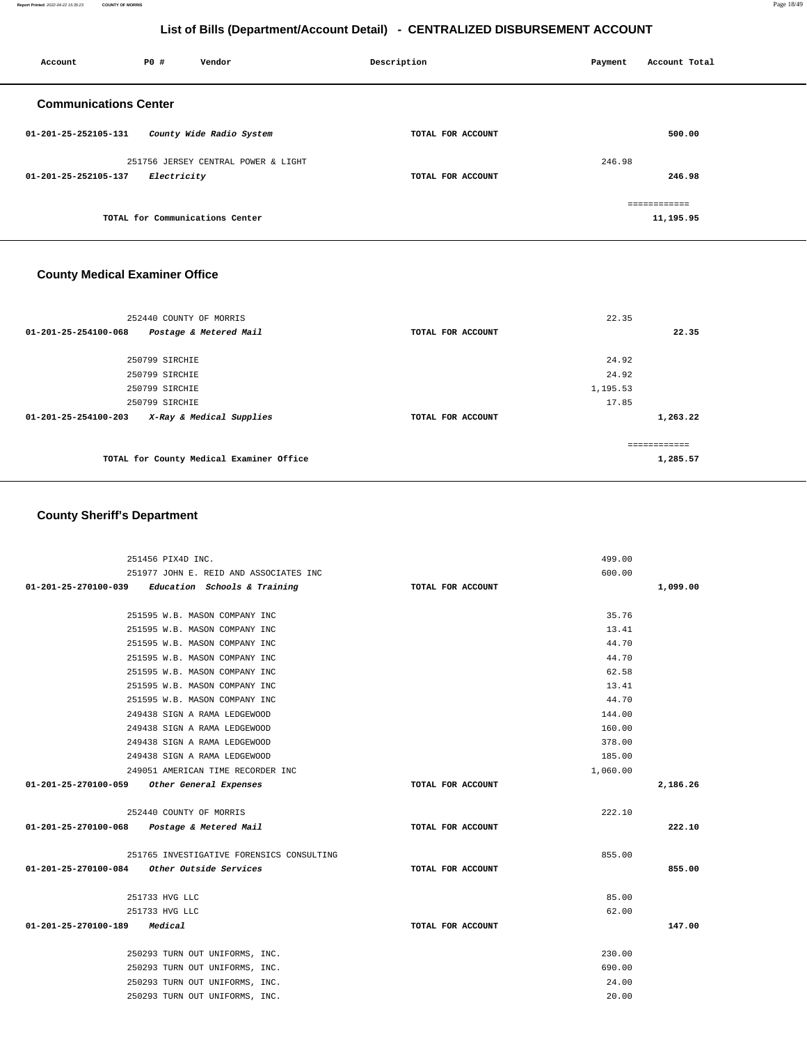## List of Bills (Department/Account Detail) - CENTRALIZED DISBURSEMENT ACCOUNT

| Account | PO # | Vendor | Description | Payment | Account Total |
|---|---|---|---|---|---|

### Communications Center

| Account | PO # | Vendor | Description | Payment | Account Total |
|---|---|---|---|---|---|
| 01-201-25-252105-131 | | *County Wide Radio System* | TOTAL FOR ACCOUNT | | 500.00 |
| | 251756 | JERSEY CENTRAL POWER & LIGHT | | 246.98 | |
| 01-201-25-252105-137 | | *Electricity* | TOTAL FOR ACCOUNT | | 246.98 |
| | | | | | ============ |
| | | TOTAL for Communications Center | | | 11,195.95 |

### County Medical Examiner Office

| Account | PO # | Vendor | Description | Payment | Account Total |
|---|---|---|---|---|---|
| | 252440 | COUNTY OF MORRIS | | 22.35 | |
| 01-201-25-254100-068 | | *Postage & Metered Mail* | TOTAL FOR ACCOUNT | | 22.35 |
| | 250799 | SIRCHIE | | 24.92 | |
| | 250799 | SIRCHIE | | 24.92 | |
| | 250799 | SIRCHIE | | 1,195.53 | |
| | 250799 | SIRCHIE | | 17.85 | |
| 01-201-25-254100-203 | | *X-Ray & Medical Supplies* | TOTAL FOR ACCOUNT | | 1,263.22 |
| | | | | | ============ |
| | | TOTAL for County Medical Examiner Office | | | 1,285.57 |

### County Sheriff's Department

| Account | PO # | Vendor | Description | Payment | Account Total |
|---|---|---|---|---|---|
| | 251456 | PIX4D INC. | | 499.00 | |
| | 251977 | JOHN E. REID AND ASSOCIATES INC | | 600.00 | |
| 01-201-25-270100-039 | | *Education Schools & Training* | TOTAL FOR ACCOUNT | | 1,099.00 |
| | 251595 | W.B. MASON COMPANY INC | | 35.76 | |
| | 251595 | W.B. MASON COMPANY INC | | 13.41 | |
| | 251595 | W.B. MASON COMPANY INC | | 44.70 | |
| | 251595 | W.B. MASON COMPANY INC | | 44.70 | |
| | 251595 | W.B. MASON COMPANY INC | | 62.58 | |
| | 251595 | W.B. MASON COMPANY INC | | 13.41 | |
| | 251595 | W.B. MASON COMPANY INC | | 44.70 | |
| | 249438 | SIGN A RAMA LEDGEWOOD | | 144.00 | |
| | 249438 | SIGN A RAMA LEDGEWOOD | | 160.00 | |
| | 249438 | SIGN A RAMA LEDGEWOOD | | 378.00 | |
| | 249438 | SIGN A RAMA LEDGEWOOD | | 185.00 | |
| | 249051 | AMERICAN TIME RECORDER INC | | 1,060.00 | |
| 01-201-25-270100-059 | | *Other General Expenses* | TOTAL FOR ACCOUNT | | 2,186.26 |
| | 252440 | COUNTY OF MORRIS | | 222.10 | |
| 01-201-25-270100-068 | | *Postage & Metered Mail* | TOTAL FOR ACCOUNT | | 222.10 |
| | 251765 | INVESTIGATIVE FORENSICS CONSULTING | | 855.00 | |
| 01-201-25-270100-084 | | *Other Outside Services* | TOTAL FOR ACCOUNT | | 855.00 |
| | 251733 | HVG LLC | | 85.00 | |
| | 251733 | HVG LLC | | 62.00 | |
| 01-201-25-270100-189 | | *Medical* | TOTAL FOR ACCOUNT | | 147.00 |
| | 250293 | TURN OUT UNIFORMS, INC. | | 230.00 | |
| | 250293 | TURN OUT UNIFORMS, INC. | | 690.00 | |
| | 250293 | TURN OUT UNIFORMS, INC. | | 24.00 | |
| | 250293 | TURN OUT UNIFORMS, INC. | | 20.00 | |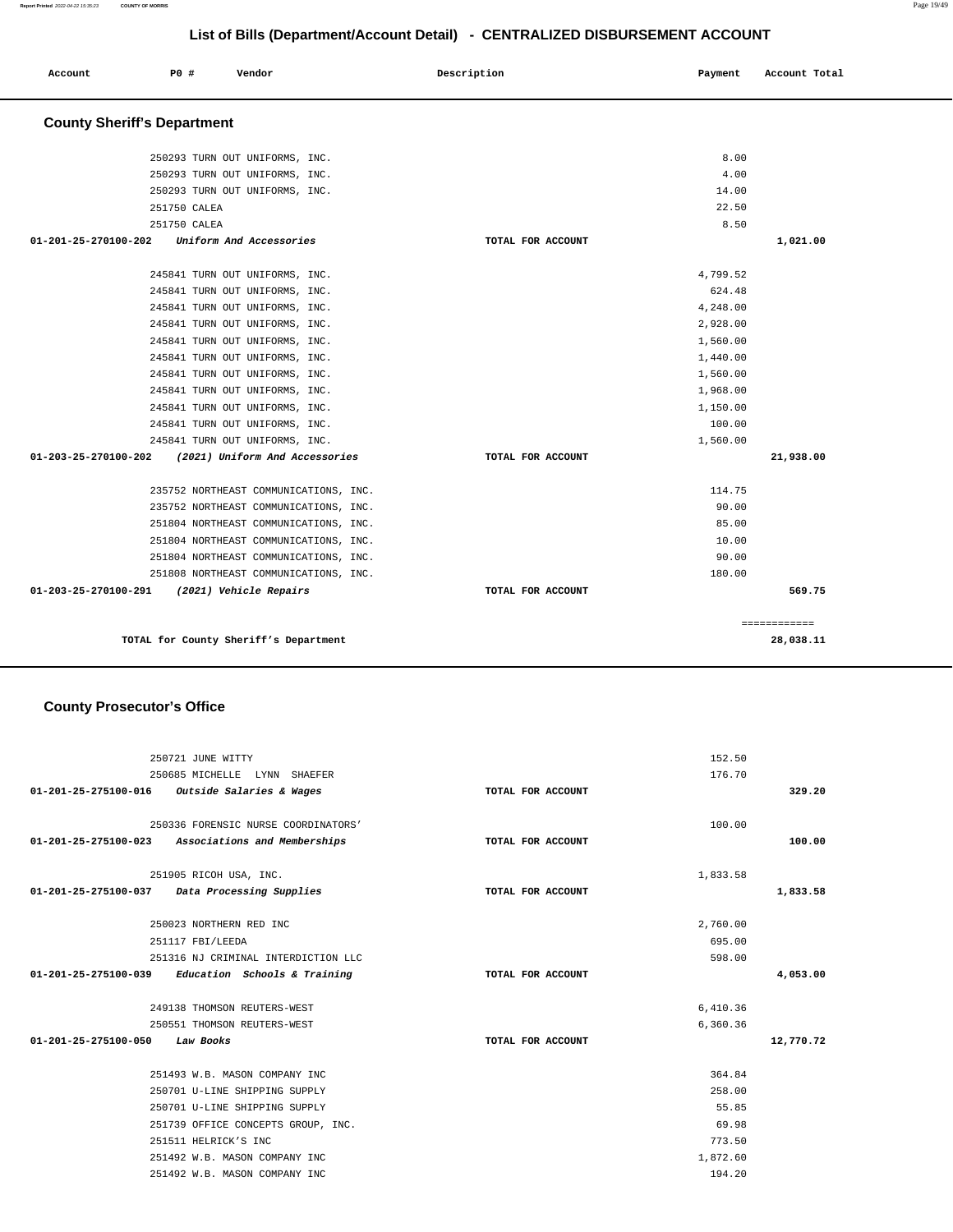## List of Bills (Department/Account Detail) - CENTRALIZED DISBURSEMENT ACCOUNT

| Account | PO # | Vendor | Description | Payment | Account Total |
|---|---|---|---|---|---|

### County Sheriff's Department

| Account | PO # | Vendor | Description | Payment | Account Total |
|---|---|---|---|---|---|
| | 250293 | TURN OUT UNIFORMS, INC. | | 8.00 | |
| | 250293 | TURN OUT UNIFORMS, INC. | | 4.00 | |
| | 250293 | TURN OUT UNIFORMS, INC. | | 14.00 | |
| | 251750 | CALEA | | 22.50 | |
| | 251750 | CALEA | | 8.50 | |
| **01-201-25-270100-202** | | ***Uniform And Accessories*** | **TOTAL FOR ACCOUNT** | | **1,021.00** |
| | 245841 | TURN OUT UNIFORMS, INC. | | 4,799.52 | |
| | 245841 | TURN OUT UNIFORMS, INC. | | 624.48 | |
| | 245841 | TURN OUT UNIFORMS, INC. | | 4,248.00 | |
| | 245841 | TURN OUT UNIFORMS, INC. | | 2,928.00 | |
| | 245841 | TURN OUT UNIFORMS, INC. | | 1,560.00 | |
| | 245841 | TURN OUT UNIFORMS, INC. | | 1,440.00 | |
| | 245841 | TURN OUT UNIFORMS, INC. | | 1,560.00 | |
| | 245841 | TURN OUT UNIFORMS, INC. | | 1,968.00 | |
| | 245841 | TURN OUT UNIFORMS, INC. | | 1,150.00 | |
| | 245841 | TURN OUT UNIFORMS, INC. | | 100.00 | |
| | 245841 | TURN OUT UNIFORMS, INC. | | 1,560.00 | |
| **01-203-25-270100-202** | | ***(2021) Uniform And Accessories*** | **TOTAL FOR ACCOUNT** | | **21,938.00** |
| | 235752 | NORTHEAST COMMUNICATIONS, INC. | | 114.75 | |
| | 235752 | NORTHEAST COMMUNICATIONS, INC. | | 90.00 | |
| | 251804 | NORTHEAST COMMUNICATIONS, INC. | | 85.00 | |
| | 251804 | NORTHEAST COMMUNICATIONS, INC. | | 10.00 | |
| | 251804 | NORTHEAST COMMUNICATIONS, INC. | | 90.00 | |
| | 251808 | NORTHEAST COMMUNICATIONS, INC. | | 180.00 | |
| **01-203-25-270100-291** | | ***(2021) Vehicle Repairs*** | **TOTAL FOR ACCOUNT** | | **569.75** |
| | | | | | ============ |
| | | **TOTAL for County Sheriff's Department** | | | **28,038.11** |

### County Prosecutor's Office

| Account | PO # | Vendor | Description | Payment | Account Total |
|---|---|---|---|---|---|
| | 250721 | JUNE WITTY | | 152.50 | |
| | 250685 | MICHELLE LYNN SHAEFER | | 176.70 | |
| **01-201-25-275100-016** | | ***Outside Salaries & Wages*** | **TOTAL FOR ACCOUNT** | | **329.20** |
| | 250336 | FORENSIC NURSE COORDINATORS' | | 100.00 | |
| **01-201-25-275100-023** | | ***Associations and Memberships*** | **TOTAL FOR ACCOUNT** | | **100.00** |
| | 251905 | RICOH USA, INC. | | 1,833.58 | |
| **01-201-25-275100-037** | | ***Data Processing Supplies*** | **TOTAL FOR ACCOUNT** | | **1,833.58** |
| | 250023 | NORTHERN RED INC | | 2,760.00 | |
| | 251117 | FBI/LEEDA | | 695.00 | |
| | 251316 | NJ CRIMINAL INTERDICTION LLC | | 598.00 | |
| **01-201-25-275100-039** | | ***Education Schools & Training*** | **TOTAL FOR ACCOUNT** | | **4,053.00** |
| | 249138 | THOMSON REUTERS-WEST | | 6,410.36 | |
| | 250551 | THOMSON REUTERS-WEST | | 6,360.36 | |
| **01-201-25-275100-050** | | ***Law Books*** | **TOTAL FOR ACCOUNT** | | **12,770.72** |
| | 251493 | W.B. MASON COMPANY INC | | 364.84 | |
| | 250701 | U-LINE SHIPPING SUPPLY | | 258.00 | |
| | 250701 | U-LINE SHIPPING SUPPLY | | 55.85 | |
| | 251739 | OFFICE CONCEPTS GROUP, INC. | | 69.98 | |
| | 251511 | HELRICK'S INC | | 773.50 | |
| | 251492 | W.B. MASON COMPANY INC | | 1,872.60 | |
| | 251492 | W.B. MASON COMPANY INC | | 194.20 | |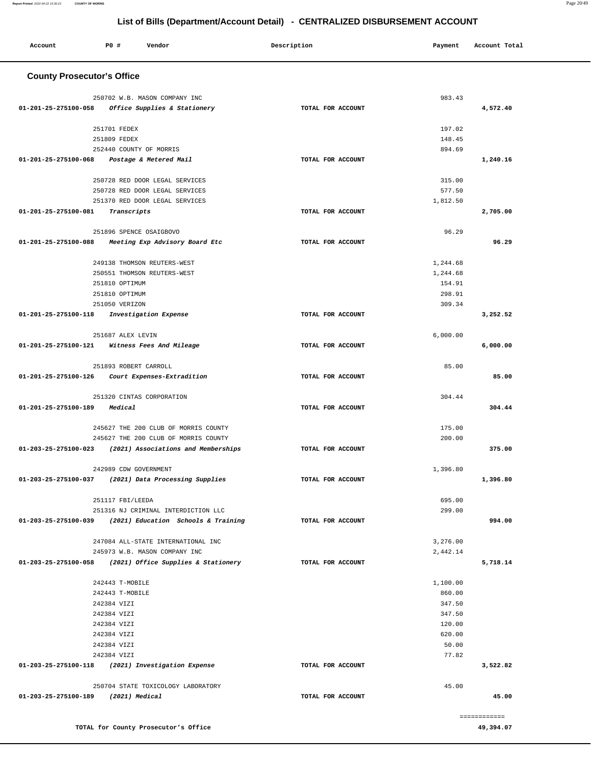## List of Bills (Department/Account Detail) - CENTRALIZED DISBURSEMENT ACCOUNT

| Account | PO # | Vendor | Description | Payment | Account Total |
|---|---|---|---|---|---|

### County Prosecutor's Office

| Account | PO # | Vendor | Description | Payment | Account Total |
|---|---|---|---|---|---|
| | 250702 | W.B. MASON COMPANY INC | | 983.43 | |
| 01-201-25-275100-058 | | *Office Supplies & Stationery* | TOTAL FOR ACCOUNT | | 4,572.40 |
| | 251701 | FEDEX | | 197.02 | |
| | 251809 | FEDEX | | 148.45 | |
| | 252440 | COUNTY OF MORRIS | | 894.69 | |
| 01-201-25-275100-068 | | *Postage & Metered Mail* | TOTAL FOR ACCOUNT | | 1,240.16 |
| | 250728 | RED DOOR LEGAL SERVICES | | 315.00 | |
| | 250728 | RED DOOR LEGAL SERVICES | | 577.50 | |
| | 251370 | RED DOOR LEGAL SERVICES | | 1,812.50 | |
| 01-201-25-275100-081 | | *Transcripts* | TOTAL FOR ACCOUNT | | 2,705.00 |
| | 251896 | SPENCE OSAIGBOVO | | 96.29 | |
| 01-201-25-275100-088 | | *Meeting Exp Advisory Board Etc* | TOTAL FOR ACCOUNT | | 96.29 |
| | 249138 | THOMSON REUTERS-WEST | | 1,244.68 | |
| | 250551 | THOMSON REUTERS-WEST | | 1,244.68 | |
| | 251810 | OPTIMUM | | 154.91 | |
| | 251810 | OPTIMUM | | 298.91 | |
| | 251050 | VERIZON | | 309.34 | |
| 01-201-25-275100-118 | | *Investigation Expense* | TOTAL FOR ACCOUNT | | 3,252.52 |
| | 251687 | ALEX LEVIN | | 6,000.00 | |
| 01-201-25-275100-121 | | *Witness Fees And Mileage* | TOTAL FOR ACCOUNT | | 6,000.00 |
| | 251893 | ROBERT CARROLL | | 85.00 | |
| 01-201-25-275100-126 | | *Court Expenses-Extradition* | TOTAL FOR ACCOUNT | | 85.00 |
| | 251320 | CINTAS CORPORATION | | 304.44 | |
| 01-201-25-275100-189 | | *Medical* | TOTAL FOR ACCOUNT | | 304.44 |
| | 245627 | THE 200 CLUB OF MORRIS COUNTY | | 175.00 | |
| | 245627 | THE 200 CLUB OF MORRIS COUNTY | | 200.00 | |
| 01-203-25-275100-023 | | *(2021) Associations and Memberships* | TOTAL FOR ACCOUNT | | 375.00 |
| | 242989 | CDW GOVERNMENT | | 1,396.80 | |
| 01-203-25-275100-037 | | *(2021) Data Processing Supplies* | TOTAL FOR ACCOUNT | | 1,396.80 |
| | 251117 | FBI/LEEDA | | 695.00 | |
| | 251316 | NJ CRIMINAL INTERDICTION LLC | | 299.00 | |
| 01-203-25-275100-039 | | *(2021) Education Schools & Training* | TOTAL FOR ACCOUNT | | 994.00 |
| | 247084 | ALL-STATE INTERNATIONAL INC | | 3,276.00 | |
| | 245973 | W.B. MASON COMPANY INC | | 2,442.14 | |
| 01-203-25-275100-058 | | *(2021) Office Supplies & Stationery* | TOTAL FOR ACCOUNT | | 5,718.14 |
| | 242443 | T-MOBILE | | 1,100.00 | |
| | 242443 | T-MOBILE | | 860.00 | |
| | 242384 | VIZI | | 347.50 | |
| | 242384 | VIZI | | 347.50 | |
| | 242384 | VIZI | | 120.00 | |
| | 242384 | VIZI | | 620.00 | |
| | 242384 | VIZI | | 50.00 | |
| | 242384 | VIZI | | 77.82 | |
| 01-203-25-275100-118 | | *(2021) Investigation Expense* | TOTAL FOR ACCOUNT | | 3,522.82 |
| | 250704 | STATE TOXICOLOGY LABORATORY | | 45.00 | |
| 01-203-25-275100-189 | | *(2021) Medical* | TOTAL FOR ACCOUNT | | 45.00 |

**TOTAL for County Prosecutor's Office** — **49,394.07**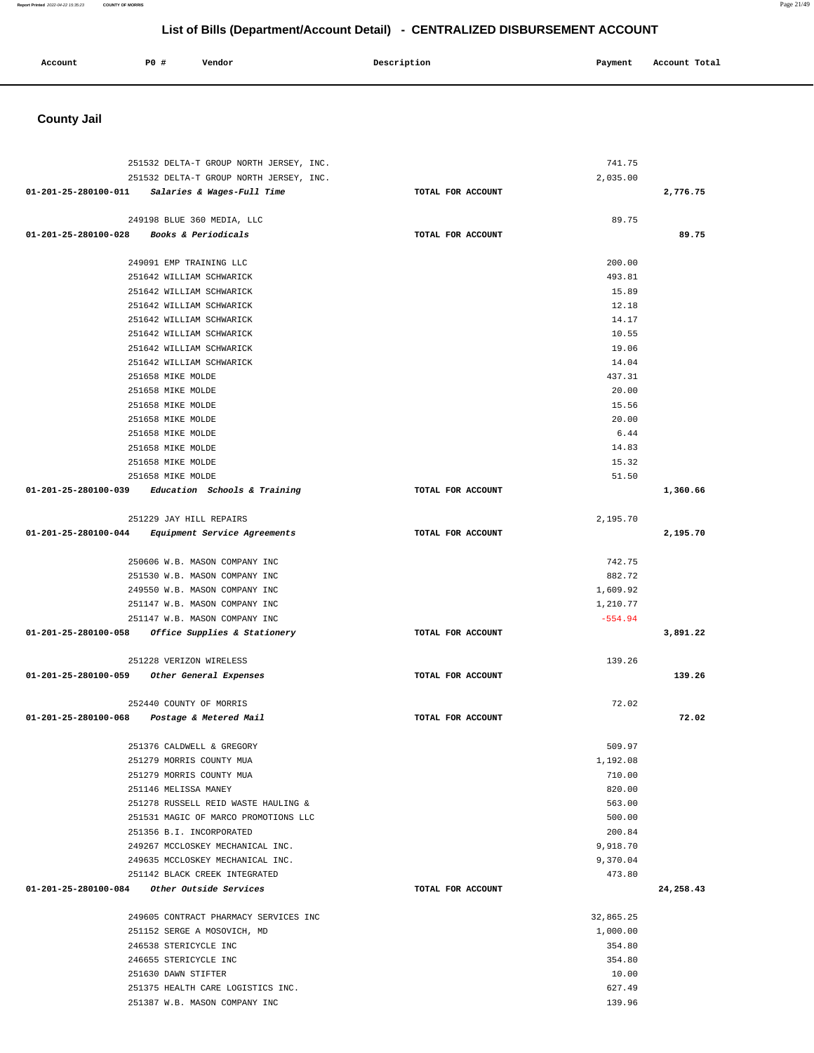## List of Bills (Department/Account Detail) - CENTRALIZED DISBURSEMENT ACCOUNT

| Account | PO # | Vendor | Description | Payment | Account Total |
|---|---|---|---|---|---|

### County Jail

| Account | PO # | Vendor | Description | Payment | Account Total |
|---|---|---|---|---|---|
| | 251532 | DELTA-T GROUP NORTH JERSEY, INC. | | 741.75 | |
| | 251532 | DELTA-T GROUP NORTH JERSEY, INC. | | 2,035.00 | |
| 01-201-25-280100-011 | | *Salaries & Wages-Full Time* | TOTAL FOR ACCOUNT | | 2,776.75 |
| | 249198 | BLUE 360 MEDIA, LLC | | 89.75 | |
| 01-201-25-280100-028 | | *Books & Periodicals* | TOTAL FOR ACCOUNT | | 89.75 |
| | 249091 | EMP TRAINING LLC | | 200.00 | |
| | 251642 | WILLIAM SCHWARICK | | 493.81 | |
| | 251642 | WILLIAM SCHWARICK | | 15.89 | |
| | 251642 | WILLIAM SCHWARICK | | 12.18 | |
| | 251642 | WILLIAM SCHWARICK | | 14.17 | |
| | 251642 | WILLIAM SCHWARICK | | 10.55 | |
| | 251642 | WILLIAM SCHWARICK | | 19.06 | |
| | 251642 | WILLIAM SCHWARICK | | 14.04 | |
| | 251658 | MIKE MOLDE | | 437.31 | |
| | 251658 | MIKE MOLDE | | 20.00 | |
| | 251658 | MIKE MOLDE | | 15.56 | |
| | 251658 | MIKE MOLDE | | 20.00 | |
| | 251658 | MIKE MOLDE | | 6.44 | |
| | 251658 | MIKE MOLDE | | 14.83 | |
| | 251658 | MIKE MOLDE | | 15.32 | |
| | 251658 | MIKE MOLDE | | 51.50 | |
| 01-201-25-280100-039 | | *Education Schools & Training* | TOTAL FOR ACCOUNT | | 1,360.66 |
| | 251229 | JAY HILL REPAIRS | | 2,195.70 | |
| 01-201-25-280100-044 | | *Equipment Service Agreements* | TOTAL FOR ACCOUNT | | 2,195.70 |
| | 250606 | W.B. MASON COMPANY INC | | 742.75 | |
| | 251530 | W.B. MASON COMPANY INC | | 882.72 | |
| | 249550 | W.B. MASON COMPANY INC | | 1,609.92 | |
| | 251147 | W.B. MASON COMPANY INC | | 1,210.77 | |
| | 251147 | W.B. MASON COMPANY INC | | -554.94 | |
| 01-201-25-280100-058 | | *Office Supplies & Stationery* | TOTAL FOR ACCOUNT | | 3,891.22 |
| | 251228 | VERIZON WIRELESS | | 139.26 | |
| 01-201-25-280100-059 | | *Other General Expenses* | TOTAL FOR ACCOUNT | | 139.26 |
| | 252440 | COUNTY OF MORRIS | | 72.02 | |
| 01-201-25-280100-068 | | *Postage & Metered Mail* | TOTAL FOR ACCOUNT | | 72.02 |
| | 251376 | CALDWELL & GREGORY | | 509.97 | |
| | 251279 | MORRIS COUNTY MUA | | 1,192.08 | |
| | 251279 | MORRIS COUNTY MUA | | 710.00 | |
| | 251146 | MELISSA MANEY | | 820.00 | |
| | 251278 | RUSSELL REID WASTE HAULING & | | 563.00 | |
| | 251531 | MAGIC OF MARCO PROMOTIONS LLC | | 500.00 | |
| | 251356 | B.I. INCORPORATED | | 200.84 | |
| | 249267 | MCCLOSKEY MECHANICAL INC. | | 9,918.70 | |
| | 249635 | MCCLOSKEY MECHANICAL INC. | | 9,370.04 | |
| | 251142 | BLACK CREEK INTEGRATED | | 473.80 | |
| 01-201-25-280100-084 | | *Other Outside Services* | TOTAL FOR ACCOUNT | | 24,258.43 |
| | 249605 | CONTRACT PHARMACY SERVICES INC | | 32,865.25 | |
| | 251152 | SERGE A MOSOVICH, MD | | 1,000.00 | |
| | 246538 | STERICYCLE INC | | 354.80 | |
| | 246655 | STERICYCLE INC | | 354.80 | |
| | 251630 | DAWN STIFTER | | 10.00 | |
| | 251375 | HEALTH CARE LOGISTICS INC. | | 627.49 | |
| | 251387 | W.B. MASON COMPANY INC | | 139.96 | |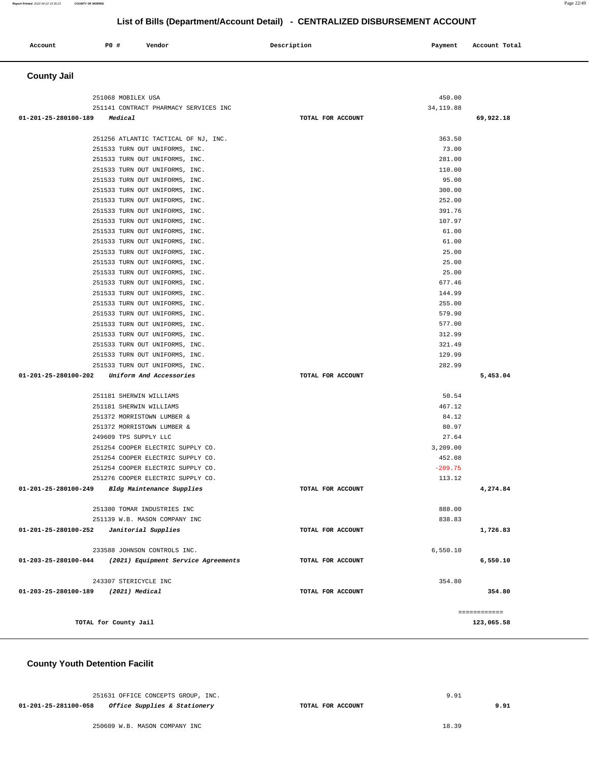## List of Bills (Department/Account Detail) - CENTRALIZED DISBURSEMENT ACCOUNT

| Account | PO # | Vendor | Description | Payment | Account Total |
|---|---|---|---|---|---|

### County Jail

| Account | PO # | Vendor | Description | Payment | Account Total |
|---|---|---|---|---|---|
| | 251068 | MOBILEX USA | | 450.00 | |
| | 251141 | CONTRACT PHARMACY SERVICES INC | | 34,119.88 | |
| 01-201-25-280100-189 | | *Medical* | TOTAL FOR ACCOUNT | | 69,922.18 |
| | 251256 | ATLANTIC TACTICAL OF NJ, INC. | | 363.50 | |
| | 251533 | TURN OUT UNIFORMS, INC. | | 73.00 | |
| | 251533 | TURN OUT UNIFORMS, INC. | | 281.00 | |
| | 251533 | TURN OUT UNIFORMS, INC. | | 110.00 | |
| | 251533 | TURN OUT UNIFORMS, INC. | | 95.00 | |
| | 251533 | TURN OUT UNIFORMS, INC. | | 300.00 | |
| | 251533 | TURN OUT UNIFORMS, INC. | | 252.00 | |
| | 251533 | TURN OUT UNIFORMS, INC. | | 391.76 | |
| | 251533 | TURN OUT UNIFORMS, INC. | | 107.97 | |
| | 251533 | TURN OUT UNIFORMS, INC. | | 61.00 | |
| | 251533 | TURN OUT UNIFORMS, INC. | | 61.00 | |
| | 251533 | TURN OUT UNIFORMS, INC. | | 25.00 | |
| | 251533 | TURN OUT UNIFORMS, INC. | | 25.00 | |
| | 251533 | TURN OUT UNIFORMS, INC. | | 25.00 | |
| | 251533 | TURN OUT UNIFORMS, INC. | | 677.46 | |
| | 251533 | TURN OUT UNIFORMS, INC. | | 144.99 | |
| | 251533 | TURN OUT UNIFORMS, INC. | | 255.00 | |
| | 251533 | TURN OUT UNIFORMS, INC. | | 579.90 | |
| | 251533 | TURN OUT UNIFORMS, INC. | | 577.00 | |
| | 251533 | TURN OUT UNIFORMS, INC. | | 312.99 | |
| | 251533 | TURN OUT UNIFORMS, INC. | | 321.49 | |
| | 251533 | TURN OUT UNIFORMS, INC. | | 129.99 | |
| | 251533 | TURN OUT UNIFORMS, INC. | | 282.99 | |
| 01-201-25-280100-202 | | *Uniform And Accessories* | TOTAL FOR ACCOUNT | | 5,453.04 |
| | 251181 | SHERWIN WILLIAMS | | 50.54 | |
| | 251181 | SHERWIN WILLIAMS | | 467.12 | |
| | 251372 | MORRISTOWN LUMBER & | | 84.12 | |
| | 251372 | MORRISTOWN LUMBER & | | 80.97 | |
| | 249609 | TPS SUPPLY LLC | | 27.64 | |
| | 251254 | COOPER ELECTRIC SUPPLY CO. | | 3,209.00 | |
| | 251254 | COOPER ELECTRIC SUPPLY CO. | | 452.08 | |
| | 251254 | COOPER ELECTRIC SUPPLY CO. | | -209.75 | |
| | 251276 | COOPER ELECTRIC SUPPLY CO. | | 113.12 | |
| 01-201-25-280100-249 | | *Bldg Maintenance Supplies* | TOTAL FOR ACCOUNT | | 4,274.84 |
| | 251380 | TOMAR INDUSTRIES INC | | 888.00 | |
| | 251139 | W.B. MASON COMPANY INC | | 838.83 | |
| 01-201-25-280100-252 | | *Janitorial Supplies* | TOTAL FOR ACCOUNT | | 1,726.83 |
| | 233588 | JOHNSON CONTROLS INC. | | 6,550.10 | |
| 01-203-25-280100-044 | | *(2021) Equipment Service Agreements* | TOTAL FOR ACCOUNT | | 6,550.10 |
| | 243307 | STERICYCLE INC | | 354.80 | |
| 01-203-25-280100-189 | | *(2021) Medical* | TOTAL FOR ACCOUNT | | 354.80 |
| | | | | | ============ |
| TOTAL for County Jail | | | | | 123,065.58 |

### County Youth Detention Facilit

| Account | PO # | Vendor | Description | Payment | Account Total |
|---|---|---|---|---|---|
| | 251631 | OFFICE CONCEPTS GROUP, INC. | | 9.91 | |
| 01-201-25-281100-058 | | *Office Supplies & Stationery* | TOTAL FOR ACCOUNT | | 9.91 |
| | 250609 | W.B. MASON COMPANY INC | | 18.39 | |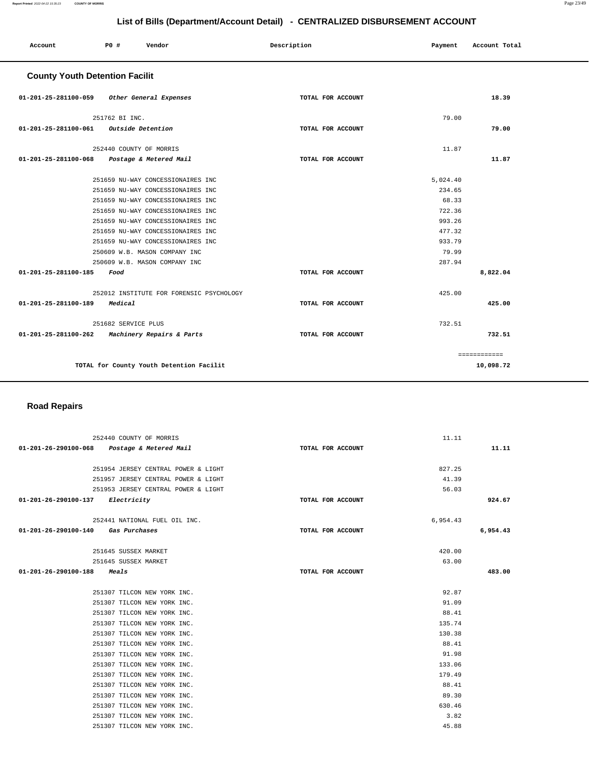# List of Bills (Department/Account Detail) - CENTRALIZED DISBURSEMENT ACCOUNT

| Account | PO # | Vendor | Description | Payment | Account Total |
|---|---|---|---|---|---|

## County Youth Detention Facilit

| Account | PO # Vendor | Description | Payment | Account Total |
|---|---|---|---|---|
| 01-201-25-281100-059 *Other General Expenses* | | TOTAL FOR ACCOUNT | | 18.39 |
| | 251762 BI INC. | | 79.00 | |
| 01-201-25-281100-061 *Outside Detention* | | TOTAL FOR ACCOUNT | | 79.00 |
| | 252440 COUNTY OF MORRIS | | 11.87 | |
| 01-201-25-281100-068 *Postage & Metered Mail* | | TOTAL FOR ACCOUNT | | 11.87 |
| | 251659 NU-WAY CONCESSIONAIRES INC | | 5,024.40 | |
| | 251659 NU-WAY CONCESSIONAIRES INC | | 234.65 | |
| | 251659 NU-WAY CONCESSIONAIRES INC | | 68.33 | |
| | 251659 NU-WAY CONCESSIONAIRES INC | | 722.36 | |
| | 251659 NU-WAY CONCESSIONAIRES INC | | 993.26 | |
| | 251659 NU-WAY CONCESSIONAIRES INC | | 477.32 | |
| | 251659 NU-WAY CONCESSIONAIRES INC | | 933.79 | |
| | 250609 W.B. MASON COMPANY INC | | 79.99 | |
| | 250609 W.B. MASON COMPANY INC | | 287.94 | |
| 01-201-25-281100-185 *Food* | | TOTAL FOR ACCOUNT | | 8,822.04 |
| | 252012 INSTITUTE FOR FORENSIC PSYCHOLOGY | | 425.00 | |
| 01-201-25-281100-189 *Medical* | | TOTAL FOR ACCOUNT | | 425.00 |
| | 251682 SERVICE PLUS | | 732.51 | |
| 01-201-25-281100-262 *Machinery Repairs & Parts* | | TOTAL FOR ACCOUNT | | 732.51 |
| | | | | ============ |
| | TOTAL for County Youth Detention Facilit | | | 10,098.72 |

## Road Repairs

| Account | PO # Vendor | Description | Payment | Account Total |
|---|---|---|---|---|
| | 252440 COUNTY OF MORRIS | | 11.11 | |
| 01-201-26-290100-068 *Postage & Metered Mail* | | TOTAL FOR ACCOUNT | | 11.11 |
| | 251954 JERSEY CENTRAL POWER & LIGHT | | 827.25 | |
| | 251957 JERSEY CENTRAL POWER & LIGHT | | 41.39 | |
| | 251953 JERSEY CENTRAL POWER & LIGHT | | 56.03 | |
| 01-201-26-290100-137 *Electricity* | | TOTAL FOR ACCOUNT | | 924.67 |
| | 252441 NATIONAL FUEL OIL INC. | | 6,954.43 | |
| 01-201-26-290100-140 *Gas Purchases* | | TOTAL FOR ACCOUNT | | 6,954.43 |
| | 251645 SUSSEX MARKET | | 420.00 | |
| | 251645 SUSSEX MARKET | | 63.00 | |
| 01-201-26-290100-188 *Meals* | | TOTAL FOR ACCOUNT | | 483.00 |
| | 251307 TILCON NEW YORK INC. | | 92.87 | |
| | 251307 TILCON NEW YORK INC. | | 91.09 | |
| | 251307 TILCON NEW YORK INC. | | 88.41 | |
| | 251307 TILCON NEW YORK INC. | | 135.74 | |
| | 251307 TILCON NEW YORK INC. | | 130.38 | |
| | 251307 TILCON NEW YORK INC. | | 88.41 | |
| | 251307 TILCON NEW YORK INC. | | 91.98 | |
| | 251307 TILCON NEW YORK INC. | | 133.06 | |
| | 251307 TILCON NEW YORK INC. | | 179.49 | |
| | 251307 TILCON NEW YORK INC. | | 88.41 | |
| | 251307 TILCON NEW YORK INC. | | 89.30 | |
| | 251307 TILCON NEW YORK INC. | | 630.46 | |
| | 251307 TILCON NEW YORK INC. | | 3.82 | |
| | 251307 TILCON NEW YORK INC. | | 45.88 | |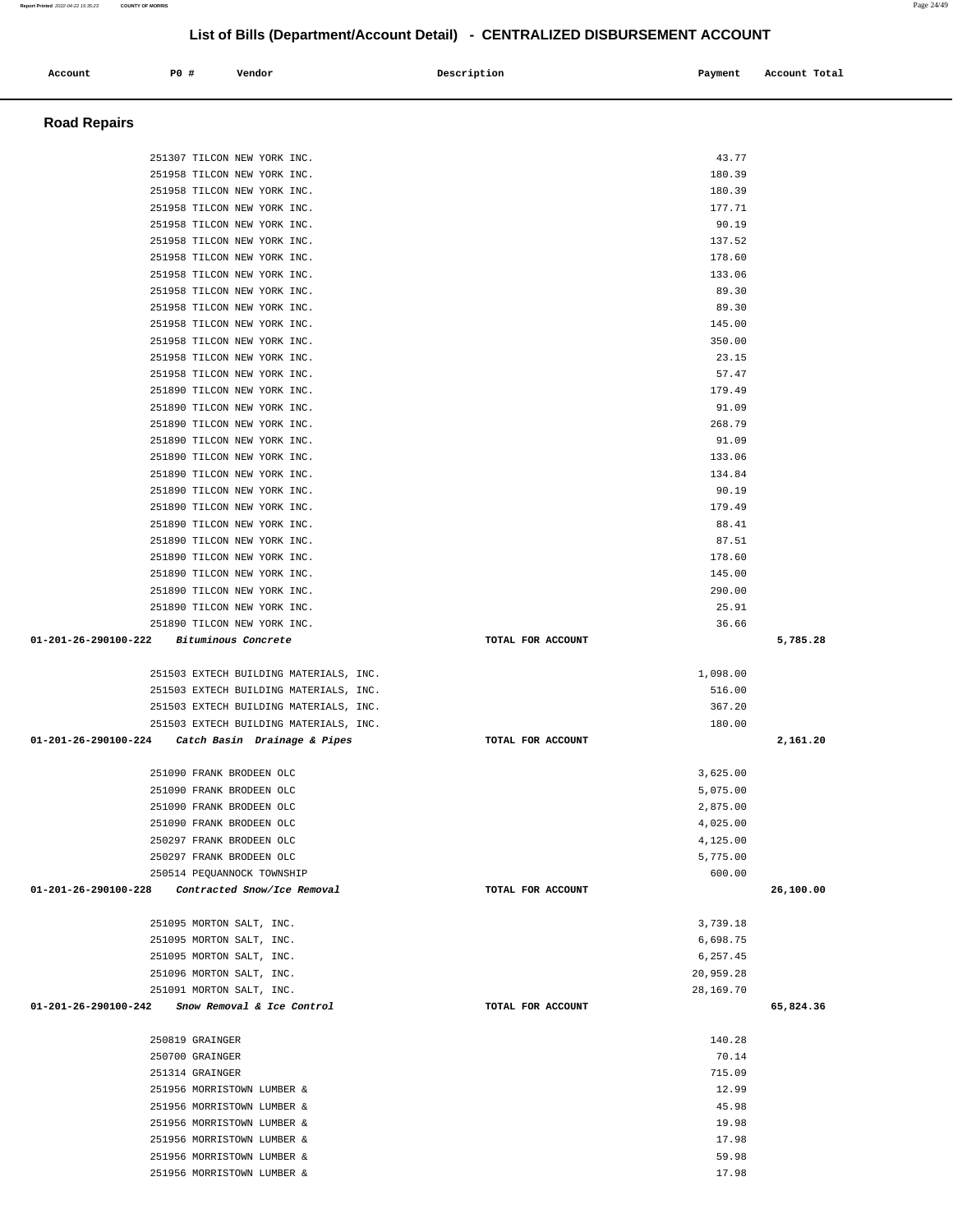## List of Bills (Department/Account Detail) - CENTRALIZED DISBURSEMENT ACCOUNT

| Account | PO # | Vendor | Description | Payment | Account Total |
|---|---|---|---|---|---|

### Road Repairs

| Account | PO # | Vendor | Description | Payment | Account Total |
|---|---|---|---|---|---|
| | 251307 | TILCON NEW YORK INC. | | 43.77 | |
| | 251958 | TILCON NEW YORK INC. | | 180.39 | |
| | 251958 | TILCON NEW YORK INC. | | 180.39 | |
| | 251958 | TILCON NEW YORK INC. | | 177.71 | |
| | 251958 | TILCON NEW YORK INC. | | 90.19 | |
| | 251958 | TILCON NEW YORK INC. | | 137.52 | |
| | 251958 | TILCON NEW YORK INC. | | 178.60 | |
| | 251958 | TILCON NEW YORK INC. | | 133.06 | |
| | 251958 | TILCON NEW YORK INC. | | 89.30 | |
| | 251958 | TILCON NEW YORK INC. | | 89.30 | |
| | 251958 | TILCON NEW YORK INC. | | 145.00 | |
| | 251958 | TILCON NEW YORK INC. | | 350.00 | |
| | 251958 | TILCON NEW YORK INC. | | 23.15 | |
| | 251958 | TILCON NEW YORK INC. | | 57.47 | |
| | 251890 | TILCON NEW YORK INC. | | 179.49 | |
| | 251890 | TILCON NEW YORK INC. | | 91.09 | |
| | 251890 | TILCON NEW YORK INC. | | 268.79 | |
| | 251890 | TILCON NEW YORK INC. | | 91.09 | |
| | 251890 | TILCON NEW YORK INC. | | 133.06 | |
| | 251890 | TILCON NEW YORK INC. | | 134.84 | |
| | 251890 | TILCON NEW YORK INC. | | 90.19 | |
| | 251890 | TILCON NEW YORK INC. | | 179.49 | |
| | 251890 | TILCON NEW YORK INC. | | 88.41 | |
| | 251890 | TILCON NEW YORK INC. | | 87.51 | |
| | 251890 | TILCON NEW YORK INC. | | 178.60 | |
| | 251890 | TILCON NEW YORK INC. | | 145.00 | |
| | 251890 | TILCON NEW YORK INC. | | 290.00 | |
| | 251890 | TILCON NEW YORK INC. | | 25.91 | |
| | 251890 | TILCON NEW YORK INC. | | 36.66 | |
| **01-201-26-290100-222** | | ***Bituminous Concrete*** | **TOTAL FOR ACCOUNT** | | **5,785.28** |
| | 251503 | EXTECH BUILDING MATERIALS, INC. | | 1,098.00 | |
| | 251503 | EXTECH BUILDING MATERIALS, INC. | | 516.00 | |
| | 251503 | EXTECH BUILDING MATERIALS, INC. | | 367.20 | |
| | 251503 | EXTECH BUILDING MATERIALS, INC. | | 180.00 | |
| **01-201-26-290100-224** | | ***Catch Basin Drainage & Pipes*** | **TOTAL FOR ACCOUNT** | | **2,161.20** |
| | 251090 | FRANK BRODEEN OLC | | 3,625.00 | |
| | 251090 | FRANK BRODEEN OLC | | 5,075.00 | |
| | 251090 | FRANK BRODEEN OLC | | 2,875.00 | |
| | 251090 | FRANK BRODEEN OLC | | 4,025.00 | |
| | 250297 | FRANK BRODEEN OLC | | 4,125.00 | |
| | 250297 | FRANK BRODEEN OLC | | 5,775.00 | |
| | 250514 | PEQUANNOCK TOWNSHIP | | 600.00 | |
| **01-201-26-290100-228** | | ***Contracted Snow/Ice Removal*** | **TOTAL FOR ACCOUNT** | | **26,100.00** |
| | 251095 | MORTON SALT, INC. | | 3,739.18 | |
| | 251095 | MORTON SALT, INC. | | 6,698.75 | |
| | 251095 | MORTON SALT, INC. | | 6,257.45 | |
| | 251096 | MORTON SALT, INC. | | 20,959.28 | |
| | 251091 | MORTON SALT, INC. | | 28,169.70 | |
| **01-201-26-290100-242** | | ***Snow Removal & Ice Control*** | **TOTAL FOR ACCOUNT** | | **65,824.36** |
| | 250819 | GRAINGER | | 140.28 | |
| | 250700 | GRAINGER | | 70.14 | |
| | 251314 | GRAINGER | | 715.09 | |
| | 251956 | MORRISTOWN LUMBER & | | 12.99 | |
| | 251956 | MORRISTOWN LUMBER & | | 45.98 | |
| | 251956 | MORRISTOWN LUMBER & | | 19.98 | |
| | 251956 | MORRISTOWN LUMBER & | | 17.98 | |
| | 251956 | MORRISTOWN LUMBER & | | 59.98 | |
| | 251956 | MORRISTOWN LUMBER & | | 17.98 | |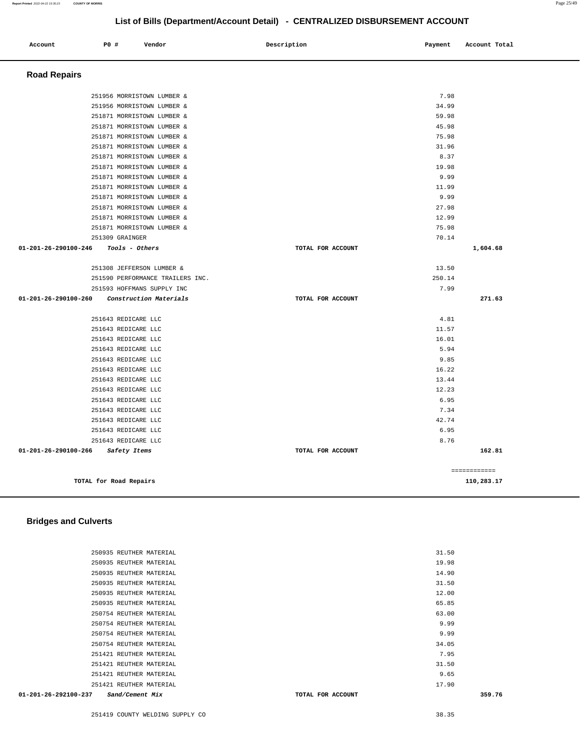## List of Bills (Department/Account Detail) - CENTRALIZED DISBURSEMENT ACCOUNT

| Account | PO # | Vendor | Description | Payment | Account Total |
|---|---|---|---|---|---|

### Road Repairs

| Account | PO # | Vendor | Description | Payment | Account Total |
|---|---|---|---|---|---|
| | 251956 | MORRISTOWN LUMBER & | | 7.98 | |
| | 251956 | MORRISTOWN LUMBER & | | 34.99 | |
| | 251871 | MORRISTOWN LUMBER & | | 59.98 | |
| | 251871 | MORRISTOWN LUMBER & | | 45.98 | |
| | 251871 | MORRISTOWN LUMBER & | | 75.98 | |
| | 251871 | MORRISTOWN LUMBER & | | 31.96 | |
| | 251871 | MORRISTOWN LUMBER & | | 8.37 | |
| | 251871 | MORRISTOWN LUMBER & | | 19.98 | |
| | 251871 | MORRISTOWN LUMBER & | | 9.99 | |
| | 251871 | MORRISTOWN LUMBER & | | 11.99 | |
| | 251871 | MORRISTOWN LUMBER & | | 9.99 | |
| | 251871 | MORRISTOWN LUMBER & | | 27.98 | |
| | 251871 | MORRISTOWN LUMBER & | | 12.99 | |
| | 251871 | MORRISTOWN LUMBER & | | 75.98 | |
| | 251309 | GRAINGER | | 70.14 | |
| **01-201-26-290100-246** | | *Tools - Others* | TOTAL FOR ACCOUNT | | **1,604.68** |
| | 251308 | JEFFERSON LUMBER & | | 13.50 | |
| | 251590 | PERFORMANCE TRAILERS INC. | | 250.14 | |
| | 251593 | HOFFMANS SUPPLY INC | | 7.99 | |
| **01-201-26-290100-260** | | *Construction Materials* | TOTAL FOR ACCOUNT | | **271.63** |
| | 251643 | REDICARE LLC | | 4.81 | |
| | 251643 | REDICARE LLC | | 11.57 | |
| | 251643 | REDICARE LLC | | 16.01 | |
| | 251643 | REDICARE LLC | | 5.94 | |
| | 251643 | REDICARE LLC | | 9.85 | |
| | 251643 | REDICARE LLC | | 16.22 | |
| | 251643 | REDICARE LLC | | 13.44 | |
| | 251643 | REDICARE LLC | | 12.23 | |
| | 251643 | REDICARE LLC | | 6.95 | |
| | 251643 | REDICARE LLC | | 7.34 | |
| | 251643 | REDICARE LLC | | 42.74 | |
| | 251643 | REDICARE LLC | | 6.95 | |
| | 251643 | REDICARE LLC | | 8.76 | |
| **01-201-26-290100-266** | | *Safety Items* | TOTAL FOR ACCOUNT | | **162.81** |
| | | | | | ============ |
| **TOTAL for Road Repairs** | | | | | **110,283.17** |

### Bridges and Culverts

| Account | PO # | Vendor | Description | Payment | Account Total |
|---|---|---|---|---|---|
| | 250935 | REUTHER MATERIAL | | 31.50 | |
| | 250935 | REUTHER MATERIAL | | 19.98 | |
| | 250935 | REUTHER MATERIAL | | 14.90 | |
| | 250935 | REUTHER MATERIAL | | 31.50 | |
| | 250935 | REUTHER MATERIAL | | 12.00 | |
| | 250935 | REUTHER MATERIAL | | 65.85 | |
| | 250754 | REUTHER MATERIAL | | 63.00 | |
| | 250754 | REUTHER MATERIAL | | 9.99 | |
| | 250754 | REUTHER MATERIAL | | 9.99 | |
| | 250754 | REUTHER MATERIAL | | 34.05 | |
| | 251421 | REUTHER MATERIAL | | 7.95 | |
| | 251421 | REUTHER MATERIAL | | 31.50 | |
| | 251421 | REUTHER MATERIAL | | 9.65 | |
| | 251421 | REUTHER MATERIAL | | 17.90 | |
| **01-201-26-292100-237** | | *Sand/Cement Mix* | TOTAL FOR ACCOUNT | | **359.76** |
| | 251419 | COUNTY WELDING SUPPLY CO | | 38.35 | |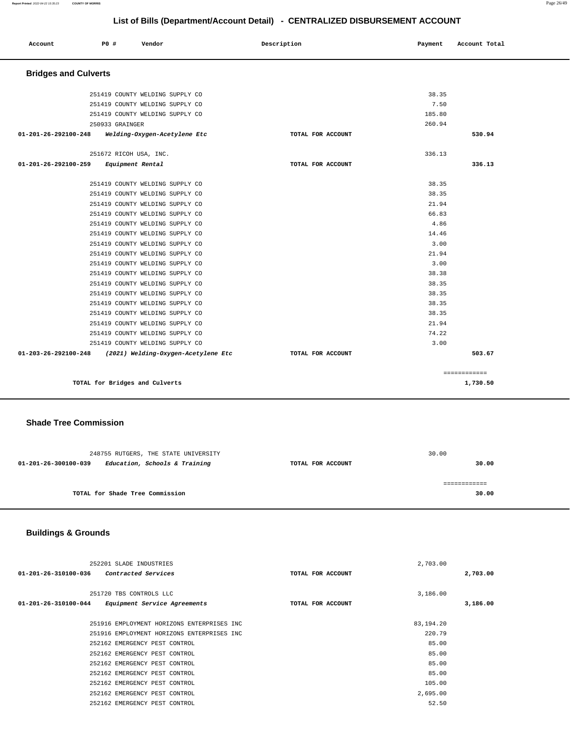## List of Bills (Department/Account Detail) - CENTRALIZED DISBURSEMENT ACCOUNT

| Account | PO # | Vendor | Description | Payment | Account Total |
|---|---|---|---|---|---|

### Bridges and Culverts

| Account | PO # | Vendor | Description | Payment | Account Total |
|---|---|---|---|---|---|
| | 251419 | COUNTY WELDING SUPPLY CO | | 38.35 | |
| | 251419 | COUNTY WELDING SUPPLY CO | | 7.50 | |
| | 251419 | COUNTY WELDING SUPPLY CO | | 185.80 | |
| | 250933 | GRAINGER | | 260.94 | |
| 01-201-26-292100-248 | | *Welding-Oxygen-Acetylene Etc* | TOTAL FOR ACCOUNT | | 530.94 |
| | 251672 | RICOH USA, INC. | | 336.13 | |
| 01-201-26-292100-259 | | *Equipment Rental* | TOTAL FOR ACCOUNT | | 336.13 |
| | 251419 | COUNTY WELDING SUPPLY CO | | 38.35 | |
| | 251419 | COUNTY WELDING SUPPLY CO | | 38.35 | |
| | 251419 | COUNTY WELDING SUPPLY CO | | 21.94 | |
| | 251419 | COUNTY WELDING SUPPLY CO | | 66.83 | |
| | 251419 | COUNTY WELDING SUPPLY CO | | 4.86 | |
| | 251419 | COUNTY WELDING SUPPLY CO | | 14.46 | |
| | 251419 | COUNTY WELDING SUPPLY CO | | 3.00 | |
| | 251419 | COUNTY WELDING SUPPLY CO | | 21.94 | |
| | 251419 | COUNTY WELDING SUPPLY CO | | 3.00 | |
| | 251419 | COUNTY WELDING SUPPLY CO | | 38.38 | |
| | 251419 | COUNTY WELDING SUPPLY CO | | 38.35 | |
| | 251419 | COUNTY WELDING SUPPLY CO | | 38.35 | |
| | 251419 | COUNTY WELDING SUPPLY CO | | 38.35 | |
| | 251419 | COUNTY WELDING SUPPLY CO | | 38.35 | |
| | 251419 | COUNTY WELDING SUPPLY CO | | 21.94 | |
| | 251419 | COUNTY WELDING SUPPLY CO | | 74.22 | |
| | 251419 | COUNTY WELDING SUPPLY CO | | 3.00 | |
| 01-203-26-292100-248 | | *(2021) Welding-Oxygen-Acetylene Etc* | TOTAL FOR ACCOUNT | | 503.67 |
| | | TOTAL for Bridges and Culverts | | | 1,730.50 |

### Shade Tree Commission

| Account | PO # | Vendor | Description | Payment | Account Total |
|---|---|---|---|---|---|
| | 248755 | RUTGERS, THE STATE UNIVERSITY | | 30.00 | |
| 01-201-26-300100-039 | | *Education, Schools & Training* | TOTAL FOR ACCOUNT | | 30.00 |
| | | TOTAL for Shade Tree Commission | | | 30.00 |

### Buildings & Grounds

| Account | PO # | Vendor | Description | Payment | Account Total |
|---|---|---|---|---|---|
| | 252201 | SLADE INDUSTRIES | | 2,703.00 | |
| 01-201-26-310100-036 | | *Contracted Services* | TOTAL FOR ACCOUNT | | 2,703.00 |
| | 251720 | TBS CONTROLS LLC | | 3,186.00 | |
| 01-201-26-310100-044 | | *Equipment Service Agreements* | TOTAL FOR ACCOUNT | | 3,186.00 |
| | 251916 | EMPLOYMENT HORIZONS ENTERPRISES INC | | 83,194.20 | |
| | 251916 | EMPLOYMENT HORIZONS ENTERPRISES INC | | 220.79 | |
| | 252162 | EMERGENCY PEST CONTROL | | 85.00 | |
| | 252162 | EMERGENCY PEST CONTROL | | 85.00 | |
| | 252162 | EMERGENCY PEST CONTROL | | 85.00 | |
| | 252162 | EMERGENCY PEST CONTROL | | 85.00 | |
| | 252162 | EMERGENCY PEST CONTROL | | 105.00 | |
| | 252162 | EMERGENCY PEST CONTROL | | 2,695.00 | |
| | 252162 | EMERGENCY PEST CONTROL | | 52.50 | |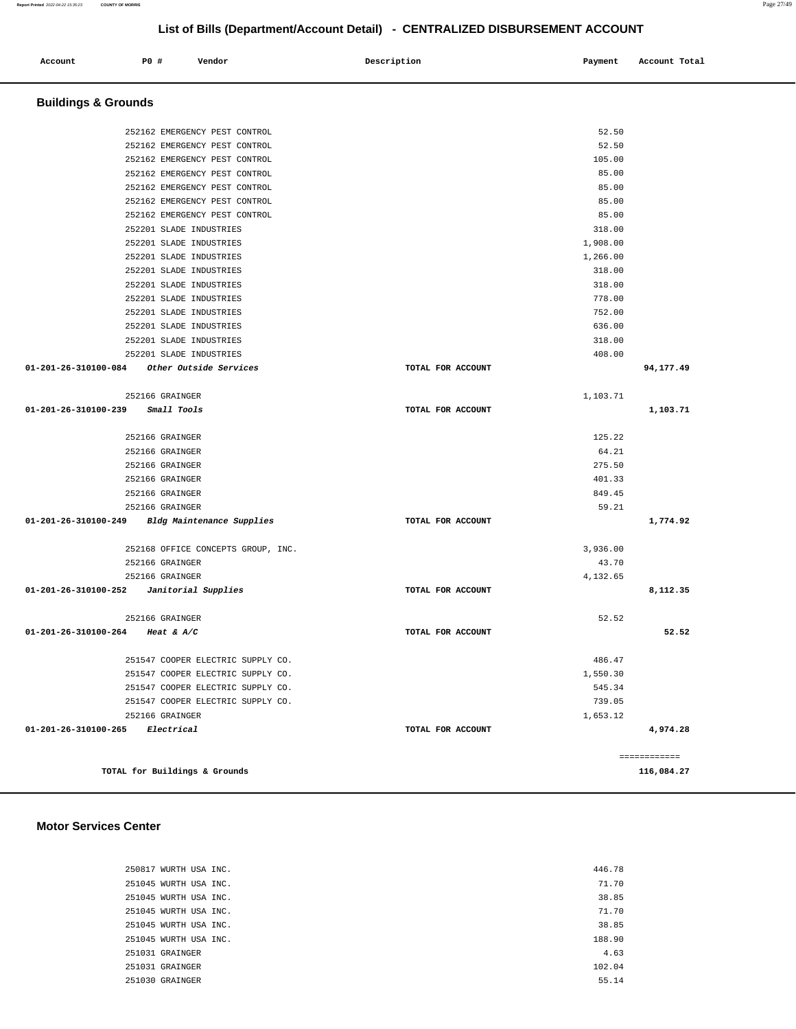## List of Bills (Department/Account Detail) - CENTRALIZED DISBURSEMENT ACCOUNT

| Account | PO # | Vendor | Description | Payment | Account Total |
|---|---|---|---|---|---|

### Buildings & Grounds

| Account | PO # | Vendor | Description | Payment | Account Total |
|---|---|---|---|---|---|
| | 252162 | EMERGENCY PEST CONTROL | | 52.50 | |
| | 252162 | EMERGENCY PEST CONTROL | | 52.50 | |
| | 252162 | EMERGENCY PEST CONTROL | | 105.00 | |
| | 252162 | EMERGENCY PEST CONTROL | | 85.00 | |
| | 252162 | EMERGENCY PEST CONTROL | | 85.00 | |
| | 252162 | EMERGENCY PEST CONTROL | | 85.00 | |
| | 252162 | EMERGENCY PEST CONTROL | | 85.00 | |
| | 252201 | SLADE INDUSTRIES | | 318.00 | |
| | 252201 | SLADE INDUSTRIES | | 1,908.00 | |
| | 252201 | SLADE INDUSTRIES | | 1,266.00 | |
| | 252201 | SLADE INDUSTRIES | | 318.00 | |
| | 252201 | SLADE INDUSTRIES | | 318.00 | |
| | 252201 | SLADE INDUSTRIES | | 778.00 | |
| | 252201 | SLADE INDUSTRIES | | 752.00 | |
| | 252201 | SLADE INDUSTRIES | | 636.00 | |
| | 252201 | SLADE INDUSTRIES | | 318.00 | |
| | 252201 | SLADE INDUSTRIES | | 408.00 | |
| **01-201-26-310100-084** | | *Other Outside Services* | TOTAL FOR ACCOUNT | | **94,177.49** |
| | 252166 | GRAINGER | | 1,103.71 | |
| **01-201-26-310100-239** | | *Small Tools* | TOTAL FOR ACCOUNT | | **1,103.71** |
| | 252166 | GRAINGER | | 125.22 | |
| | 252166 | GRAINGER | | 64.21 | |
| | 252166 | GRAINGER | | 275.50 | |
| | 252166 | GRAINGER | | 401.33 | |
| | 252166 | GRAINGER | | 849.45 | |
| | 252166 | GRAINGER | | 59.21 | |
| **01-201-26-310100-249** | | *Bldg Maintenance Supplies* | TOTAL FOR ACCOUNT | | **1,774.92** |
| | 252168 | OFFICE CONCEPTS GROUP, INC. | | 3,936.00 | |
| | 252166 | GRAINGER | | 43.70 | |
| | 252166 | GRAINGER | | 4,132.65 | |
| **01-201-26-310100-252** | | *Janitorial Supplies* | TOTAL FOR ACCOUNT | | **8,112.35** |
| | 252166 | GRAINGER | | 52.52 | |
| **01-201-26-310100-264** | | *Heat & A/C* | TOTAL FOR ACCOUNT | | **52.52** |
| | 251547 | COOPER ELECTRIC SUPPLY CO. | | 486.47 | |
| | 251547 | COOPER ELECTRIC SUPPLY CO. | | 1,550.30 | |
| | 251547 | COOPER ELECTRIC SUPPLY CO. | | 545.34 | |
| | 251547 | COOPER ELECTRIC SUPPLY CO. | | 739.05 | |
| | 252166 | GRAINGER | | 1,653.12 | |
| **01-201-26-310100-265** | | *Electrical* | TOTAL FOR ACCOUNT | | **4,974.28** |
| | | | | | ============ |
| **TOTAL for Buildings & Grounds** | | | | | **116,084.27** |

### Motor Services Center

| Account | PO # | Vendor | Description | Payment | Account Total |
|---|---|---|---|---|---|
| | 250817 | WURTH USA INC. | | 446.78 | |
| | 251045 | WURTH USA INC. | | 71.70 | |
| | 251045 | WURTH USA INC. | | 38.85 | |
| | 251045 | WURTH USA INC. | | 71.70 | |
| | 251045 | WURTH USA INC. | | 38.85 | |
| | 251045 | WURTH USA INC. | | 188.90 | |
| | 251031 | GRAINGER | | 4.63 | |
| | 251031 | GRAINGER | | 102.04 | |
| | 251030 | GRAINGER | | 55.14 | |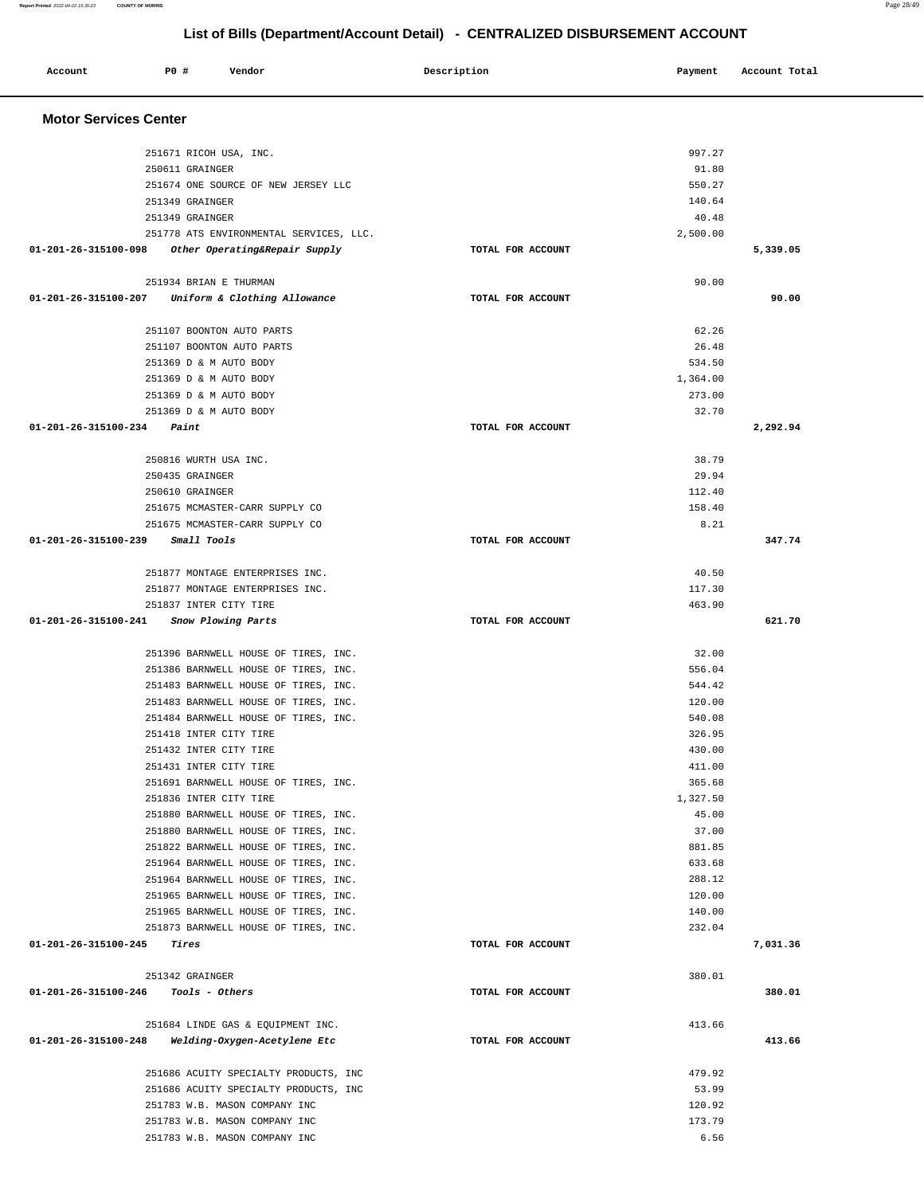# List of Bills (Department/Account Detail) - CENTRALIZED DISBURSEMENT ACCOUNT

| Account | PO # | Vendor | Description | Payment | Account Total |
|---|---|---|---|---|---|
| **Motor Services Center** | | | | | |
| | 251671 | RICOH USA, INC. | | 997.27 | |
| | 250611 | GRAINGER | | 91.80 | |
| | 251674 | ONE SOURCE OF NEW JERSEY LLC | | 550.27 | |
| | 251349 | GRAINGER | | 140.64 | |
| | 251349 | GRAINGER | | 40.48 | |
| | 251778 | ATS ENVIRONMENTAL SERVICES, LLC. | | 2,500.00 | |
| **01-201-26-315100-098** | | *Other Operating&Repair Supply* | TOTAL FOR ACCOUNT | | **5,339.05** |
| | 251934 | BRIAN E THURMAN | | 90.00 | |
| **01-201-26-315100-207** | | *Uniform & Clothing Allowance* | TOTAL FOR ACCOUNT | | **90.00** |
| | 251107 | BOONTON AUTO PARTS | | 62.26 | |
| | 251107 | BOONTON AUTO PARTS | | 26.48 | |
| | 251369 | D & M AUTO BODY | | 534.50 | |
| | 251369 | D & M AUTO BODY | | 1,364.00 | |
| | 251369 | D & M AUTO BODY | | 273.00 | |
| | 251369 | D & M AUTO BODY | | 32.70 | |
| **01-201-26-315100-234** | | *Paint* | TOTAL FOR ACCOUNT | | **2,292.94** |
| | 250816 | WURTH USA INC. | | 38.79 | |
| | 250435 | GRAINGER | | 29.94 | |
| | 250610 | GRAINGER | | 112.40 | |
| | 251675 | MCMASTER-CARR SUPPLY CO | | 158.40 | |
| | 251675 | MCMASTER-CARR SUPPLY CO | | 8.21 | |
| **01-201-26-315100-239** | | *Small Tools* | TOTAL FOR ACCOUNT | | **347.74** |
| | 251877 | MONTAGE ENTERPRISES INC. | | 40.50 | |
| | 251877 | MONTAGE ENTERPRISES INC. | | 117.30 | |
| | 251837 | INTER CITY TIRE | | 463.90 | |
| **01-201-26-315100-241** | | *Snow Plowing Parts* | TOTAL FOR ACCOUNT | | **621.70** |
| | 251396 | BARNWELL HOUSE OF TIRES, INC. | | 32.00 | |
| | 251386 | BARNWELL HOUSE OF TIRES, INC. | | 556.04 | |
| | 251483 | BARNWELL HOUSE OF TIRES, INC. | | 544.42 | |
| | 251483 | BARNWELL HOUSE OF TIRES, INC. | | 120.00 | |
| | 251484 | BARNWELL HOUSE OF TIRES, INC. | | 540.08 | |
| | 251418 | INTER CITY TIRE | | 326.95 | |
| | 251432 | INTER CITY TIRE | | 430.00 | |
| | 251431 | INTER CITY TIRE | | 411.00 | |
| | 251691 | BARNWELL HOUSE OF TIRES, INC. | | 365.68 | |
| | 251836 | INTER CITY TIRE | | 1,327.50 | |
| | 251880 | BARNWELL HOUSE OF TIRES, INC. | | 45.00 | |
| | 251880 | BARNWELL HOUSE OF TIRES, INC. | | 37.00 | |
| | 251822 | BARNWELL HOUSE OF TIRES, INC. | | 881.85 | |
| | 251964 | BARNWELL HOUSE OF TIRES, INC. | | 633.68 | |
| | 251964 | BARNWELL HOUSE OF TIRES, INC. | | 288.12 | |
| | 251965 | BARNWELL HOUSE OF TIRES, INC. | | 120.00 | |
| | 251965 | BARNWELL HOUSE OF TIRES, INC. | | 140.00 | |
| | 251873 | BARNWELL HOUSE OF TIRES, INC. | | 232.04 | |
| **01-201-26-315100-245** | | *Tires* | TOTAL FOR ACCOUNT | | **7,031.36** |
| | 251342 | GRAINGER | | 380.01 | |
| **01-201-26-315100-246** | | *Tools - Others* | TOTAL FOR ACCOUNT | | **380.01** |
| | 251684 | LINDE GAS & EQUIPMENT INC. | | 413.66 | |
| **01-201-26-315100-248** | | *Welding-Oxygen-Acetylene Etc* | TOTAL FOR ACCOUNT | | **413.66** |
| | 251686 | ACUITY SPECIALTY PRODUCTS, INC | | 479.92 | |
| | 251686 | ACUITY SPECIALTY PRODUCTS, INC | | 53.99 | |
| | 251783 | W.B. MASON COMPANY INC | | 120.92 | |
| | 251783 | W.B. MASON COMPANY INC | | 173.79 | |
| | 251783 | W.B. MASON COMPANY INC | | 6.56 | |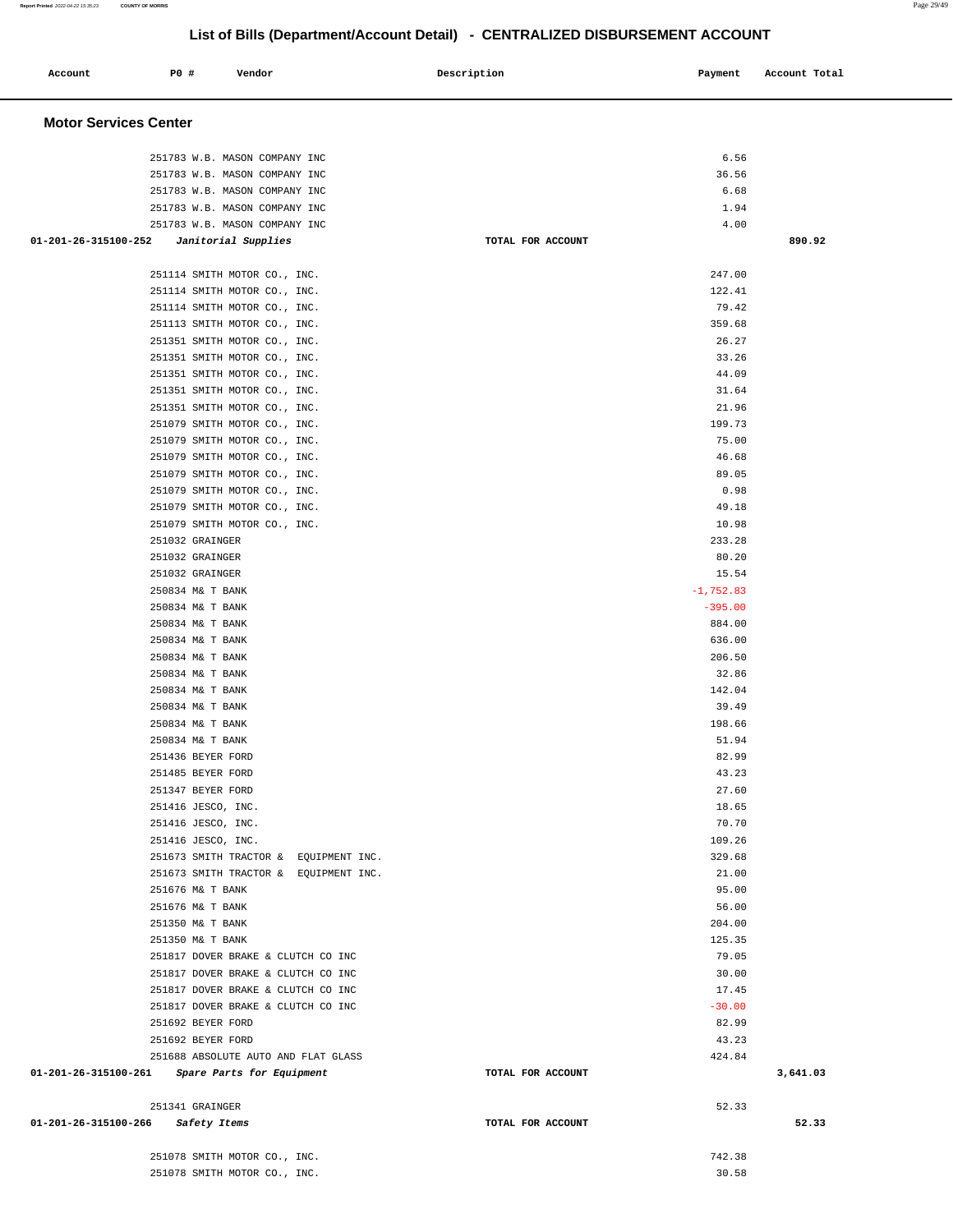## List of Bills (Department/Account Detail) - CENTRALIZED DISBURSEMENT ACCOUNT

| Account | PO # | Vendor | Description | Payment | Account Total |
|---|---|---|---|---|---|

### Motor Services Center

| Account | PO # | Vendor | Description | Payment | Account Total |
|---|---|---|---|---|---|
| | 251783 | W.B. MASON COMPANY INC | | 6.56 | |
| | 251783 | W.B. MASON COMPANY INC | | 36.56 | |
| | 251783 | W.B. MASON COMPANY INC | | 6.68 | |
| | 251783 | W.B. MASON COMPANY INC | | 1.94 | |
| | 251783 | W.B. MASON COMPANY INC | | 4.00 | |
| 01-201-26-315100-252 | | *Janitorial Supplies* | TOTAL FOR ACCOUNT | | 890.92 |
| | 251114 | SMITH MOTOR CO., INC. | | 247.00 | |
| | 251114 | SMITH MOTOR CO., INC. | | 122.41 | |
| | 251114 | SMITH MOTOR CO., INC. | | 79.42 | |
| | 251113 | SMITH MOTOR CO., INC. | | 359.68 | |
| | 251351 | SMITH MOTOR CO., INC. | | 26.27 | |
| | 251351 | SMITH MOTOR CO., INC. | | 33.26 | |
| | 251351 | SMITH MOTOR CO., INC. | | 44.09 | |
| | 251351 | SMITH MOTOR CO., INC. | | 31.64 | |
| | 251351 | SMITH MOTOR CO., INC. | | 21.96 | |
| | 251079 | SMITH MOTOR CO., INC. | | 199.73 | |
| | 251079 | SMITH MOTOR CO., INC. | | 75.00 | |
| | 251079 | SMITH MOTOR CO., INC. | | 46.68 | |
| | 251079 | SMITH MOTOR CO., INC. | | 89.05 | |
| | 251079 | SMITH MOTOR CO., INC. | | 0.98 | |
| | 251079 | SMITH MOTOR CO., INC. | | 49.18 | |
| | 251079 | SMITH MOTOR CO., INC. | | 10.98 | |
| | 251032 | GRAINGER | | 233.28 | |
| | 251032 | GRAINGER | | 80.20 | |
| | 251032 | GRAINGER | | 15.54 | |
| | 250834 | M& T BANK | | -1,752.83 | |
| | 250834 | M& T BANK | | -395.00 | |
| | 250834 | M& T BANK | | 884.00 | |
| | 250834 | M& T BANK | | 636.00 | |
| | 250834 | M& T BANK | | 206.50 | |
| | 250834 | M& T BANK | | 32.86 | |
| | 250834 | M& T BANK | | 142.04 | |
| | 250834 | M& T BANK | | 39.49 | |
| | 250834 | M& T BANK | | 198.66 | |
| | 250834 | M& T BANK | | 51.94 | |
| | 251436 | BEYER FORD | | 82.99 | |
| | 251485 | BEYER FORD | | 43.23 | |
| | 251347 | BEYER FORD | | 27.60 | |
| | 251416 | JESCO, INC. | | 18.65 | |
| | 251416 | JESCO, INC. | | 70.70 | |
| | 251416 | JESCO, INC. | | 109.26 | |
| | 251673 | SMITH TRACTOR & EQUIPMENT INC. | | 329.68 | |
| | 251673 | SMITH TRACTOR & EQUIPMENT INC. | | 21.00 | |
| | 251676 | M& T BANK | | 95.00 | |
| | 251676 | M& T BANK | | 56.00 | |
| | 251350 | M& T BANK | | 204.00 | |
| | 251350 | M& T BANK | | 125.35 | |
| | 251817 | DOVER BRAKE & CLUTCH CO INC | | 79.05 | |
| | 251817 | DOVER BRAKE & CLUTCH CO INC | | 30.00 | |
| | 251817 | DOVER BRAKE & CLUTCH CO INC | | 17.45 | |
| | 251817 | DOVER BRAKE & CLUTCH CO INC | | -30.00 | |
| | 251692 | BEYER FORD | | 82.99 | |
| | 251692 | BEYER FORD | | 43.23 | |
| | 251688 | ABSOLUTE AUTO AND FLAT GLASS | | 424.84 | |
| 01-201-26-315100-261 | | *Spare Parts for Equipment* | TOTAL FOR ACCOUNT | | 3,641.03 |
| | 251341 | GRAINGER | | 52.33 | |
| 01-201-26-315100-266 | | *Safety Items* | TOTAL FOR ACCOUNT | | 52.33 |
| | 251078 | SMITH MOTOR CO., INC. | | 742.38 | |
| | 251078 | SMITH MOTOR CO., INC. | | 30.58 | |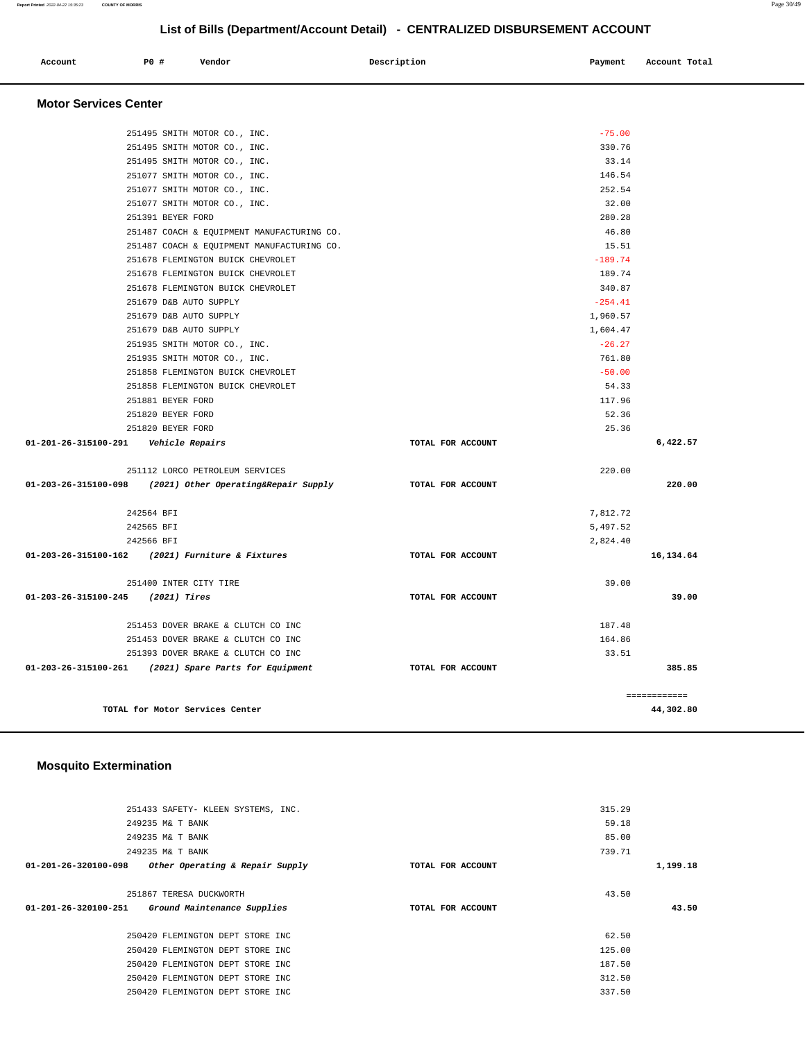## List of Bills (Department/Account Detail) - CENTRALIZED DISBURSEMENT ACCOUNT

| Account | PO # | Vendor | Description | Payment | Account Total |
|---|---|---|---|---|---|

### Motor Services Center

| Account | PO # | Vendor | Description | Payment | Account Total |
|---|---|---|---|---|---|
| | 251495 | SMITH MOTOR CO., INC. | | -75.00 | |
| | 251495 | SMITH MOTOR CO., INC. | | 330.76 | |
| | 251495 | SMITH MOTOR CO., INC. | | 33.14 | |
| | 251077 | SMITH MOTOR CO., INC. | | 146.54 | |
| | 251077 | SMITH MOTOR CO., INC. | | 252.54 | |
| | 251077 | SMITH MOTOR CO., INC. | | 32.00 | |
| | 251391 | BEYER FORD | | 280.28 | |
| | 251487 | COACH & EQUIPMENT MANUFACTURING CO. | | 46.80 | |
| | 251487 | COACH & EQUIPMENT MANUFACTURING CO. | | 15.51 | |
| | 251678 | FLEMINGTON BUICK CHEVROLET | | -189.74 | |
| | 251678 | FLEMINGTON BUICK CHEVROLET | | 189.74 | |
| | 251678 | FLEMINGTON BUICK CHEVROLET | | 340.87 | |
| | 251679 | D&B AUTO SUPPLY | | -254.41 | |
| | 251679 | D&B AUTO SUPPLY | | 1,960.57 | |
| | 251679 | D&B AUTO SUPPLY | | 1,604.47 | |
| | 251935 | SMITH MOTOR CO., INC. | | -26.27 | |
| | 251935 | SMITH MOTOR CO., INC. | | 761.80 | |
| | 251858 | FLEMINGTON BUICK CHEVROLET | | -50.00 | |
| | 251858 | FLEMINGTON BUICK CHEVROLET | | 54.33 | |
| | 251881 | BEYER FORD | | 117.96 | |
| | 251820 | BEYER FORD | | 52.36 | |
| | 251820 | BEYER FORD | | 25.36 | |
| **01-201-26-315100-291** | | ***Vehicle Repairs*** | **TOTAL FOR ACCOUNT** | | **6,422.57** |
| | 251112 | LORCO PETROLEUM SERVICES | | 220.00 | |
| **01-203-26-315100-098** | | ***(2021) Other Operating&Repair Supply*** | **TOTAL FOR ACCOUNT** | | **220.00** |
| | 242564 | BFI | | 7,812.72 | |
| | 242565 | BFI | | 5,497.52 | |
| | 242566 | BFI | | 2,824.40 | |
| **01-203-26-315100-162** | | ***(2021) Furniture & Fixtures*** | **TOTAL FOR ACCOUNT** | | **16,134.64** |
| | 251400 | INTER CITY TIRE | | 39.00 | |
| **01-203-26-315100-245** | | ***(2021) Tires*** | **TOTAL FOR ACCOUNT** | | **39.00** |
| | 251453 | DOVER BRAKE & CLUTCH CO INC | | 187.48 | |
| | 251453 | DOVER BRAKE & CLUTCH CO INC | | 164.86 | |
| | 251393 | DOVER BRAKE & CLUTCH CO INC | | 33.51 | |
| **01-203-26-315100-261** | | ***(2021) Spare Parts for Equipment*** | **TOTAL FOR ACCOUNT** | | **385.85** |
| | | **TOTAL for Motor Services Center** | | | **44,302.80** |

### Mosquito Extermination

| Account | PO # | Vendor | Description | Payment | Account Total |
|---|---|---|---|---|---|
| | 251433 | SAFETY- KLEEN SYSTEMS, INC. | | 315.29 | |
| | 249235 | M& T BANK | | 59.18 | |
| | 249235 | M& T BANK | | 85.00 | |
| | 249235 | M& T BANK | | 739.71 | |
| **01-201-26-320100-098** | | ***Other Operating & Repair Supply*** | **TOTAL FOR ACCOUNT** | | **1,199.18** |
| | 251867 | TERESA DUCKWORTH | | 43.50 | |
| **01-201-26-320100-251** | | ***Ground Maintenance Supplies*** | **TOTAL FOR ACCOUNT** | | **43.50** |
| | 250420 | FLEMINGTON DEPT STORE INC | | 62.50 | |
| | 250420 | FLEMINGTON DEPT STORE INC | | 125.00 | |
| | 250420 | FLEMINGTON DEPT STORE INC | | 187.50 | |
| | 250420 | FLEMINGTON DEPT STORE INC | | 312.50 | |
| | 250420 | FLEMINGTON DEPT STORE INC | | 337.50 | |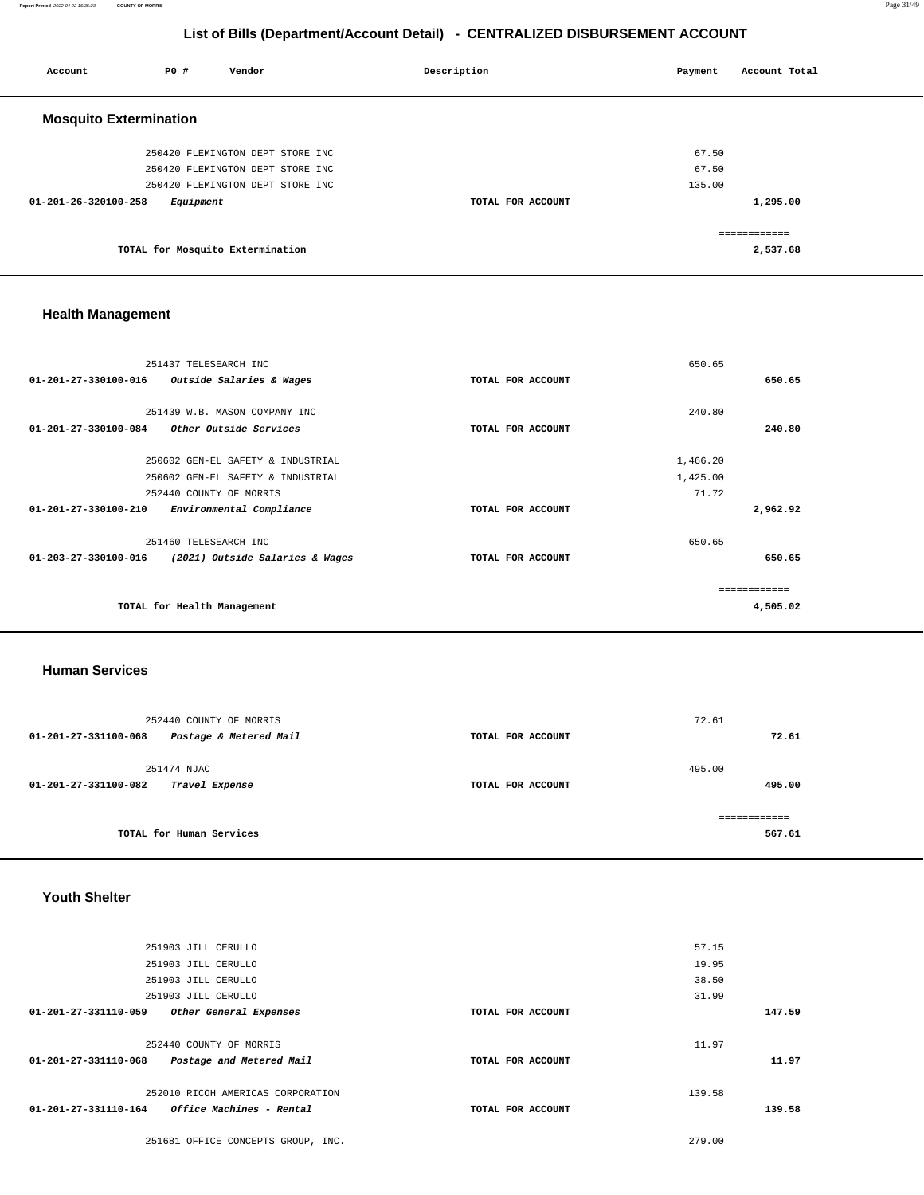## List of Bills (Department/Account Detail) - CENTRALIZED DISBURSEMENT ACCOUNT

| Account | PO # | Vendor | Description | Payment | Account Total |
|---|---|---|---|---|---|

### Mosquito Extermination

| Account | PO # | Vendor | Description | Payment | Account Total |
|---|---|---|---|---|---|
| | 250420 | FLEMINGTON DEPT STORE INC | | 67.50 | |
| | 250420 | FLEMINGTON DEPT STORE INC | | 67.50 | |
| | 250420 | FLEMINGTON DEPT STORE INC | | 135.00 | |
| 01-201-26-320100-258 | | *Equipment* | TOTAL FOR ACCOUNT | | 1,295.00 |
| | | | | | ============ |
| | | TOTAL for Mosquito Extermination | | | 2,537.68 |

### Health Management

| Account | PO # | Vendor | Description | Payment | Account Total |
|---|---|---|---|---|---|
| | 251437 | TELESEARCH INC | | 650.65 | |
| 01-201-27-330100-016 | | *Outside Salaries & Wages* | TOTAL FOR ACCOUNT | | 650.65 |
| | 251439 | W.B. MASON COMPANY INC | | 240.80 | |
| 01-201-27-330100-084 | | *Other Outside Services* | TOTAL FOR ACCOUNT | | 240.80 |
| | 250602 | GEN-EL SAFETY & INDUSTRIAL | | 1,466.20 | |
| | 250602 | GEN-EL SAFETY & INDUSTRIAL | | 1,425.00 | |
| | 252440 | COUNTY OF MORRIS | | 71.72 | |
| 01-201-27-330100-210 | | *Environmental Compliance* | TOTAL FOR ACCOUNT | | 2,962.92 |
| | 251460 | TELESEARCH INC | | 650.65 | |
| 01-203-27-330100-016 | | *(2021) Outside Salaries & Wages* | TOTAL FOR ACCOUNT | | 650.65 |
| | | | | | ============ |
| | | TOTAL for Health Management | | | 4,505.02 |

### Human Services

| Account | PO # | Vendor | Description | Payment | Account Total |
|---|---|---|---|---|---|
| | 252440 | COUNTY OF MORRIS | | 72.61 | |
| 01-201-27-331100-068 | | *Postage & Metered Mail* | TOTAL FOR ACCOUNT | | 72.61 |
| | 251474 | NJAC | | 495.00 | |
| 01-201-27-331100-082 | | *Travel Expense* | TOTAL FOR ACCOUNT | | 495.00 |
| | | | | | ============ |
| | | TOTAL for Human Services | | | 567.61 |

### Youth Shelter

| Account | PO # | Vendor | Description | Payment | Account Total |
|---|---|---|---|---|---|
| | 251903 | JILL CERULLO | | 57.15 | |
| | 251903 | JILL CERULLO | | 19.95 | |
| | 251903 | JILL CERULLO | | 38.50 | |
| | 251903 | JILL CERULLO | | 31.99 | |
| 01-201-27-331110-059 | | *Other General Expenses* | TOTAL FOR ACCOUNT | | 147.59 |
| | 252440 | COUNTY OF MORRIS | | 11.97 | |
| 01-201-27-331110-068 | | *Postage and Metered Mail* | TOTAL FOR ACCOUNT | | 11.97 |
| | 252010 | RICOH AMERICAS CORPORATION | | 139.58 | |
| 01-201-27-331110-164 | | *Office Machines - Rental* | TOTAL FOR ACCOUNT | | 139.58 |
| | 251681 | OFFICE CONCEPTS GROUP, INC. | | 279.00 | |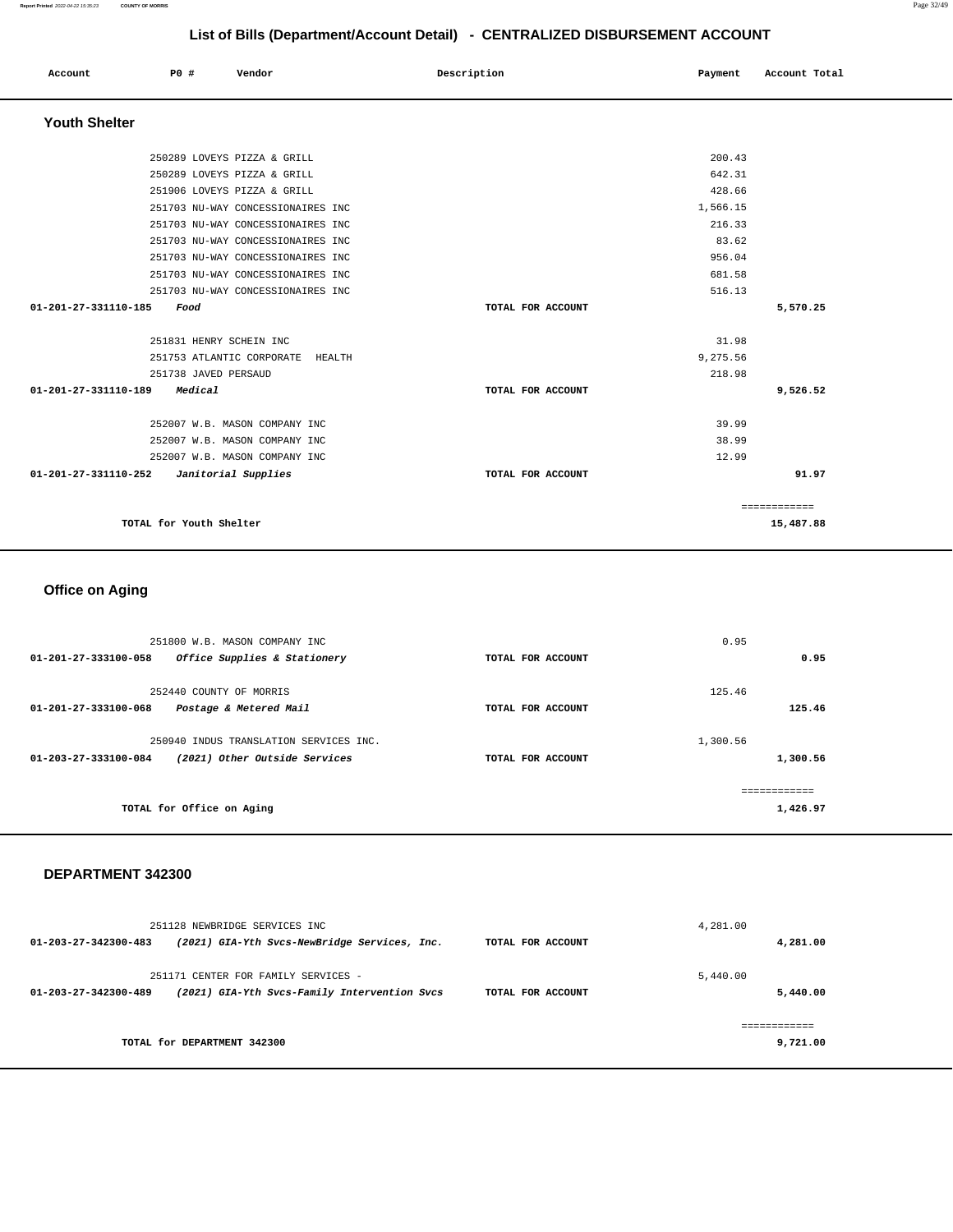# List of Bills (Department/Account Detail) - CENTRALIZED DISBURSEMENT ACCOUNT

| Account | PO # | Vendor | Description | Payment | Account Total |
|---|---|---|---|---|---|

## Youth Shelter

| Account | PO # | Vendor | Description | Payment | Account Total |
|---|---|---|---|---|---|
| | 250289 | LOVEYS PIZZA & GRILL | | 200.43 | |
| | 250289 | LOVEYS PIZZA & GRILL | | 642.31 | |
| | 251906 | LOVEYS PIZZA & GRILL | | 428.66 | |
| | 251703 | NU-WAY CONCESSIONAIRES INC | | 1,566.15 | |
| | 251703 | NU-WAY CONCESSIONAIRES INC | | 216.33 | |
| | 251703 | NU-WAY CONCESSIONAIRES INC | | 83.62 | |
| | 251703 | NU-WAY CONCESSIONAIRES INC | | 956.04 | |
| | 251703 | NU-WAY CONCESSIONAIRES INC | | 681.58 | |
| | 251703 | NU-WAY CONCESSIONAIRES INC | | 516.13 | |
| **01-201-27-331110-185** | ***Food*** | | TOTAL FOR ACCOUNT | | **5,570.25** |
| | 251831 | HENRY SCHEIN INC | | 31.98 | |
| | 251753 | ATLANTIC CORPORATE HEALTH | | 9,275.56 | |
| | 251738 | JAVED PERSAUD | | 218.98 | |
| **01-201-27-331110-189** | ***Medical*** | | TOTAL FOR ACCOUNT | | **9,526.52** |
| | 252007 | W.B. MASON COMPANY INC | | 39.99 | |
| | 252007 | W.B. MASON COMPANY INC | | 38.99 | |
| | 252007 | W.B. MASON COMPANY INC | | 12.99 | |
| **01-201-27-331110-252** | ***Janitorial Supplies*** | | TOTAL FOR ACCOUNT | | **91.97** |
| | | | | | ============ |
| | **TOTAL for Youth Shelter** | | | | **15,487.88** |

## Office on Aging

| Account | PO # | Vendor | Description | Payment | Account Total |
|---|---|---|---|---|---|
| | 251800 | W.B. MASON COMPANY INC | | 0.95 | |
| **01-201-27-333100-058** | ***Office Supplies & Stationery*** | | TOTAL FOR ACCOUNT | | **0.95** |
| | 252440 | COUNTY OF MORRIS | | 125.46 | |
| **01-201-27-333100-068** | ***Postage & Metered Mail*** | | TOTAL FOR ACCOUNT | | **125.46** |
| | 250940 | INDUS TRANSLATION SERVICES INC. | | 1,300.56 | |
| **01-203-27-333100-084** | ***(2021) Other Outside Services*** | | TOTAL FOR ACCOUNT | | **1,300.56** |
| | | | | | ============ |
| | **TOTAL for Office on Aging** | | | | **1,426.97** |

## DEPARTMENT 342300

| Account | PO # | Vendor | Description | Payment | Account Total |
|---|---|---|---|---|---|
| | 251128 | NEWBRIDGE SERVICES INC | | 4,281.00 | |
| **01-203-27-342300-483** | ***(2021) GIA-Yth Svcs-NewBridge Services, Inc.*** | | TOTAL FOR ACCOUNT | | **4,281.00** |
| | 251171 | CENTER FOR FAMILY SERVICES - | | 5,440.00 | |
| **01-203-27-342300-489** | ***(2021) GIA-Yth Svcs-Family Intervention Svcs*** | | TOTAL FOR ACCOUNT | | **5,440.00** |
| | | | | | ============ |
| | **TOTAL for DEPARTMENT 342300** | | | | **9,721.00** |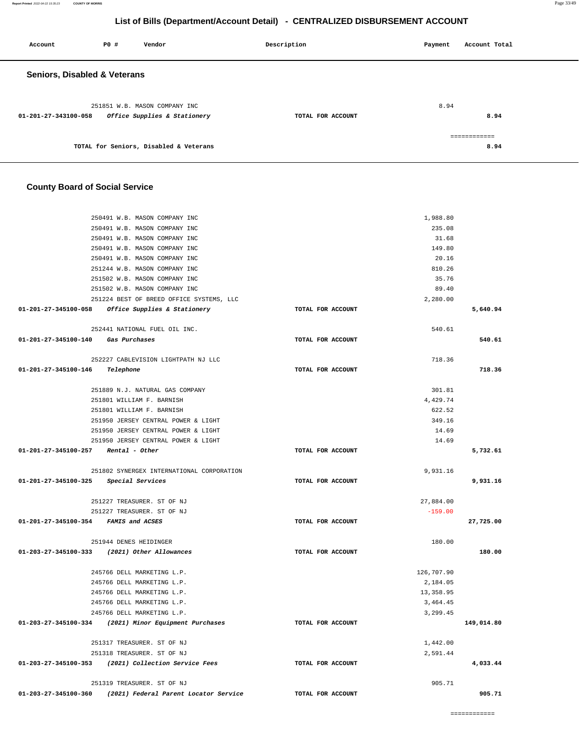# List of Bills (Department/Account Detail) - CENTRALIZED DISBURSEMENT ACCOUNT

| Account | PO # | Vendor | Description | Payment | Account Total |
|---|---|---|---|---|---|

## Seniors, Disabled & Veterans

| Account | PO # | Vendor | Description | Payment | Account Total |
|---|---|---|---|---|---|
| | 251851 | W.B. MASON COMPANY INC | | 8.94 | |
| 01-201-27-343100-058 | | *Office Supplies & Stationery* | TOTAL FOR ACCOUNT | | 8.94 |
| | | | | | ============ |
| | | TOTAL for Seniors, Disabled & Veterans | | | 8.94 |

## County Board of Social Service

| Account | PO # | Vendor | Description | Payment | Account Total |
|---|---|---|---|---|---|
| | 250491 | W.B. MASON COMPANY INC | | 1,988.80 | |
| | 250491 | W.B. MASON COMPANY INC | | 235.08 | |
| | 250491 | W.B. MASON COMPANY INC | | 31.68 | |
| | 250491 | W.B. MASON COMPANY INC | | 149.80 | |
| | 250491 | W.B. MASON COMPANY INC | | 20.16 | |
| | 251244 | W.B. MASON COMPANY INC | | 810.26 | |
| | 251502 | W.B. MASON COMPANY INC | | 35.76 | |
| | 251502 | W.B. MASON COMPANY INC | | 89.40 | |
| | 251224 | BEST OF BREED OFFICE SYSTEMS, LLC | | 2,280.00 | |
| 01-201-27-345100-058 | | *Office Supplies & Stationery* | TOTAL FOR ACCOUNT | | 5,640.94 |
| | 252441 | NATIONAL FUEL OIL INC. | | 540.61 | |
| 01-201-27-345100-140 | | *Gas Purchases* | TOTAL FOR ACCOUNT | | 540.61 |
| | 252227 | CABLEVISION LIGHTPATH NJ LLC | | 718.36 | |
| 01-201-27-345100-146 | | *Telephone* | TOTAL FOR ACCOUNT | | 718.36 |
| | 251889 | N.J. NATURAL GAS COMPANY | | 301.81 | |
| | 251801 | WILLIAM F. BARNISH | | 4,429.74 | |
| | 251801 | WILLIAM F. BARNISH | | 622.52 | |
| | 251950 | JERSEY CENTRAL POWER & LIGHT | | 349.16 | |
| | 251950 | JERSEY CENTRAL POWER & LIGHT | | 14.69 | |
| | 251950 | JERSEY CENTRAL POWER & LIGHT | | 14.69 | |
| 01-201-27-345100-257 | | *Rental - Other* | TOTAL FOR ACCOUNT | | 5,732.61 |
| | 251802 | SYNERGEX INTERNATIONAL CORPORATION | | 9,931.16 | |
| 01-201-27-345100-325 | | *Special Services* | TOTAL FOR ACCOUNT | | 9,931.16 |
| | 251227 | TREASURER. ST OF NJ | | 27,884.00 | |
| | 251227 | TREASURER. ST OF NJ | | -159.00 | |
| 01-201-27-345100-354 | | *FAMIS and ACSES* | TOTAL FOR ACCOUNT | | 27,725.00 |
| | 251944 | DENES HEIDINGER | | 180.00 | |
| 01-203-27-345100-333 | | *(2021) Other Allowances* | TOTAL FOR ACCOUNT | | 180.00 |
| | 245766 | DELL MARKETING L.P. | | 126,707.90 | |
| | 245766 | DELL MARKETING L.P. | | 2,184.05 | |
| | 245766 | DELL MARKETING L.P. | | 13,358.95 | |
| | 245766 | DELL MARKETING L.P. | | 3,464.45 | |
| | 245766 | DELL MARKETING L.P. | | 3,299.45 | |
| 01-203-27-345100-334 | | *(2021) Minor Equipment Purchases* | TOTAL FOR ACCOUNT | | 149,014.80 |
| | 251317 | TREASURER. ST OF NJ | | 1,442.00 | |
| | 251318 | TREASURER. ST OF NJ | | 2,591.44 | |
| 01-203-27-345100-353 | | *(2021) Collection Service Fees* | TOTAL FOR ACCOUNT | | 4,033.44 |
| | 251319 | TREASURER. ST OF NJ | | 905.71 | |
| 01-203-27-345100-360 | | *(2021) Federal Parent Locator Service* | TOTAL FOR ACCOUNT | | 905.71 |
| | | | | | ============ |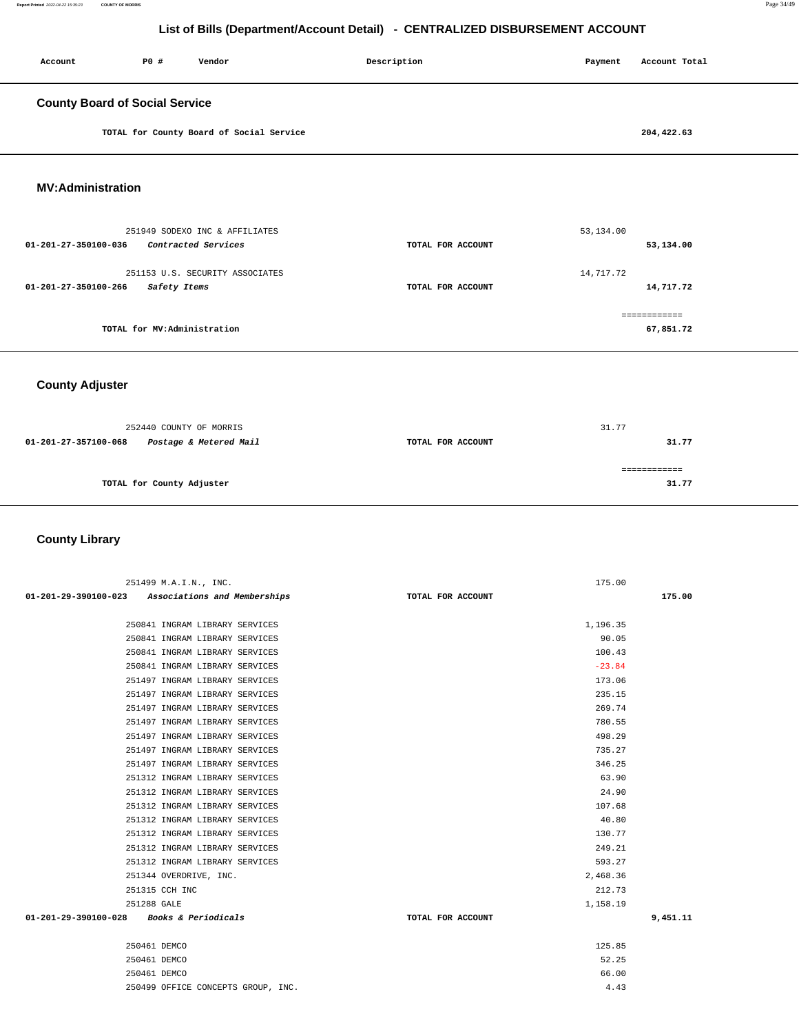# List of Bills (Department/Account Detail) - CENTRALIZED DISBURSEMENT ACCOUNT

| Account | PO # | Vendor | Description | Payment | Account Total |
|---|---|---|---|---|---|

## County Board of Social Service

| | | | | | |
|---|---|---|---|---|---|
| | | TOTAL for County Board of Social Service | | | 204,422.63 |

## MV:Administration

| Account | PO # | Vendor | Description | Payment | Account Total |
|---|---|---|---|---|---|
| | 251949 | SODEXO INC & AFFILIATES | | 53,134.00 | |
| 01-201-27-350100-036 | | *Contracted Services* | TOTAL FOR ACCOUNT | | 53,134.00 |
| | 251153 | U.S. SECURITY ASSOCIATES | | 14,717.72 | |
| 01-201-27-350100-266 | | *Safety Items* | TOTAL FOR ACCOUNT | | 14,717.72 |
| | | | | | ============ |
| | | TOTAL for MV:Administration | | | 67,851.72 |

## County Adjuster

| Account | PO # | Vendor | Description | Payment | Account Total |
|---|---|---|---|---|---|
| | 252440 | COUNTY OF MORRIS | | 31.77 | |
| 01-201-27-357100-068 | | *Postage & Metered Mail* | TOTAL FOR ACCOUNT | | 31.77 |
| | | | | | ============ |
| | | TOTAL for County Adjuster | | | 31.77 |

## County Library

| Account | PO # | Vendor | Description | Payment | Account Total |
|---|---|---|---|---|---|
| | 251499 | M.A.I.N., INC. | | 175.00 | |
| 01-201-29-390100-023 | | *Associations and Memberships* | TOTAL FOR ACCOUNT | | 175.00 |
| | 250841 | INGRAM LIBRARY SERVICES | | 1,196.35 | |
| | 250841 | INGRAM LIBRARY SERVICES | | 90.05 | |
| | 250841 | INGRAM LIBRARY SERVICES | | 100.43 | |
| | 250841 | INGRAM LIBRARY SERVICES | | -23.84 | |
| | 251497 | INGRAM LIBRARY SERVICES | | 173.06 | |
| | 251497 | INGRAM LIBRARY SERVICES | | 235.15 | |
| | 251497 | INGRAM LIBRARY SERVICES | | 269.74 | |
| | 251497 | INGRAM LIBRARY SERVICES | | 780.55 | |
| | 251497 | INGRAM LIBRARY SERVICES | | 498.29 | |
| | 251497 | INGRAM LIBRARY SERVICES | | 735.27 | |
| | 251497 | INGRAM LIBRARY SERVICES | | 346.25 | |
| | 251312 | INGRAM LIBRARY SERVICES | | 63.90 | |
| | 251312 | INGRAM LIBRARY SERVICES | | 24.90 | |
| | 251312 | INGRAM LIBRARY SERVICES | | 107.68 | |
| | 251312 | INGRAM LIBRARY SERVICES | | 40.80 | |
| | 251312 | INGRAM LIBRARY SERVICES | | 130.77 | |
| | 251312 | INGRAM LIBRARY SERVICES | | 249.21 | |
| | 251312 | INGRAM LIBRARY SERVICES | | 593.27 | |
| | 251344 | OVERDRIVE, INC. | | 2,468.36 | |
| | 251315 | CCH INC | | 212.73 | |
| | 251288 | GALE | | 1,158.19 | |
| 01-201-29-390100-028 | | *Books & Periodicals* | TOTAL FOR ACCOUNT | | 9,451.11 |
| | 250461 | DEMCO | | 125.85 | |
| | 250461 | DEMCO | | 52.25 | |
| | 250461 | DEMCO | | 66.00 | |
| | 250499 | OFFICE CONCEPTS GROUP, INC. | | 4.43 | |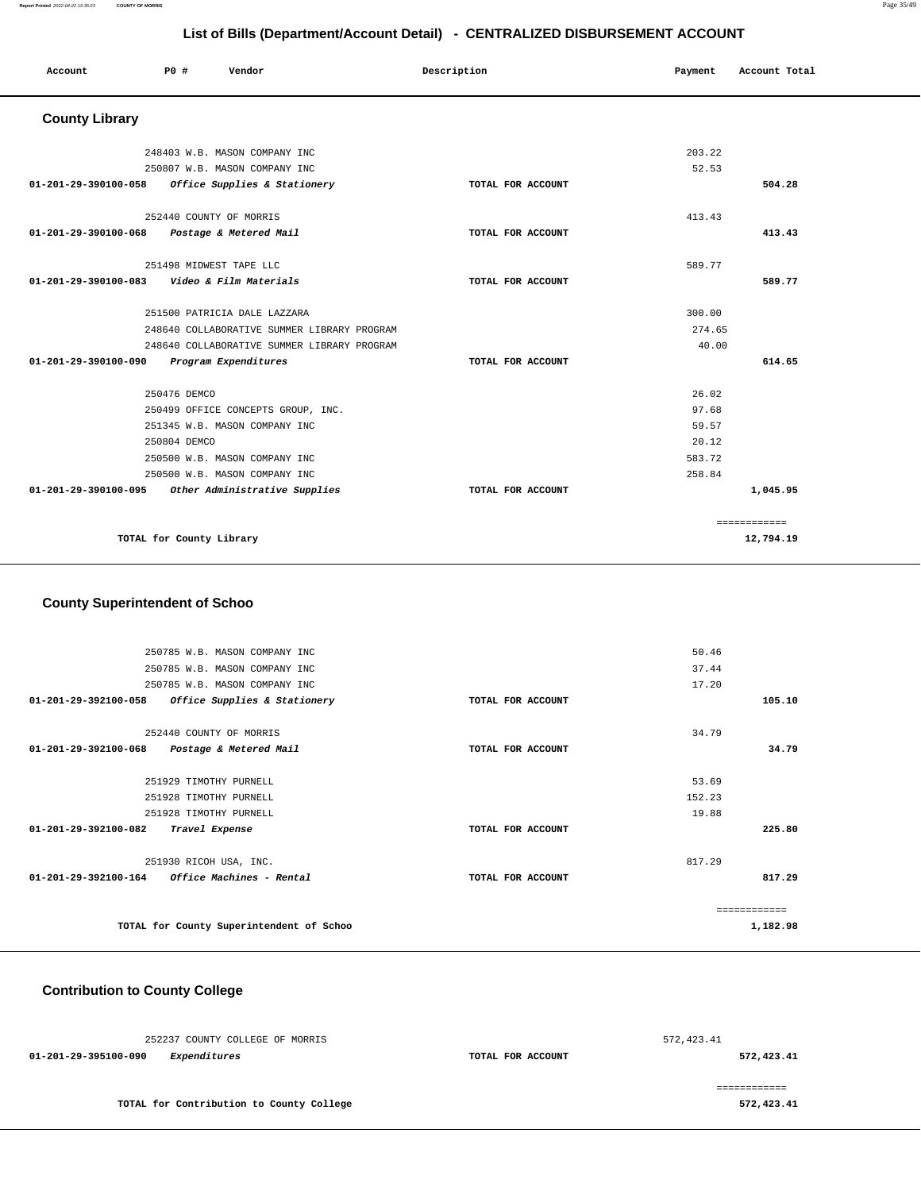## List of Bills (Department/Account Detail) - CENTRALIZED DISBURSEMENT ACCOUNT

| Account | PO # | Vendor | Description | Payment | Account Total |
|---|---|---|---|---|---|

### County Library

| Account | PO # | Vendor | Description | Payment | Account Total |
|---|---|---|---|---|---|
| | 248403 | W.B. MASON COMPANY INC | | 203.22 | |
| | 250807 | W.B. MASON COMPANY INC | | 52.53 | |
| 01-201-29-390100-058 | | *Office Supplies & Stationery* | TOTAL FOR ACCOUNT | | 504.28 |
| | 252440 | COUNTY OF MORRIS | | 413.43 | |
| 01-201-29-390100-068 | | *Postage & Metered Mail* | TOTAL FOR ACCOUNT | | 413.43 |
| | 251498 | MIDWEST TAPE LLC | | 589.77 | |
| 01-201-29-390100-083 | | *Video & Film Materials* | TOTAL FOR ACCOUNT | | 589.77 |
| | 251500 | PATRICIA DALE LAZZARA | | 300.00 | |
| | 248640 | COLLABORATIVE SUMMER LIBRARY PROGRAM | | 274.65 | |
| | 248640 | COLLABORATIVE SUMMER LIBRARY PROGRAM | | 40.00 | |
| 01-201-29-390100-090 | | *Program Expenditures* | TOTAL FOR ACCOUNT | | 614.65 |
| | 250476 | DEMCO | | 26.02 | |
| | 250499 | OFFICE CONCEPTS GROUP, INC. | | 97.68 | |
| | 251345 | W.B. MASON COMPANY INC | | 59.57 | |
| | 250804 | DEMCO | | 20.12 | |
| | 250500 | W.B. MASON COMPANY INC | | 583.72 | |
| | 250500 | W.B. MASON COMPANY INC | | 258.84 | |
| 01-201-29-390100-095 | | *Other Administrative Supplies* | TOTAL FOR ACCOUNT | | 1,045.95 |
| | | | | | ============ |
| | | TOTAL for County Library | | | 12,794.19 |

### County Superintendent of Schoo

| Account | PO # | Vendor | Description | Payment | Account Total |
|---|---|---|---|---|---|
| | 250785 | W.B. MASON COMPANY INC | | 50.46 | |
| | 250785 | W.B. MASON COMPANY INC | | 37.44 | |
| | 250785 | W.B. MASON COMPANY INC | | 17.20 | |
| 01-201-29-392100-058 | | *Office Supplies & Stationery* | TOTAL FOR ACCOUNT | | 105.10 |
| | 252440 | COUNTY OF MORRIS | | 34.79 | |
| 01-201-29-392100-068 | | *Postage & Metered Mail* | TOTAL FOR ACCOUNT | | 34.79 |
| | 251929 | TIMOTHY PURNELL | | 53.69 | |
| | 251928 | TIMOTHY PURNELL | | 152.23 | |
| | 251928 | TIMOTHY PURNELL | | 19.88 | |
| 01-201-29-392100-082 | | *Travel Expense* | TOTAL FOR ACCOUNT | | 225.80 |
| | 251930 | RICOH USA, INC. | | 817.29 | |
| 01-201-29-392100-164 | | *Office Machines - Rental* | TOTAL FOR ACCOUNT | | 817.29 |
| | | | | | ============ |
| | | TOTAL for County Superintendent of Schoo | | | 1,182.98 |

### Contribution to County College

| Account | PO # | Vendor | Description | Payment | Account Total |
|---|---|---|---|---|---|
| | 252237 | COUNTY COLLEGE OF MORRIS | | 572,423.41 | |
| 01-201-29-395100-090 | | *Expenditures* | TOTAL FOR ACCOUNT | | 572,423.41 |
| | | | | | ============ |
| | | TOTAL for Contribution to County College | | | 572,423.41 |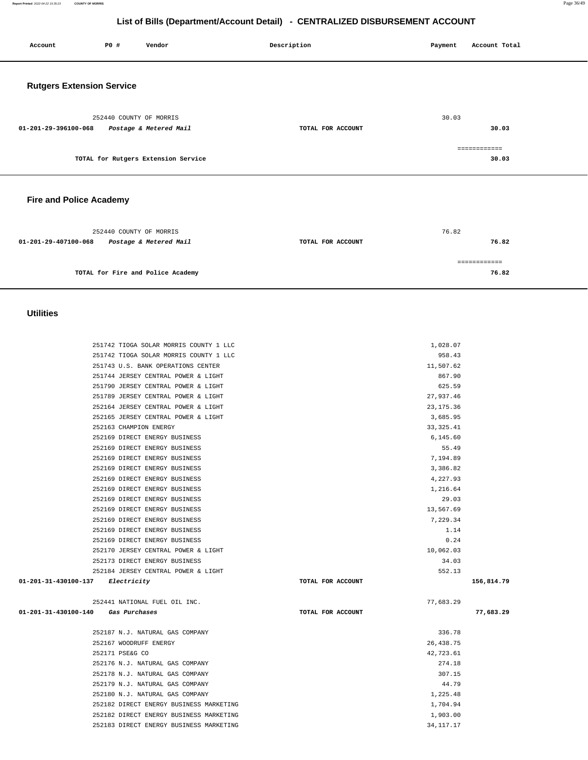## List of Bills (Department/Account Detail) - CENTRALIZED DISBURSEMENT ACCOUNT

| Account | PO # | Vendor | Description | Payment | Account Total |
|---|---|---|---|---|---|

### Rutgers Extension Service

| Account | PO # | Vendor | Description | Payment | Account Total |
|---|---|---|---|---|---|
| | 252440 | COUNTY OF MORRIS | | 30.03 | |
| 01-201-29-396100-068 | | *Postage & Metered Mail* | TOTAL FOR ACCOUNT | | 30.03 |
| | | TOTAL for Rutgers Extension Service | | | 30.03 |

### Fire and Police Academy

| Account | PO # | Vendor | Description | Payment | Account Total |
|---|---|---|---|---|---|
| | 252440 | COUNTY OF MORRIS | | 76.82 | |
| 01-201-29-407100-068 | | *Postage & Metered Mail* | TOTAL FOR ACCOUNT | | 76.82 |
| | | TOTAL for Fire and Police Academy | | | 76.82 |

### Utilities

| Account | PO # | Vendor | Description | Payment | Account Total |
|---|---|---|---|---|---|
| | 251742 | TIOGA SOLAR MORRIS COUNTY 1 LLC | | 1,028.07 | |
| | 251742 | TIOGA SOLAR MORRIS COUNTY 1 LLC | | 958.43 | |
| | 251743 | U.S. BANK OPERATIONS CENTER | | 11,507.62 | |
| | 251744 | JERSEY CENTRAL POWER & LIGHT | | 867.90 | |
| | 251790 | JERSEY CENTRAL POWER & LIGHT | | 625.59 | |
| | 251789 | JERSEY CENTRAL POWER & LIGHT | | 27,937.46 | |
| | 252164 | JERSEY CENTRAL POWER & LIGHT | | 23,175.36 | |
| | 252165 | JERSEY CENTRAL POWER & LIGHT | | 3,685.95 | |
| | 252163 | CHAMPION ENERGY | | 33,325.41 | |
| | 252169 | DIRECT ENERGY BUSINESS | | 6,145.60 | |
| | 252169 | DIRECT ENERGY BUSINESS | | 55.49 | |
| | 252169 | DIRECT ENERGY BUSINESS | | 7,194.89 | |
| | 252169 | DIRECT ENERGY BUSINESS | | 3,386.82 | |
| | 252169 | DIRECT ENERGY BUSINESS | | 4,227.93 | |
| | 252169 | DIRECT ENERGY BUSINESS | | 1,216.64 | |
| | 252169 | DIRECT ENERGY BUSINESS | | 29.03 | |
| | 252169 | DIRECT ENERGY BUSINESS | | 13,567.69 | |
| | 252169 | DIRECT ENERGY BUSINESS | | 7,229.34 | |
| | 252169 | DIRECT ENERGY BUSINESS | | 1.14 | |
| | 252169 | DIRECT ENERGY BUSINESS | | 0.24 | |
| | 252170 | JERSEY CENTRAL POWER & LIGHT | | 10,062.03 | |
| | 252173 | DIRECT ENERGY BUSINESS | | 34.03 | |
| | 252184 | JERSEY CENTRAL POWER & LIGHT | | 552.13 | |
| 01-201-31-430100-137 | | *Electricity* | TOTAL FOR ACCOUNT | | 156,814.79 |
| | 252441 | NATIONAL FUEL OIL INC. | | 77,683.29 | |
| 01-201-31-430100-140 | | *Gas Purchases* | TOTAL FOR ACCOUNT | | 77,683.29 |
| | 252187 | N.J. NATURAL GAS COMPANY | | 336.78 | |
| | 252167 | WOODRUFF ENERGY | | 26,438.75 | |
| | 252171 | PSE&G CO | | 42,723.61 | |
| | 252176 | N.J. NATURAL GAS COMPANY | | 274.18 | |
| | 252178 | N.J. NATURAL GAS COMPANY | | 307.15 | |
| | 252179 | N.J. NATURAL GAS COMPANY | | 44.79 | |
| | 252180 | N.J. NATURAL GAS COMPANY | | 1,225.48 | |
| | 252182 | DIRECT ENERGY BUSINESS MARKETING | | 1,704.94 | |
| | 252182 | DIRECT ENERGY BUSINESS MARKETING | | 1,903.00 | |
| | 252183 | DIRECT ENERGY BUSINESS MARKETING | | 34,117.17 | |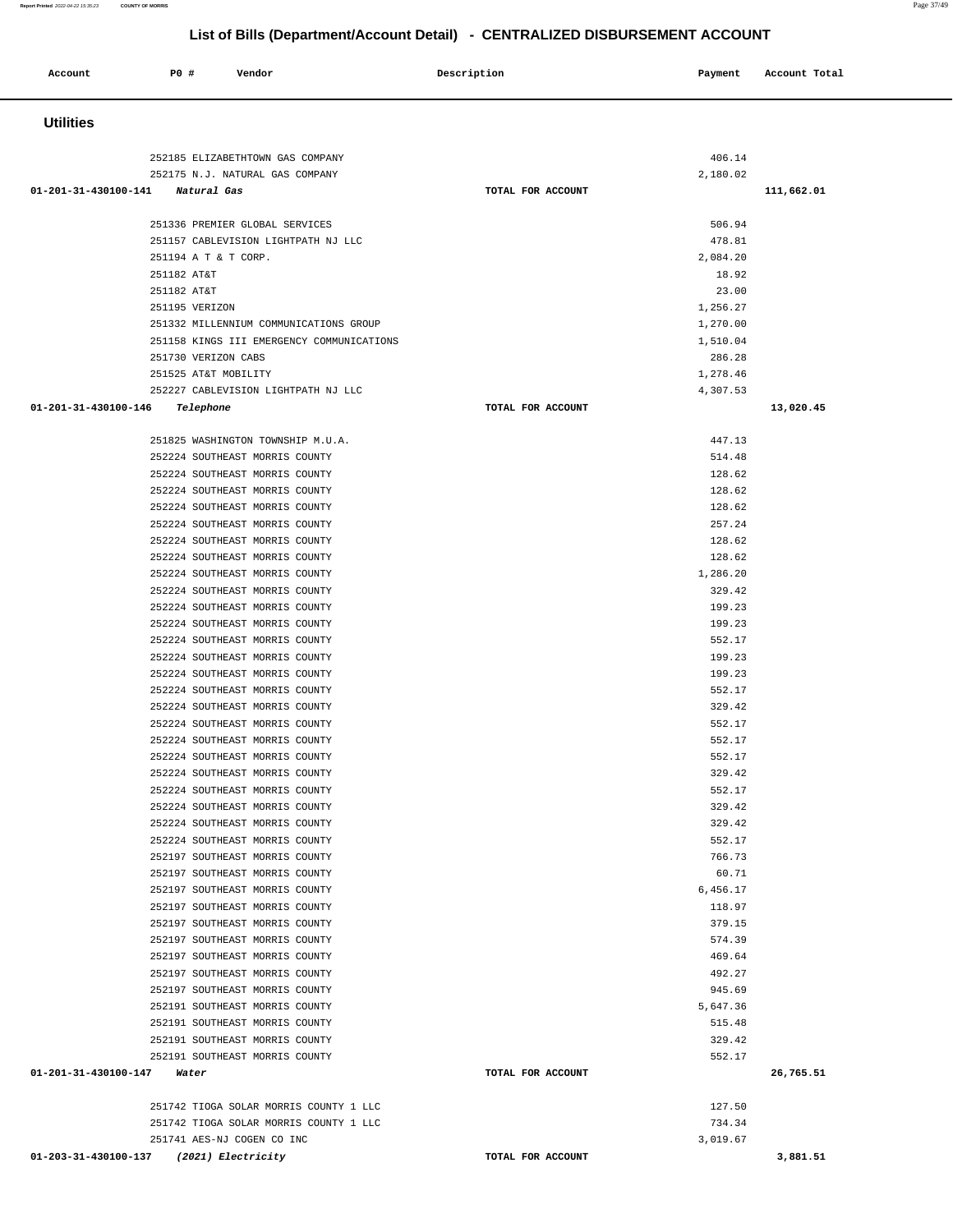# List of Bills (Department/Account Detail) - CENTRALIZED DISBURSEMENT ACCOUNT

| Account | PO # | Vendor | Description | Payment | Account Total |
|---|---|---|---|---|---|

## Utilities

| Account | PO # | Vendor | Description | Payment | Account Total |
|---|---|---|---|---|---|
| | 252185 | ELIZABETHTOWN GAS COMPANY | | 406.14 | |
| | 252175 | N.J. NATURAL GAS COMPANY | | 2,180.02 | |
| **01-201-31-430100-141** | | ***Natural Gas*** | TOTAL FOR ACCOUNT | | **111,662.01** |
| | 251336 | PREMIER GLOBAL SERVICES | | 506.94 | |
| | 251157 | CABLEVISION LIGHTPATH NJ LLC | | 478.81 | |
| | 251194 | A T & T CORP. | | 2,084.20 | |
| | 251182 | AT&T | | 18.92 | |
| | 251182 | AT&T | | 23.00 | |
| | 251195 | VERIZON | | 1,256.27 | |
| | 251332 | MILLENNIUM COMMUNICATIONS GROUP | | 1,270.00 | |
| | 251158 | KINGS III EMERGENCY COMMUNICATIONS | | 1,510.04 | |
| | 251730 | VERIZON CABS | | 286.28 | |
| | 251525 | AT&T MOBILITY | | 1,278.46 | |
| | 252227 | CABLEVISION LIGHTPATH NJ LLC | | 4,307.53 | |
| **01-201-31-430100-146** | | ***Telephone*** | TOTAL FOR ACCOUNT | | **13,020.45** |
| | 251825 | WASHINGTON TOWNSHIP M.U.A. | | 447.13 | |
| | 252224 | SOUTHEAST MORRIS COUNTY | | 514.48 | |
| | 252224 | SOUTHEAST MORRIS COUNTY | | 128.62 | |
| | 252224 | SOUTHEAST MORRIS COUNTY | | 128.62 | |
| | 252224 | SOUTHEAST MORRIS COUNTY | | 128.62 | |
| | 252224 | SOUTHEAST MORRIS COUNTY | | 257.24 | |
| | 252224 | SOUTHEAST MORRIS COUNTY | | 128.62 | |
| | 252224 | SOUTHEAST MORRIS COUNTY | | 128.62 | |
| | 252224 | SOUTHEAST MORRIS COUNTY | | 1,286.20 | |
| | 252224 | SOUTHEAST MORRIS COUNTY | | 329.42 | |
| | 252224 | SOUTHEAST MORRIS COUNTY | | 199.23 | |
| | 252224 | SOUTHEAST MORRIS COUNTY | | 199.23 | |
| | 252224 | SOUTHEAST MORRIS COUNTY | | 552.17 | |
| | 252224 | SOUTHEAST MORRIS COUNTY | | 199.23 | |
| | 252224 | SOUTHEAST MORRIS COUNTY | | 199.23 | |
| | 252224 | SOUTHEAST MORRIS COUNTY | | 552.17 | |
| | 252224 | SOUTHEAST MORRIS COUNTY | | 329.42 | |
| | 252224 | SOUTHEAST MORRIS COUNTY | | 552.17 | |
| | 252224 | SOUTHEAST MORRIS COUNTY | | 552.17 | |
| | 252224 | SOUTHEAST MORRIS COUNTY | | 552.17 | |
| | 252224 | SOUTHEAST MORRIS COUNTY | | 329.42 | |
| | 252224 | SOUTHEAST MORRIS COUNTY | | 552.17 | |
| | 252224 | SOUTHEAST MORRIS COUNTY | | 329.42 | |
| | 252224 | SOUTHEAST MORRIS COUNTY | | 329.42 | |
| | 252224 | SOUTHEAST MORRIS COUNTY | | 552.17 | |
| | 252197 | SOUTHEAST MORRIS COUNTY | | 766.73 | |
| | 252197 | SOUTHEAST MORRIS COUNTY | | 60.71 | |
| | 252197 | SOUTHEAST MORRIS COUNTY | | 6,456.17 | |
| | 252197 | SOUTHEAST MORRIS COUNTY | | 118.97 | |
| | 252197 | SOUTHEAST MORRIS COUNTY | | 379.15 | |
| | 252197 | SOUTHEAST MORRIS COUNTY | | 574.39 | |
| | 252197 | SOUTHEAST MORRIS COUNTY | | 469.64 | |
| | 252197 | SOUTHEAST MORRIS COUNTY | | 492.27 | |
| | 252197 | SOUTHEAST MORRIS COUNTY | | 945.69 | |
| | 252191 | SOUTHEAST MORRIS COUNTY | | 5,647.36 | |
| | 252191 | SOUTHEAST MORRIS COUNTY | | 515.48 | |
| | 252191 | SOUTHEAST MORRIS COUNTY | | 329.42 | |
| | 252191 | SOUTHEAST MORRIS COUNTY | | 552.17 | |
| **01-201-31-430100-147** | | ***Water*** | TOTAL FOR ACCOUNT | | **26,765.51** |
| | 251742 | TIOGA SOLAR MORRIS COUNTY 1 LLC | | 127.50 | |
| | 251742 | TIOGA SOLAR MORRIS COUNTY 1 LLC | | 734.34 | |
| | 251741 | AES-NJ COGEN CO INC | | 3,019.67 | |
| **01-203-31-430100-137** | | ***(2021) Electricity*** | TOTAL FOR ACCOUNT | | **3,881.51** |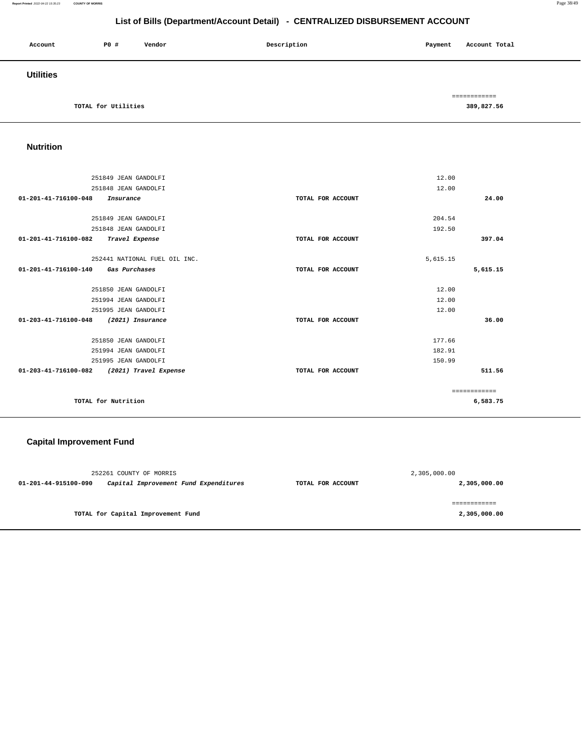# List of Bills (Department/Account Detail) - CENTRALIZED DISBURSEMENT ACCOUNT

| Account | PO # | Vendor | Description | Payment | Account Total |
|---|---|---|---|---|---|

## Utilities

| | | | |
|---|---|---|---|
| TOTAL for Utilities | | | ============ 389,827.56 |

## Nutrition

| Account | PO # Vendor | Description | Payment | Account Total |
|---|---|---|---|---|
| | 251849 JEAN GANDOLFI | | 12.00 | |
| | 251848 JEAN GANDOLFI | | 12.00 | |
| 01-201-41-716100-048 | *Insurance* | TOTAL FOR ACCOUNT | | 24.00 |
| | 251849 JEAN GANDOLFI | | 204.54 | |
| | 251848 JEAN GANDOLFI | | 192.50 | |
| 01-201-41-716100-082 | *Travel Expense* | TOTAL FOR ACCOUNT | | 397.04 |
| | 252441 NATIONAL FUEL OIL INC. | | 5,615.15 | |
| 01-201-41-716100-140 | *Gas Purchases* | TOTAL FOR ACCOUNT | | 5,615.15 |
| | 251850 JEAN GANDOLFI | | 12.00 | |
| | 251994 JEAN GANDOLFI | | 12.00 | |
| | 251995 JEAN GANDOLFI | | 12.00 | |
| 01-203-41-716100-048 | *(2021) Insurance* | TOTAL FOR ACCOUNT | | 36.00 |
| | 251850 JEAN GANDOLFI | | 177.66 | |
| | 251994 JEAN GANDOLFI | | 182.91 | |
| | 251995 JEAN GANDOLFI | | 150.99 | |
| 01-203-41-716100-082 | *(2021) Travel Expense* | TOTAL FOR ACCOUNT | | 511.56 |
| | | | | ============ |
| | TOTAL for Nutrition | | | 6,583.75 |

## Capital Improvement Fund

| Account | PO # Vendor | Description | Payment | Account Total |
|---|---|---|---|---|
| | 252261 COUNTY OF MORRIS | | 2,305,000.00 | |
| 01-201-44-915100-090 | *Capital Improvement Fund Expenditures* | TOTAL FOR ACCOUNT | | 2,305,000.00 |
| | | | | ============ |
| | TOTAL for Capital Improvement Fund | | | 2,305,000.00 |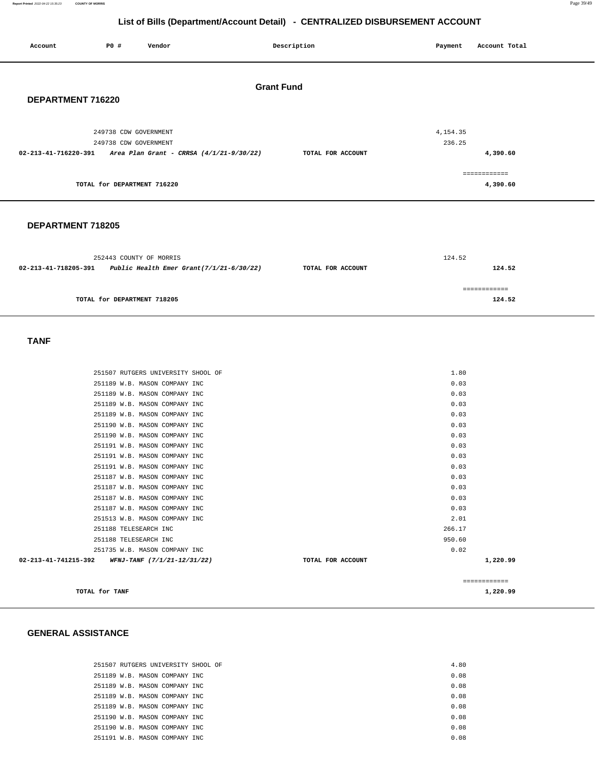## List of Bills (Department/Account Detail) - CENTRALIZED DISBURSEMENT ACCOUNT

| Account | PO # | Vendor | Description | Payment | Account Total |
|---|---|---|---|---|---|

### Grant Fund

### DEPARTMENT 716220

| Account | PO # | Vendor | Description | Payment | Account Total |
|---|---|---|---|---|---|
| | 249738 | CDW GOVERNMENT | | 4,154.35 | |
| | 249738 | CDW GOVERNMENT | | 236.25 | |
| 02-213-41-716220-391 | | *Area Plan Grant - CRRSA (4/1/21-9/30/22)* | TOTAL FOR ACCOUNT | | 4,390.60 |
| | | | | | ============ |
| | | TOTAL for DEPARTMENT 716220 | | | 4,390.60 |

### DEPARTMENT 718205

| Account | PO # | Vendor | Description | Payment | Account Total |
|---|---|---|---|---|---|
| | 252443 | COUNTY OF MORRIS | | 124.52 | |
| 02-213-41-718205-391 | | *Public Health Emer Grant(7/1/21-6/30/22)* | TOTAL FOR ACCOUNT | | 124.52 |
| | | | | | ============ |
| | | TOTAL for DEPARTMENT 718205 | | | 124.52 |

### TANF

| Account | PO # | Vendor | Description | Payment | Account Total |
|---|---|---|---|---|---|
| | 251507 | RUTGERS UNIVERSITY SHOOL OF | | 1.80 | |
| | 251189 | W.B. MASON COMPANY INC | | 0.03 | |
| | 251189 | W.B. MASON COMPANY INC | | 0.03 | |
| | 251189 | W.B. MASON COMPANY INC | | 0.03 | |
| | 251189 | W.B. MASON COMPANY INC | | 0.03 | |
| | 251190 | W.B. MASON COMPANY INC | | 0.03 | |
| | 251190 | W.B. MASON COMPANY INC | | 0.03 | |
| | 251191 | W.B. MASON COMPANY INC | | 0.03 | |
| | 251191 | W.B. MASON COMPANY INC | | 0.03 | |
| | 251191 | W.B. MASON COMPANY INC | | 0.03 | |
| | 251187 | W.B. MASON COMPANY INC | | 0.03 | |
| | 251187 | W.B. MASON COMPANY INC | | 0.03 | |
| | 251187 | W.B. MASON COMPANY INC | | 0.03 | |
| | 251187 | W.B. MASON COMPANY INC | | 0.03 | |
| | 251513 | W.B. MASON COMPANY INC | | 2.01 | |
| | 251188 | TELESEARCH INC | | 266.17 | |
| | 251188 | TELESEARCH INC | | 950.60 | |
| | 251735 | W.B. MASON COMPANY INC | | 0.02 | |
| 02-213-41-741215-392 | | *WFNJ-TANF (7/1/21-12/31/22)* | TOTAL FOR ACCOUNT | | 1,220.99 |
| | | | | | ============ |
| | | TOTAL for TANF | | | 1,220.99 |

### GENERAL ASSISTANCE

| Account | PO # | Vendor | Description | Payment | Account Total |
|---|---|---|---|---|---|
| | 251507 | RUTGERS UNIVERSITY SHOOL OF | | 4.80 | |
| | 251189 | W.B. MASON COMPANY INC | | 0.08 | |
| | 251189 | W.B. MASON COMPANY INC | | 0.08 | |
| | 251189 | W.B. MASON COMPANY INC | | 0.08 | |
| | 251189 | W.B. MASON COMPANY INC | | 0.08 | |
| | 251190 | W.B. MASON COMPANY INC | | 0.08 | |
| | 251190 | W.B. MASON COMPANY INC | | 0.08 | |
| | 251191 | W.B. MASON COMPANY INC | | 0.08 | |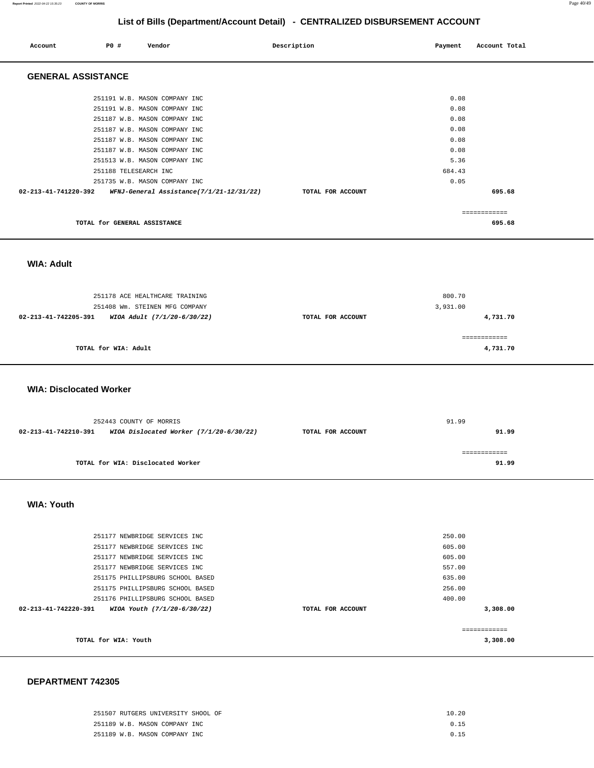# List of Bills (Department/Account Detail) - CENTRALIZED DISBURSEMENT ACCOUNT

| Account | PO # | Vendor | Description | Payment | Account Total |
|---|---|---|---|---|---|

## GENERAL ASSISTANCE

| Account | PO # | Vendor | Description | Payment | Account Total |
|---|---|---|---|---|---|
| | 251191 | W.B. MASON COMPANY INC | | 0.08 | |
| | 251191 | W.B. MASON COMPANY INC | | 0.08 | |
| | 251187 | W.B. MASON COMPANY INC | | 0.08 | |
| | 251187 | W.B. MASON COMPANY INC | | 0.08 | |
| | 251187 | W.B. MASON COMPANY INC | | 0.08 | |
| | 251187 | W.B. MASON COMPANY INC | | 0.08 | |
| | 251513 | W.B. MASON COMPANY INC | | 5.36 | |
| | 251188 | TELESEARCH INC | | 684.43 | |
| | 251735 | W.B. MASON COMPANY INC | | 0.05 | |
| **02-213-41-741220-392** | | ***WFNJ-General Assistance(7/1/21-12/31/22)*** | TOTAL FOR ACCOUNT | | **695.68** |

**TOTAL for GENERAL ASSISTANCE** **695.68**

## WIA: Adult

| Account | PO # | Vendor | Description | Payment | Account Total |
|---|---|---|---|---|---|
| | 251178 | ACE HEALTHCARE TRAINING | | 800.70 | |
| | 251408 | Wm. STEINEN MFG COMPANY | | 3,931.00 | |
| **02-213-41-742205-391** | | ***WIOA Adult (7/1/20-6/30/22)*** | TOTAL FOR ACCOUNT | | **4,731.70** |

**TOTAL for WIA: Adult** **4,731.70**

## WIA: Disclocated Worker

| Account | PO # | Vendor | Description | Payment | Account Total |
|---|---|---|---|---|---|
| | 252443 | COUNTY OF MORRIS | | 91.99 | |
| **02-213-41-742210-391** | | ***WIOA Dislocated Worker (7/1/20-6/30/22)*** | TOTAL FOR ACCOUNT | | **91.99** |

**TOTAL for WIA: Disclocated Worker** **91.99**

## WIA: Youth

| Account | PO # | Vendor | Description | Payment | Account Total |
|---|---|---|---|---|---|
| | 251177 | NEWBRIDGE SERVICES INC | | 250.00 | |
| | 251177 | NEWBRIDGE SERVICES INC | | 605.00 | |
| | 251177 | NEWBRIDGE SERVICES INC | | 605.00 | |
| | 251177 | NEWBRIDGE SERVICES INC | | 557.00 | |
| | 251175 | PHILLIPSBURG SCHOOL BASED | | 635.00 | |
| | 251175 | PHILLIPSBURG SCHOOL BASED | | 256.00 | |
| | 251176 | PHILLIPSBURG SCHOOL BASED | | 400.00 | |
| **02-213-41-742220-391** | | ***WIOA Youth (7/1/20-6/30/22)*** | TOTAL FOR ACCOUNT | | **3,308.00** |

**TOTAL for WIA: Youth** **3,308.00**

## DEPARTMENT 742305

| Account | PO # | Vendor | Description | Payment | Account Total |
|---|---|---|---|---|---|
| | 251507 | RUTGERS UNIVERSITY SHOOL OF | | 10.20 | |
| | 251189 | W.B. MASON COMPANY INC | | 0.15 | |
| | 251189 | W.B. MASON COMPANY INC | | 0.15 | |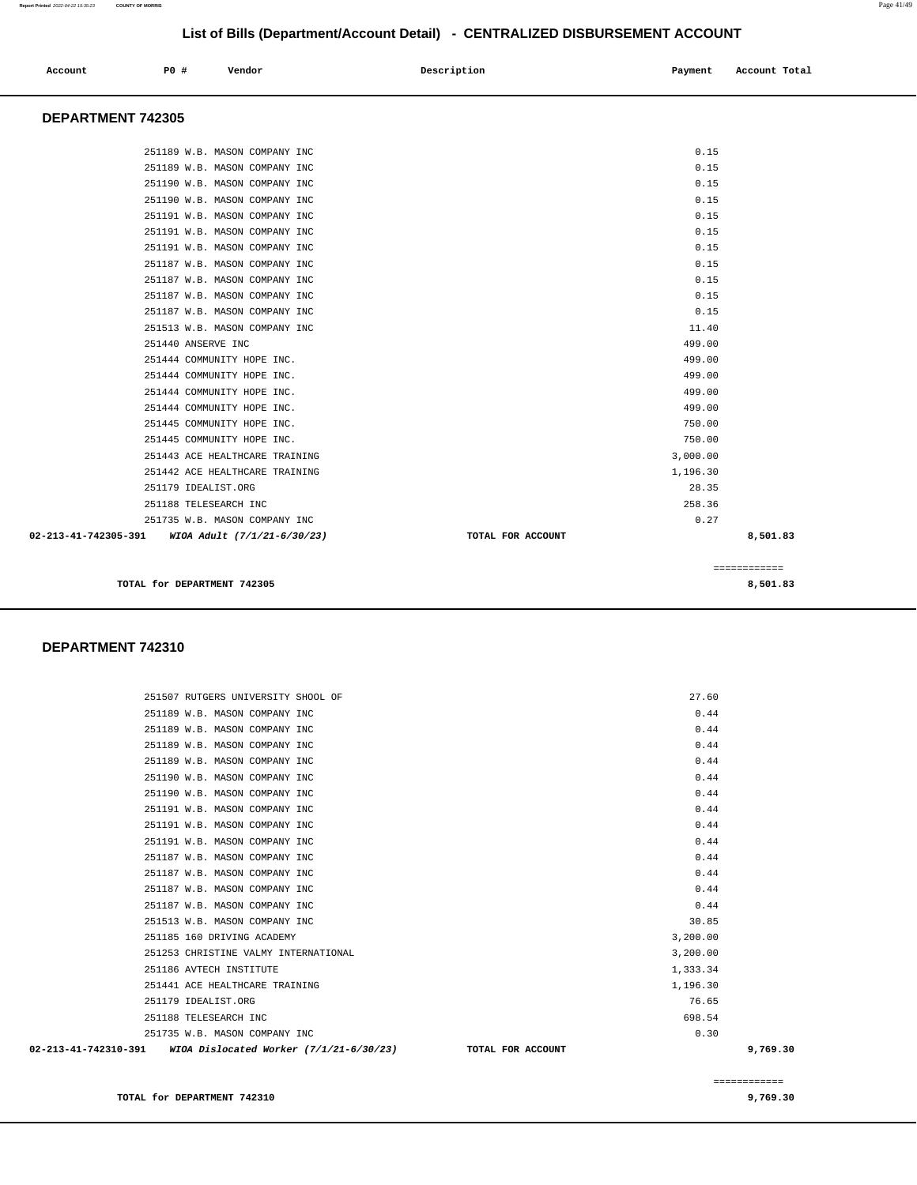## List of Bills (Department/Account Detail) - CENTRALIZED DISBURSEMENT ACCOUNT

| Account | PO # | Vendor | Description | Payment | Account Total |
|---|---|---|---|---|---|

### DEPARTMENT 742305

| Account | PO # | Vendor | Description | Payment | Account Total |
|---|---|---|---|---|---|
| | 251189 | W.B. MASON COMPANY INC | | 0.15 | |
| | 251189 | W.B. MASON COMPANY INC | | 0.15 | |
| | 251190 | W.B. MASON COMPANY INC | | 0.15 | |
| | 251190 | W.B. MASON COMPANY INC | | 0.15 | |
| | 251191 | W.B. MASON COMPANY INC | | 0.15 | |
| | 251191 | W.B. MASON COMPANY INC | | 0.15 | |
| | 251191 | W.B. MASON COMPANY INC | | 0.15 | |
| | 251187 | W.B. MASON COMPANY INC | | 0.15 | |
| | 251187 | W.B. MASON COMPANY INC | | 0.15 | |
| | 251187 | W.B. MASON COMPANY INC | | 0.15 | |
| | 251187 | W.B. MASON COMPANY INC | | 0.15 | |
| | 251513 | W.B. MASON COMPANY INC | | 11.40 | |
| | 251440 | ANSERVE INC | | 499.00 | |
| | 251444 | COMMUNITY HOPE INC. | | 499.00 | |
| | 251444 | COMMUNITY HOPE INC. | | 499.00 | |
| | 251444 | COMMUNITY HOPE INC. | | 499.00 | |
| | 251444 | COMMUNITY HOPE INC. | | 499.00 | |
| | 251445 | COMMUNITY HOPE INC. | | 750.00 | |
| | 251445 | COMMUNITY HOPE INC. | | 750.00 | |
| | 251443 | ACE HEALTHCARE TRAINING | | 3,000.00 | |
| | 251442 | ACE HEALTHCARE TRAINING | | 1,196.30 | |
| | 251179 | IDEALIST.ORG | | 28.35 | |
| | 251188 | TELESEARCH INC | | 258.36 | |
| | 251735 | W.B. MASON COMPANY INC | | 0.27 | |
| **02-213-41-742305-391** | | ***WIOA Adult (7/1/21-6/30/23)*** | **TOTAL FOR ACCOUNT** | | **8,501.83** |

**TOTAL for DEPARTMENT 742305** ============ **8,501.83**

### DEPARTMENT 742310

| Account | PO # | Vendor | Description | Payment | Account Total |
|---|---|---|---|---|---|
| | 251507 | RUTGERS UNIVERSITY SHOOL OF | | 27.60 | |
| | 251189 | W.B. MASON COMPANY INC | | 0.44 | |
| | 251189 | W.B. MASON COMPANY INC | | 0.44 | |
| | 251189 | W.B. MASON COMPANY INC | | 0.44 | |
| | 251189 | W.B. MASON COMPANY INC | | 0.44 | |
| | 251190 | W.B. MASON COMPANY INC | | 0.44 | |
| | 251190 | W.B. MASON COMPANY INC | | 0.44 | |
| | 251191 | W.B. MASON COMPANY INC | | 0.44 | |
| | 251191 | W.B. MASON COMPANY INC | | 0.44 | |
| | 251191 | W.B. MASON COMPANY INC | | 0.44 | |
| | 251187 | W.B. MASON COMPANY INC | | 0.44 | |
| | 251187 | W.B. MASON COMPANY INC | | 0.44 | |
| | 251187 | W.B. MASON COMPANY INC | | 0.44 | |
| | 251187 | W.B. MASON COMPANY INC | | 0.44 | |
| | 251513 | W.B. MASON COMPANY INC | | 30.85 | |
| | 251185 | 160 DRIVING ACADEMY | | 3,200.00 | |
| | 251253 | CHRISTINE VALMY INTERNATIONAL | | 3,200.00 | |
| | 251186 | AVTECH INSTITUTE | | 1,333.34 | |
| | 251441 | ACE HEALTHCARE TRAINING | | 1,196.30 | |
| | 251179 | IDEALIST.ORG | | 76.65 | |
| | 251188 | TELESEARCH INC | | 698.54 | |
| | 251735 | W.B. MASON COMPANY INC | | 0.30 | |
| **02-213-41-742310-391** | | ***WIOA Dislocated Worker (7/1/21-6/30/23)*** | **TOTAL FOR ACCOUNT** | | **9,769.30** |

**TOTAL for DEPARTMENT 742310** ============ **9,769.30**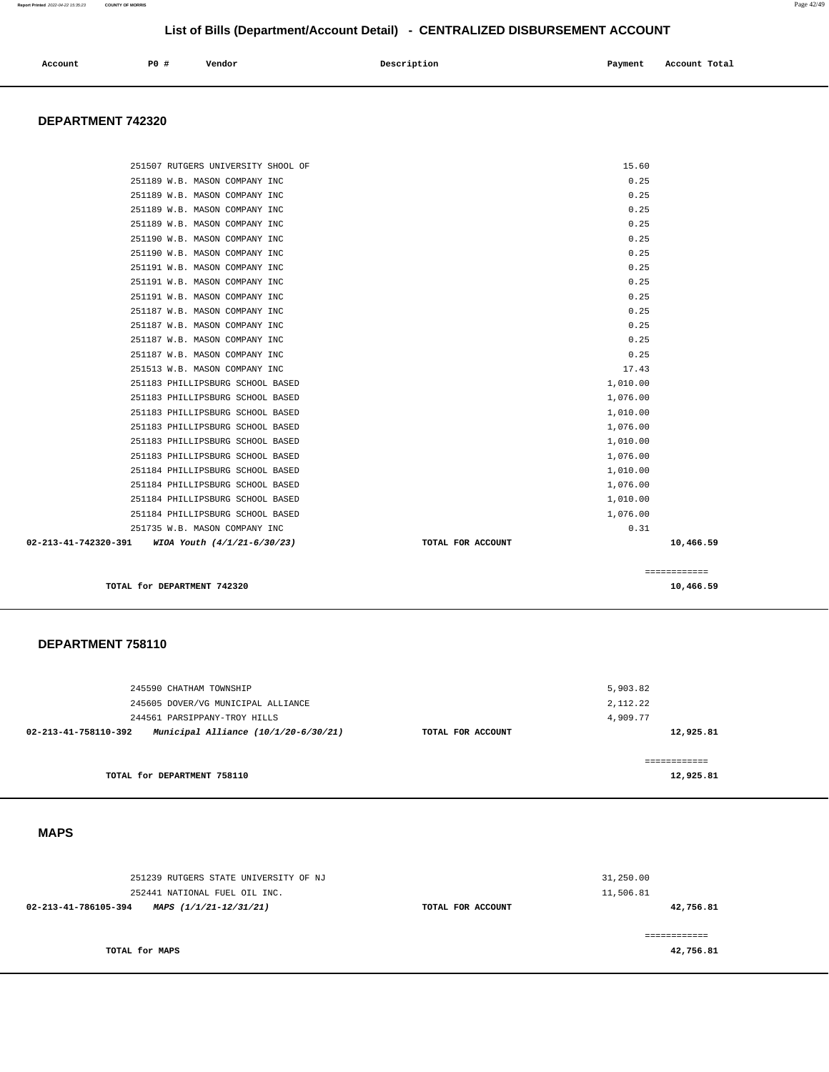## List of Bills (Department/Account Detail) - CENTRALIZED DISBURSEMENT ACCOUNT

| Account | PO # | Vendor | Description | Payment | Account Total |
|---|---|---|---|---|---|

### DEPARTMENT 742320

| Account | PO # | Vendor | Description | Payment | Account Total |
|---|---|---|---|---|---|
| | 251507 | RUTGERS UNIVERSITY SHOOL OF | | 15.60 | |
| | 251189 | W.B. MASON COMPANY INC | | 0.25 | |
| | 251189 | W.B. MASON COMPANY INC | | 0.25 | |
| | 251189 | W.B. MASON COMPANY INC | | 0.25 | |
| | 251189 | W.B. MASON COMPANY INC | | 0.25 | |
| | 251190 | W.B. MASON COMPANY INC | | 0.25 | |
| | 251190 | W.B. MASON COMPANY INC | | 0.25 | |
| | 251191 | W.B. MASON COMPANY INC | | 0.25 | |
| | 251191 | W.B. MASON COMPANY INC | | 0.25 | |
| | 251191 | W.B. MASON COMPANY INC | | 0.25 | |
| | 251187 | W.B. MASON COMPANY INC | | 0.25 | |
| | 251187 | W.B. MASON COMPANY INC | | 0.25 | |
| | 251187 | W.B. MASON COMPANY INC | | 0.25 | |
| | 251187 | W.B. MASON COMPANY INC | | 0.25 | |
| | 251513 | W.B. MASON COMPANY INC | | 17.43 | |
| | 251183 | PHILLIPSBURG SCHOOL BASED | | 1,010.00 | |
| | 251183 | PHILLIPSBURG SCHOOL BASED | | 1,076.00 | |
| | 251183 | PHILLIPSBURG SCHOOL BASED | | 1,010.00 | |
| | 251183 | PHILLIPSBURG SCHOOL BASED | | 1,076.00 | |
| | 251183 | PHILLIPSBURG SCHOOL BASED | | 1,010.00 | |
| | 251183 | PHILLIPSBURG SCHOOL BASED | | 1,076.00 | |
| | 251184 | PHILLIPSBURG SCHOOL BASED | | 1,010.00 | |
| | 251184 | PHILLIPSBURG SCHOOL BASED | | 1,076.00 | |
| | 251184 | PHILLIPSBURG SCHOOL BASED | | 1,010.00 | |
| | 251184 | PHILLIPSBURG SCHOOL BASED | | 1,076.00 | |
| | 251735 | W.B. MASON COMPANY INC | | 0.31 | |
| **02-213-41-742320-391** | ***WIOA Youth (4/1/21-6/30/23)*** | | **TOTAL FOR ACCOUNT** | | **10,466.59** |

============

**TOTAL for DEPARTMENT 742320** **10,466.59**

### DEPARTMENT 758110

| Account | PO # | Vendor | Description | Payment | Account Total |
|---|---|---|---|---|---|
| | 245590 | CHATHAM TOWNSHIP | | 5,903.82 | |
| | 245605 | DOVER/VG MUNICIPAL ALLIANCE | | 2,112.22 | |
| | 244561 | PARSIPPANY-TROY HILLS | | 4,909.77 | |
| **02-213-41-758110-392** | ***Municipal Alliance (10/1/20-6/30/21)*** | | **TOTAL FOR ACCOUNT** | | **12,925.81** |

============

**TOTAL for DEPARTMENT 758110** **12,925.81**

### MAPS

| Account | PO # | Vendor | Description | Payment | Account Total |
|---|---|---|---|---|---|
| | 251239 | RUTGERS STATE UNIVERSITY OF NJ | | 31,250.00 | |
| | 252441 | NATIONAL FUEL OIL INC. | | 11,506.81 | |
| **02-213-41-786105-394** | ***MAPS (1/1/21-12/31/21)*** | | **TOTAL FOR ACCOUNT** | | **42,756.81** |

============

**TOTAL for MAPS** **42,756.81**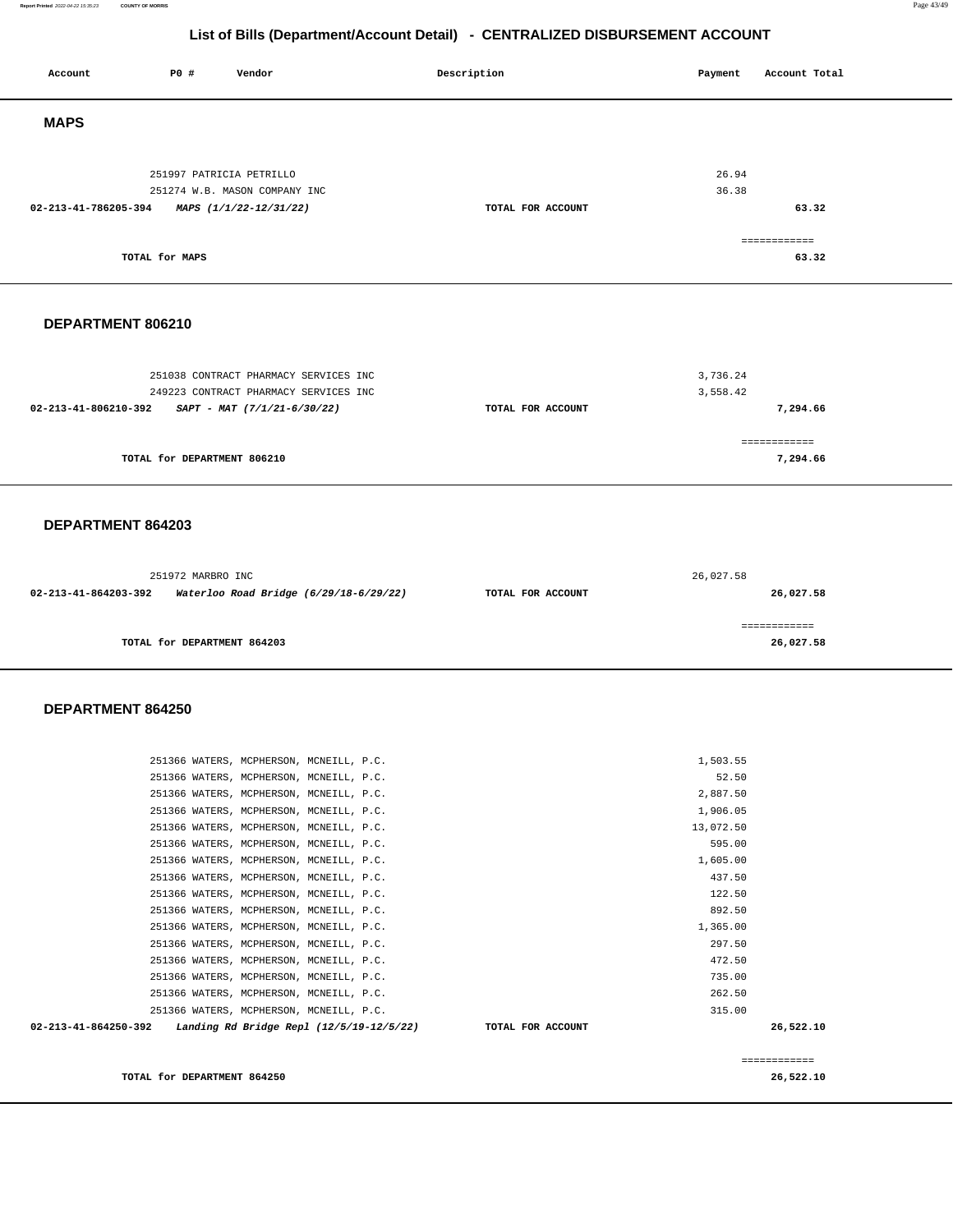# List of Bills (Department/Account Detail) - CENTRALIZED DISBURSEMENT ACCOUNT

| Account | PO # | Vendor | Description | Payment | Account Total |
|---|---|---|---|---|---|

## MAPS

| Account | PO # | Vendor | Description | Payment | Account Total |
|---|---|---|---|---|---|
| | 251997 | PATRICIA PETRILLO | | 26.94 | |
| | 251274 | W.B. MASON COMPANY INC | | 36.38 | |
| 02-213-41-786205-394 | | *MAPS (1/1/22-12/31/22)* | TOTAL FOR ACCOUNT | | 63.32 |
| | | | | | ============ |
| | TOTAL for MAPS | | | | 63.32 |

## DEPARTMENT 806210

| Account | PO # | Vendor | Description | Payment | Account Total |
|---|---|---|---|---|---|
| | 251038 | CONTRACT PHARMACY SERVICES INC | | 3,736.24 | |
| | 249223 | CONTRACT PHARMACY SERVICES INC | | 3,558.42 | |
| 02-213-41-806210-392 | | *SAPT - MAT (7/1/21-6/30/22)* | TOTAL FOR ACCOUNT | | 7,294.66 |
| | | | | | ============ |
| | TOTAL for DEPARTMENT 806210 | | | | 7,294.66 |

## DEPARTMENT 864203

| Account | PO # | Vendor | Description | Payment | Account Total |
|---|---|---|---|---|---|
| | 251972 | MARBRO INC | | 26,027.58 | |
| 02-213-41-864203-392 | | *Waterloo Road Bridge (6/29/18-6/29/22)* | TOTAL FOR ACCOUNT | | 26,027.58 |
| | | | | | ============ |
| | TOTAL for DEPARTMENT 864203 | | | | 26,027.58 |

## DEPARTMENT 864250

| Account | PO # | Vendor | Description | Payment | Account Total |
|---|---|---|---|---|---|
| | 251366 | WATERS, MCPHERSON, MCNEILL, P.C. | | 1,503.55 | |
| | 251366 | WATERS, MCPHERSON, MCNEILL, P.C. | | 52.50 | |
| | 251366 | WATERS, MCPHERSON, MCNEILL, P.C. | | 2,887.50 | |
| | 251366 | WATERS, MCPHERSON, MCNEILL, P.C. | | 1,906.05 | |
| | 251366 | WATERS, MCPHERSON, MCNEILL, P.C. | | 13,072.50 | |
| | 251366 | WATERS, MCPHERSON, MCNEILL, P.C. | | 595.00 | |
| | 251366 | WATERS, MCPHERSON, MCNEILL, P.C. | | 1,605.00 | |
| | 251366 | WATERS, MCPHERSON, MCNEILL, P.C. | | 437.50 | |
| | 251366 | WATERS, MCPHERSON, MCNEILL, P.C. | | 122.50 | |
| | 251366 | WATERS, MCPHERSON, MCNEILL, P.C. | | 892.50 | |
| | 251366 | WATERS, MCPHERSON, MCNEILL, P.C. | | 1,365.00 | |
| | 251366 | WATERS, MCPHERSON, MCNEILL, P.C. | | 297.50 | |
| | 251366 | WATERS, MCPHERSON, MCNEILL, P.C. | | 472.50 | |
| | 251366 | WATERS, MCPHERSON, MCNEILL, P.C. | | 735.00 | |
| | 251366 | WATERS, MCPHERSON, MCNEILL, P.C. | | 262.50 | |
| | 251366 | WATERS, MCPHERSON, MCNEILL, P.C. | | 315.00 | |
| 02-213-41-864250-392 | | *Landing Rd Bridge Repl (12/5/19-12/5/22)* | TOTAL FOR ACCOUNT | | 26,522.10 |
| | | | | | ============ |
| | TOTAL for DEPARTMENT 864250 | | | | 26,522.10 |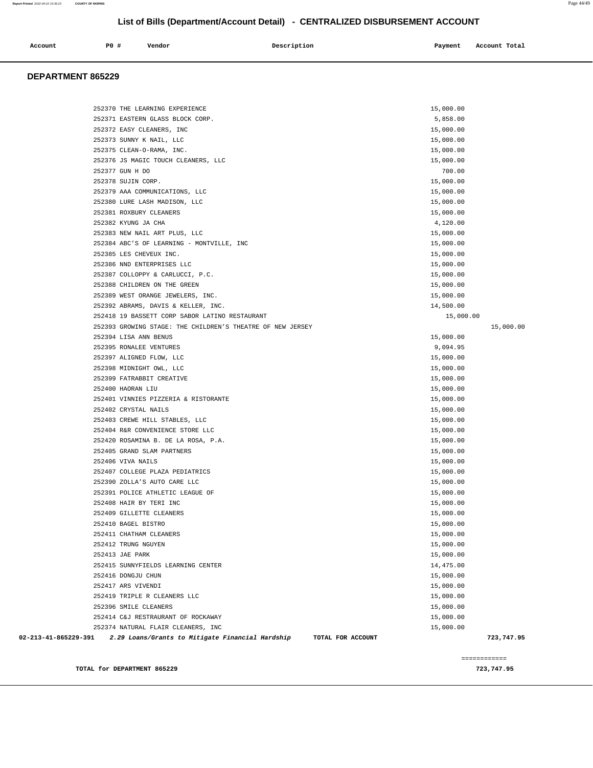## List of Bills (Department/Account Detail) - CENTRALIZED DISBURSEMENT ACCOUNT

| Account | PO # | Vendor | Description | Payment | Account Total |
|---|---|---|---|---|---|

### DEPARTMENT 865229

| Account | PO # | Vendor | Description | Payment | Account Total |
|---|---|---|---|---|---|
| | 252370 | THE LEARNING EXPERIENCE | | 15,000.00 | |
| | 252371 | EASTERN GLASS BLOCK CORP. | | 5,858.00 | |
| | 252372 | EASY CLEANERS, INC | | 15,000.00 | |
| | 252373 | SUNNY K NAIL, LLC | | 15,000.00 | |
| | 252375 | CLEAN-O-RAMA, INC. | | 15,000.00 | |
| | 252376 | JS MAGIC TOUCH CLEANERS, LLC | | 15,000.00 | |
| | 252377 | GUN H DO | | 700.00 | |
| | 252378 | SUJIN CORP. | | 15,000.00 | |
| | 252379 | AAA COMMUNICATIONS, LLC | | 15,000.00 | |
| | 252380 | LURE LASH MADISON, LLC | | 15,000.00 | |
| | 252381 | ROXBURY CLEANERS | | 15,000.00 | |
| | 252382 | KYUNG JA CHA | | 4,120.00 | |
| | 252383 | NEW NAIL ART PLUS, LLC | | 15,000.00 | |
| | 252384 | ABC'S OF LEARNING - MONTVILLE, INC | | 15,000.00 | |
| | 252385 | LES CHEVEUX INC. | | 15,000.00 | |
| | 252386 | NND ENTERPRISES LLC | | 15,000.00 | |
| | 252387 | COLLOPPY & CARLUCCI, P.C. | | 15,000.00 | |
| | 252388 | CHILDREN ON THE GREEN | | 15,000.00 | |
| | 252389 | WEST ORANGE JEWELERS, INC. | | 15,000.00 | |
| | 252392 | ABRAMS, DAVIS & KELLER, INC. | | 14,500.00 | |
| | 252418 | 19 BASSETT CORP SABOR LATINO RESTAURANT | | 15,000.00 | |
| | 252393 | GROWING STAGE: THE CHILDREN'S THEATRE OF NEW JERSEY | | | 15,000.00 |
| | 252394 | LISA ANN BENUS | | 15,000.00 | |
| | 252395 | RONALEE VENTURES | | 9,094.95 | |
| | 252397 | ALIGNED FLOW, LLC | | 15,000.00 | |
| | 252398 | MIDNIGHT OWL, LLC | | 15,000.00 | |
| | 252399 | FATRABBIT CREATIVE | | 15,000.00 | |
| | 252400 | HAORAN LIU | | 15,000.00 | |
| | 252401 | VINNIES PIZZERIA & RISTORANTE | | 15,000.00 | |
| | 252402 | CRYSTAL NAILS | | 15,000.00 | |
| | 252403 | CREWE HILL STABLES, LLC | | 15,000.00 | |
| | 252404 | R&R CONVENIENCE STORE LLC | | 15,000.00 | |
| | 252420 | ROSAMINA B. DE LA ROSA, P.A. | | 15,000.00 | |
| | 252405 | GRAND SLAM PARTNERS | | 15,000.00 | |
| | 252406 | VIVA NAILS | | 15,000.00 | |
| | 252407 | COLLEGE PLAZA PEDIATRICS | | 15,000.00 | |
| | 252390 | ZOLLA'S AUTO CARE LLC | | 15,000.00 | |
| | 252391 | POLICE ATHLETIC LEAGUE OF | | 15,000.00 | |
| | 252408 | HAIR BY TERI INC | | 15,000.00 | |
| | 252409 | GILLETTE CLEANERS | | 15,000.00 | |
| | 252410 | BAGEL BISTRO | | 15,000.00 | |
| | 252411 | CHATHAM CLEANERS | | 15,000.00 | |
| | 252412 | TRUNG NGUYEN | | 15,000.00 | |
| | 252413 | JAE PARK | | 15,000.00 | |
| | 252415 | SUNNYFIELDS LEARNING CENTER | | 14,475.00 | |
| | 252416 | DONGJU CHUN | | 15,000.00 | |
| | 252417 | ARS VIVENDI | | 15,000.00 | |
| | 252419 | TRIPLE R CLEANERS LLC | | 15,000.00 | |
| | 252396 | SMILE CLEANERS | | 15,000.00 | |
| | 252414 | C&J RESTRAURANT OF ROCKAWAY | | 15,000.00 | |
| | 252374 | NATURAL FLAIR CLEANERS, INC | | 15,000.00 | |
| **02-213-41-865229-391** | | ***2.29 Loans/Grants to Mitigate Financial Hardship*** | **TOTAL FOR ACCOUNT** | | **723,747.95** |

============

**TOTAL for DEPARTMENT 865229** **723,747.95**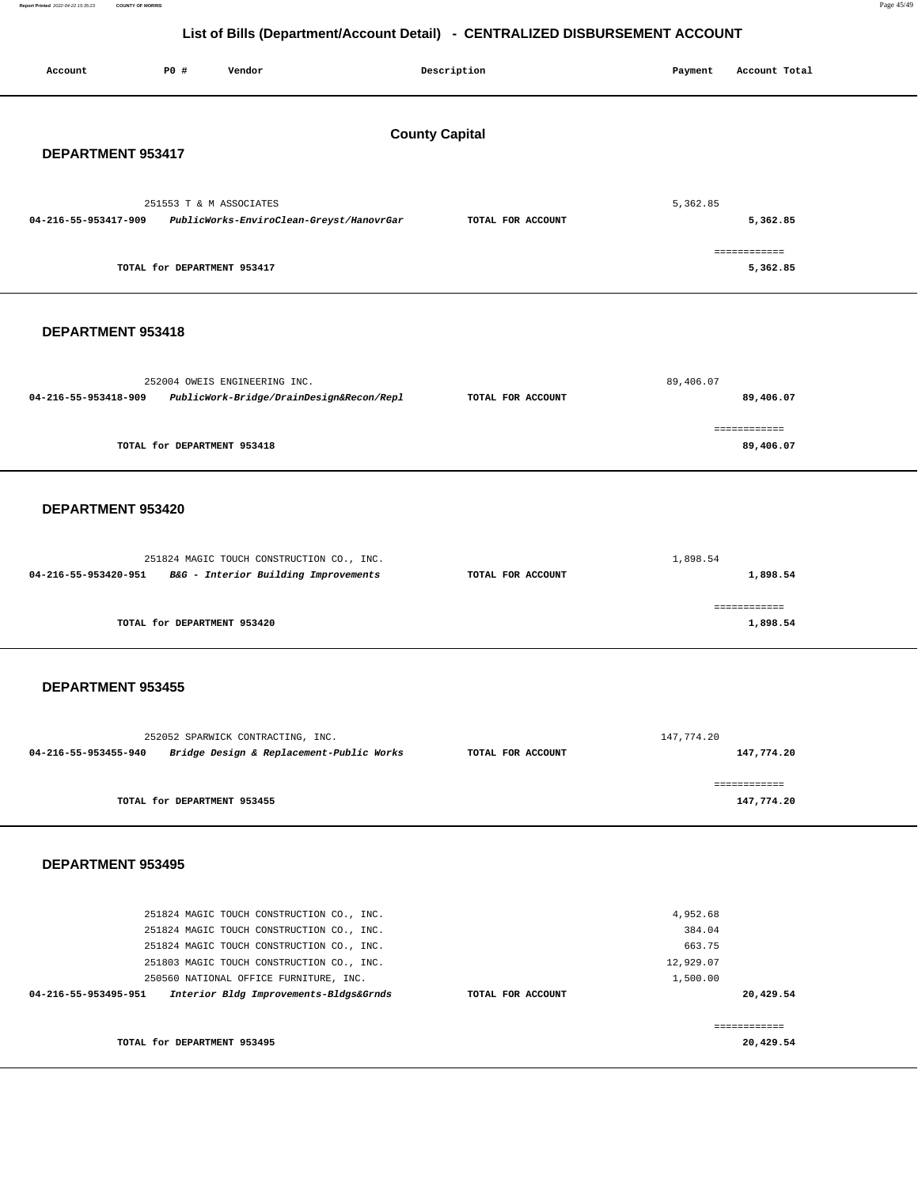# List of Bills (Department/Account Detail) - CENTRALIZED DISBURSEMENT ACCOUNT

| Account | PO # | Vendor | Description | Payment | Account Total |
|---|---|---|---|---|---|

## County Capital

### DEPARTMENT 953417

| Account | PO # | Vendor | Description | Payment | Account Total |
|---|---|---|---|---|---|
| | 251553 | T & M ASSOCIATES | | 5,362.85 | |
| 04-216-55-953417-909 | | *PublicWorks-EnviroClean-Greyst/HanovrGar* | TOTAL FOR ACCOUNT | | 5,362.85 |
| | | TOTAL for DEPARTMENT 953417 | | | 5,362.85 |

### DEPARTMENT 953418

| Account | PO # | Vendor | Description | Payment | Account Total |
|---|---|---|---|---|---|
| | 252004 | OWEIS ENGINEERING INC. | | 89,406.07 | |
| 04-216-55-953418-909 | | *PublicWork-Bridge/DrainDesign&Recon/Repl* | TOTAL FOR ACCOUNT | | 89,406.07 |
| | | TOTAL for DEPARTMENT 953418 | | | 89,406.07 |

### DEPARTMENT 953420

| Account | PO # | Vendor | Description | Payment | Account Total |
|---|---|---|---|---|---|
| | 251824 | MAGIC TOUCH CONSTRUCTION CO., INC. | | 1,898.54 | |
| 04-216-55-953420-951 | | *B&G - Interior Building Improvements* | TOTAL FOR ACCOUNT | | 1,898.54 |
| | | TOTAL for DEPARTMENT 953420 | | | 1,898.54 |

### DEPARTMENT 953455

| Account | PO # | Vendor | Description | Payment | Account Total |
|---|---|---|---|---|---|
| | 252052 | SPARWICK CONTRACTING, INC. | | 147,774.20 | |
| 04-216-55-953455-940 | | *Bridge Design & Replacement-Public Works* | TOTAL FOR ACCOUNT | | 147,774.20 |
| | | TOTAL for DEPARTMENT 953455 | | | 147,774.20 |

### DEPARTMENT 953495

| Account | PO # | Vendor | Description | Payment | Account Total |
|---|---|---|---|---|---|
| | 251824 | MAGIC TOUCH CONSTRUCTION CO., INC. | | 4,952.68 | |
| | 251824 | MAGIC TOUCH CONSTRUCTION CO., INC. | | 384.04 | |
| | 251824 | MAGIC TOUCH CONSTRUCTION CO., INC. | | 663.75 | |
| | 251803 | MAGIC TOUCH CONSTRUCTION CO., INC. | | 12,929.07 | |
| | 250560 | NATIONAL OFFICE FURNITURE, INC. | | 1,500.00 | |
| 04-216-55-953495-951 | | *Interior Bldg Improvements-Bldgs&Grnds* | TOTAL FOR ACCOUNT | | 20,429.54 |
| | | TOTAL for DEPARTMENT 953495 | | | 20,429.54 |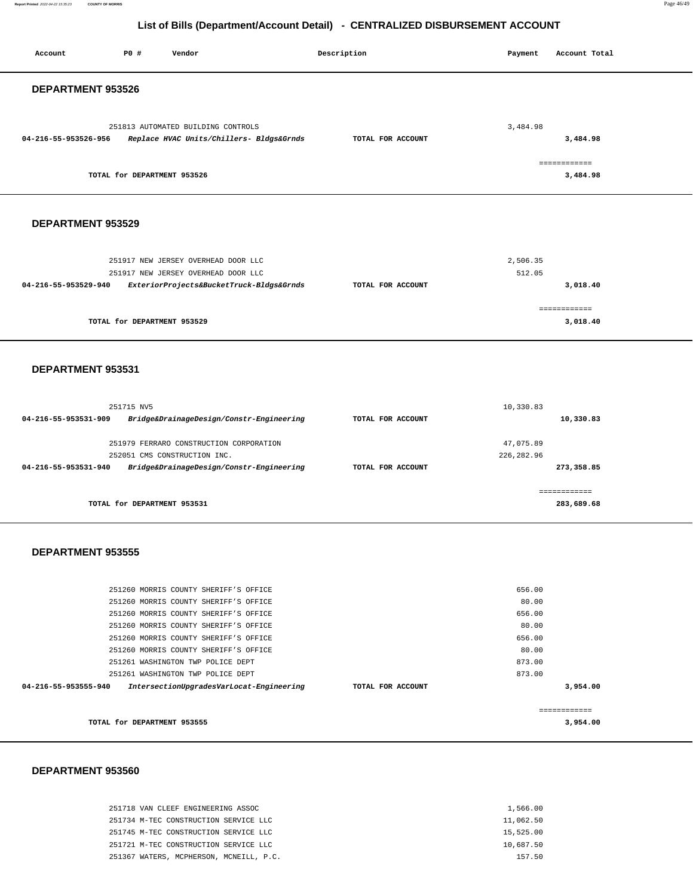## List of Bills (Department/Account Detail) - CENTRALIZED DISBURSEMENT ACCOUNT

| Account | PO # | Vendor | Description | Payment | Account Total |
|---|---|---|---|---|---|

### DEPARTMENT 953526

| Account | PO # | Vendor | Description | Payment | Account Total |
|---|---|---|---|---|---|
| | 251813 | AUTOMATED BUILDING CONTROLS | | 3,484.98 | |
| 04-216-55-953526-956 | | *Replace HVAC Units/Chillers- Bldgs&Grnds* | TOTAL FOR ACCOUNT | | 3,484.98 |
| | | | | | ============ |
| | | TOTAL for DEPARTMENT 953526 | | | 3,484.98 |

### DEPARTMENT 953529

| Account | PO # | Vendor | Description | Payment | Account Total |
|---|---|---|---|---|---|
| | 251917 | NEW JERSEY OVERHEAD DOOR LLC | | 2,506.35 | |
| | 251917 | NEW JERSEY OVERHEAD DOOR LLC | | 512.05 | |
| 04-216-55-953529-940 | | *ExteriorProjects&BucketTruck-Bldgs&Grnds* | TOTAL FOR ACCOUNT | | 3,018.40 |
| | | | | | ============ |
| | | TOTAL for DEPARTMENT 953529 | | | 3,018.40 |

### DEPARTMENT 953531

| Account | PO # | Vendor | Description | Payment | Account Total |
|---|---|---|---|---|---|
| | 251715 | NV5 | | 10,330.83 | |
| 04-216-55-953531-909 | | *BridgeDrainageDesign/Constr-Engineering* | TOTAL FOR ACCOUNT | | 10,330.83 |
| | 251979 | FERRARO CONSTRUCTION CORPORATION | | 47,075.89 | |
| | 252051 | CMS CONSTRUCTION INC. | | 226,282.96 | |
| 04-216-55-953531-940 | | *Bridge&DrainageDesign/Constr-Engineering* | TOTAL FOR ACCOUNT | | 273,358.85 |
| | | | | | ============ |
| | | TOTAL for DEPARTMENT 953531 | | | 283,689.68 |

### DEPARTMENT 953555

| Account | PO # | Vendor | Description | Payment | Account Total |
|---|---|---|---|---|---|
| | 251260 | MORRIS COUNTY SHERIFF'S OFFICE | | 656.00 | |
| | 251260 | MORRIS COUNTY SHERIFF'S OFFICE | | 80.00 | |
| | 251260 | MORRIS COUNTY SHERIFF'S OFFICE | | 656.00 | |
| | 251260 | MORRIS COUNTY SHERIFF'S OFFICE | | 80.00 | |
| | 251260 | MORRIS COUNTY SHERIFF'S OFFICE | | 656.00 | |
| | 251260 | MORRIS COUNTY SHERIFF'S OFFICE | | 80.00 | |
| | 251261 | WASHINGTON TWP POLICE DEPT | | 873.00 | |
| | 251261 | WASHINGTON TWP POLICE DEPT | | 873.00 | |
| 04-216-55-953555-940 | | *IntersectionUpgradesVarLocat-Engineering* | TOTAL FOR ACCOUNT | | 3,954.00 |
| | | | | | ============ |
| | | TOTAL for DEPARTMENT 953555 | | | 3,954.00 |

### DEPARTMENT 953560

| Account | PO # | Vendor | Description | Payment | Account Total |
|---|---|---|---|---|---|
| | 251718 | VAN CLEEF ENGINEERING ASSOC | | 1,566.00 | |
| | 251734 | M-TEC CONSTRUCTION SERVICE LLC | | 11,062.50 | |
| | 251745 | M-TEC CONSTRUCTION SERVICE LLC | | 15,525.00 | |
| | 251721 | M-TEC CONSTRUCTION SERVICE LLC | | 10,687.50 | |
| | 251367 | WATERS, MCPHERSON, MCNEILL, P.C. | | 157.50 | |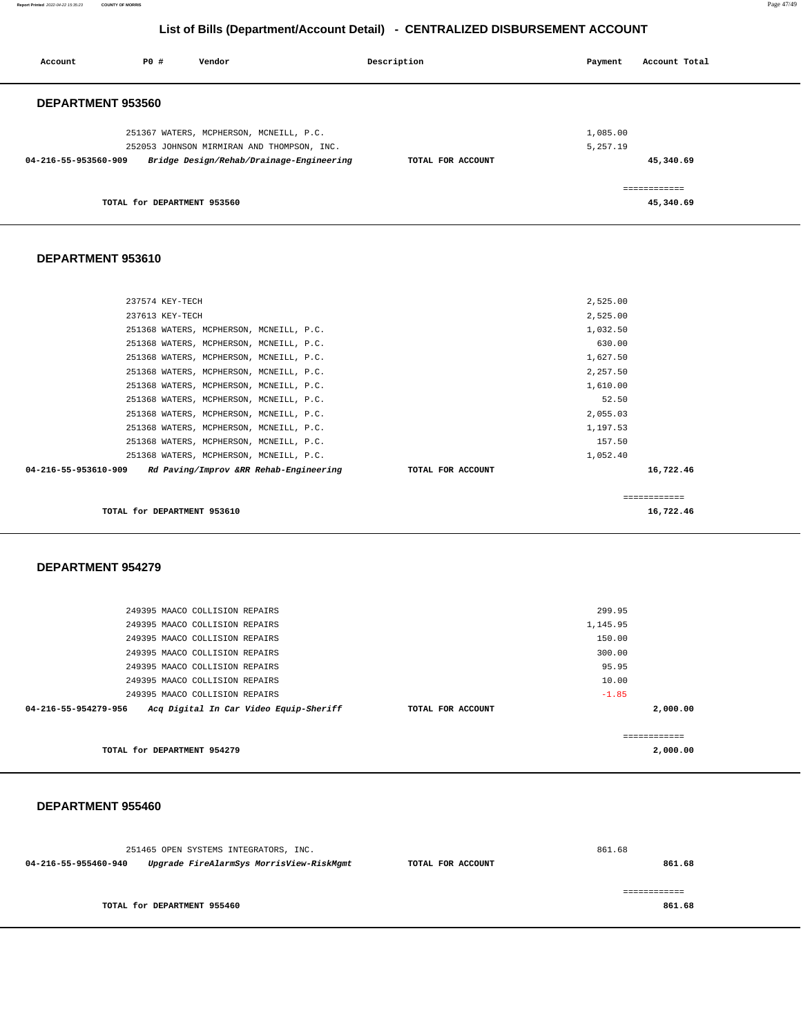# List of Bills (Department/Account Detail) - CENTRALIZED DISBURSEMENT ACCOUNT

| Account | PO # | Vendor | Description | Payment | Account Total |
|---|---|---|---|---|---|

## DEPARTMENT 953560

| Account | PO # | Vendor | Description | Payment | Account Total |
|---|---|---|---|---|---|
| | 251367 | WATERS, MCPHERSON, MCNEILL, P.C. | | 1,085.00 | |
| | 252053 | JOHNSON MIRMIRAN AND THOMPSON, INC. | | 5,257.19 | |
| **04-216-55-953560-909** | | ***Bridge Design/Rehab/Drainage-Engineering*** | **TOTAL FOR ACCOUNT** | | **45,340.69** |
| | | | | | ============ |
| | | **TOTAL for DEPARTMENT 953560** | | | **45,340.69** |

## DEPARTMENT 953610

| Account | PO # | Vendor | Description | Payment | Account Total |
|---|---|---|---|---|---|
| | 237574 | KEY-TECH | | 2,525.00 | |
| | 237613 | KEY-TECH | | 2,525.00 | |
| | 251368 | WATERS, MCPHERSON, MCNEILL, P.C. | | 1,032.50 | |
| | 251368 | WATERS, MCPHERSON, MCNEILL, P.C. | | 630.00 | |
| | 251368 | WATERS, MCPHERSON, MCNEILL, P.C. | | 1,627.50 | |
| | 251368 | WATERS, MCPHERSON, MCNEILL, P.C. | | 2,257.50 | |
| | 251368 | WATERS, MCPHERSON, MCNEILL, P.C. | | 1,610.00 | |
| | 251368 | WATERS, MCPHERSON, MCNEILL, P.C. | | 52.50 | |
| | 251368 | WATERS, MCPHERSON, MCNEILL, P.C. | | 2,055.03 | |
| | 251368 | WATERS, MCPHERSON, MCNEILL, P.C. | | 1,197.53 | |
| | 251368 | WATERS, MCPHERSON, MCNEILL, P.C. | | 157.50 | |
| | 251368 | WATERS, MCPHERSON, MCNEILL, P.C. | | 1,052.40 | |
| **04-216-55-953610-909** | | ***Rd Paving/Improv &RR Rehab-Engineering*** | **TOTAL FOR ACCOUNT** | | **16,722.46** |
| | | | | | ============ |
| | | **TOTAL for DEPARTMENT 953610** | | | **16,722.46** |

## DEPARTMENT 954279

| Account | PO # | Vendor | Description | Payment | Account Total |
|---|---|---|---|---|---|
| | 249395 | MAACO COLLISION REPAIRS | | 299.95 | |
| | 249395 | MAACO COLLISION REPAIRS | | 1,145.95 | |
| | 249395 | MAACO COLLISION REPAIRS | | 150.00 | |
| | 249395 | MAACO COLLISION REPAIRS | | 300.00 | |
| | 249395 | MAACO COLLISION REPAIRS | | 95.95 | |
| | 249395 | MAACO COLLISION REPAIRS | | 10.00 | |
| | 249395 | MAACO COLLISION REPAIRS | | -1.85 | |
| **04-216-55-954279-956** | | ***Acq Digital In Car Video Equip-Sheriff*** | **TOTAL FOR ACCOUNT** | | **2,000.00** |
| | | | | | ============ |
| | | **TOTAL for DEPARTMENT 954279** | | | **2,000.00** |

## DEPARTMENT 955460

| Account | PO # | Vendor | Description | Payment | Account Total |
|---|---|---|---|---|---|
| | 251465 | OPEN SYSTEMS INTEGRATORS, INC. | | 861.68 | |
| **04-216-55-955460-940** | | ***Upgrade FireAlarmSys MorrisView-RiskMgmt*** | **TOTAL FOR ACCOUNT** | | **861.68** |
| | | | | | ============ |
| | | **TOTAL for DEPARTMENT 955460** | | | **861.68** |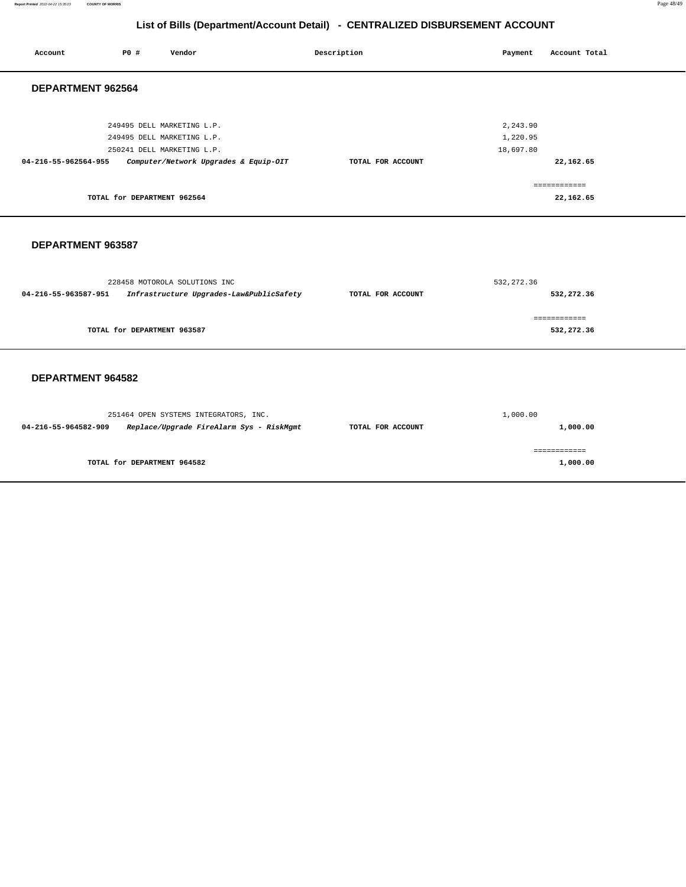# List of Bills (Department/Account Detail) - CENTRALIZED DISBURSEMENT ACCOUNT

| Account | PO # | Vendor | Description | Payment | Account Total |
|---|---|---|---|---|---|

## DEPARTMENT 962564

| Account | PO # | Vendor | Description | Payment | Account Total |
|---|---|---|---|---|---|
| | 249495 | DELL MARKETING L.P. | | 2,243.90 | |
| | 249495 | DELL MARKETING L.P. | | 1,220.95 | |
| | 250241 | DELL MARKETING L.P. | | 18,697.80 | |
| **04-216-55-962564-955** | | ***Computer/Network Upgrades & Equip-OIT*** | **TOTAL FOR ACCOUNT** | | **22,162.65** |

============

**TOTAL for DEPARTMENT 962564** **22,162.65**

## DEPARTMENT 963587

| Account | PO # | Vendor | Description | Payment | Account Total |
|---|---|---|---|---|---|
| | 228458 | MOTOROLA SOLUTIONS INC | | 532,272.36 | |
| **04-216-55-963587-951** | | ***Infrastructure Upgrades-Law&PublicSafety*** | **TOTAL FOR ACCOUNT** | | **532,272.36** |

============

**TOTAL for DEPARTMENT 963587** **532,272.36**

## DEPARTMENT 964582

| Account | PO # | Vendor | Description | Payment | Account Total |
|---|---|---|---|---|---|
| | 251464 | OPEN SYSTEMS INTEGRATORS, INC. | | 1,000.00 | |
| **04-216-55-964582-909** | | ***Replace/Upgrade FireAlarm Sys - RiskMgmt*** | **TOTAL FOR ACCOUNT** | | **1,000.00** |

============

**TOTAL for DEPARTMENT 964582** **1,000.00**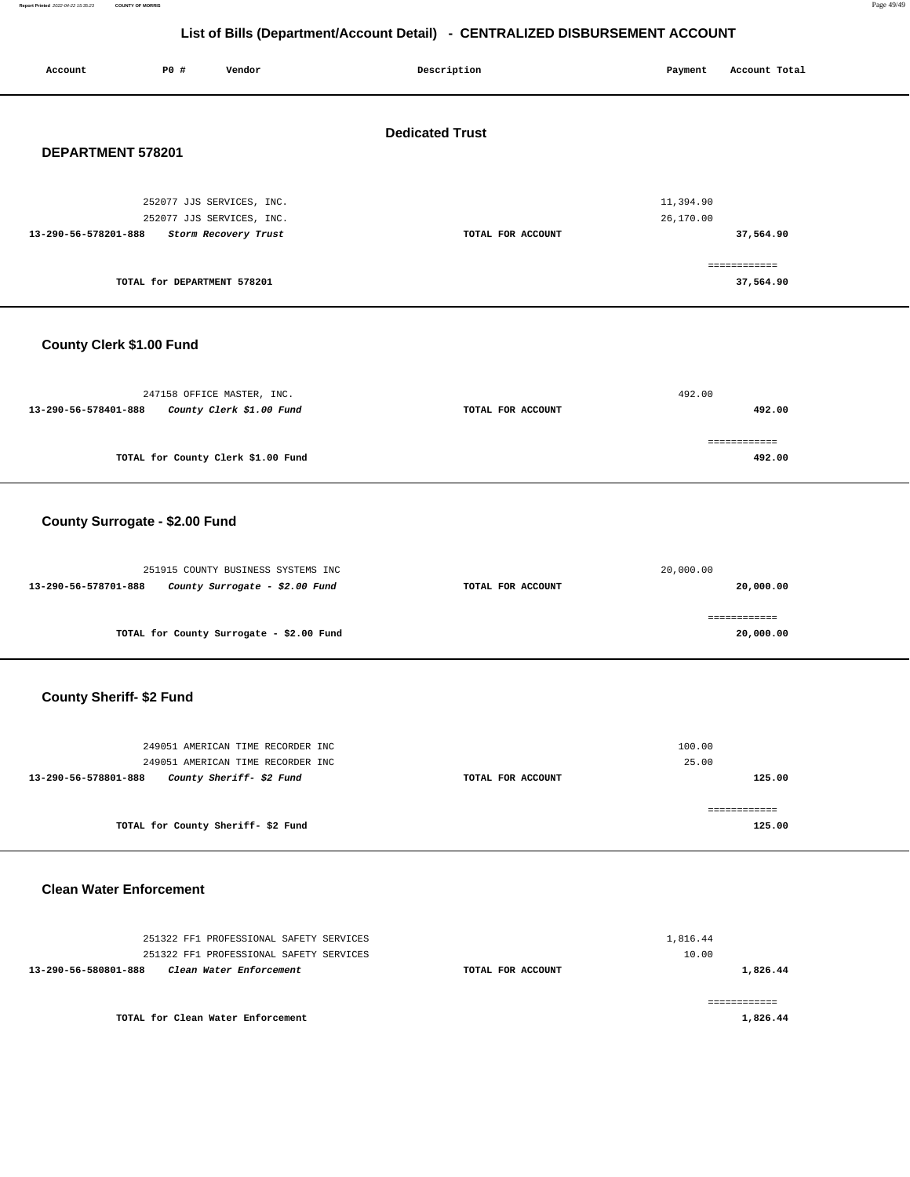# List of Bills (Department/Account Detail) - CENTRALIZED DISBURSEMENT ACCOUNT

| Account | PO # | Vendor | Description | Payment | Account Total |
|---|---|---|---|---|---|

## Dedicated Trust

### DEPARTMENT 578201

| Account | PO # | Vendor | Description | Payment | Account Total |
|---|---|---|---|---|---|
| | 252077 | JJS SERVICES, INC. | | 11,394.90 | |
| | 252077 | JJS SERVICES, INC. | | 26,170.00 | |
| 13-290-56-578201-888 | | *Storm Recovery Trust* | TOTAL FOR ACCOUNT | | 37,564.90 |

TOTAL for DEPARTMENT 578201 — ============ **37,564.90**

### County Clerk $1.00 Fund

| Account | PO # | Vendor | Description | Payment | Account Total |
|---|---|---|---|---|---|
| | 247158 | OFFICE MASTER, INC. | | 492.00 | |
| 13-290-56-578401-888 | | *County Clerk $1.00 Fund* | TOTAL FOR ACCOUNT | | 492.00 |

TOTAL for County Clerk $1.00 Fund — ============ **492.00**

### County Surrogate - $2.00 Fund

| Account | PO # | Vendor | Description | Payment | Account Total |
|---|---|---|---|---|---|
| | 251915 | COUNTY BUSINESS SYSTEMS INC | | 20,000.00 | |
| 13-290-56-578701-888 | | *County Surrogate - $2.00 Fund* | TOTAL FOR ACCOUNT | | 20,000.00 |

TOTAL for County Surrogate - $2.00 Fund — ============ **20,000.00**

### County Sheriff- $2 Fund

| Account | PO # | Vendor | Description | Payment | Account Total |
|---|---|---|---|---|---|
| | 249051 | AMERICAN TIME RECORDER INC | | 100.00 | |
| | 249051 | AMERICAN TIME RECORDER INC | | 25.00 | |
| 13-290-56-578801-888 | | *County Sheriff- $2 Fund* | TOTAL FOR ACCOUNT | | 125.00 |

TOTAL for County Sheriff- $2 Fund — ============ **125.00**

### Clean Water Enforcement

| Account | PO # | Vendor | Description | Payment | Account Total |
|---|---|---|---|---|---|
| | 251322 | FF1 PROFESSIONAL SAFETY SERVICES | | 1,816.44 | |
| | 251322 | FF1 PROFESSIONAL SAFETY SERVICES | | 10.00 | |
| 13-290-56-580801-888 | | *Clean Water Enforcement* | TOTAL FOR ACCOUNT | | 1,826.44 |

TOTAL for Clean Water Enforcement — ============ **1,826.44**